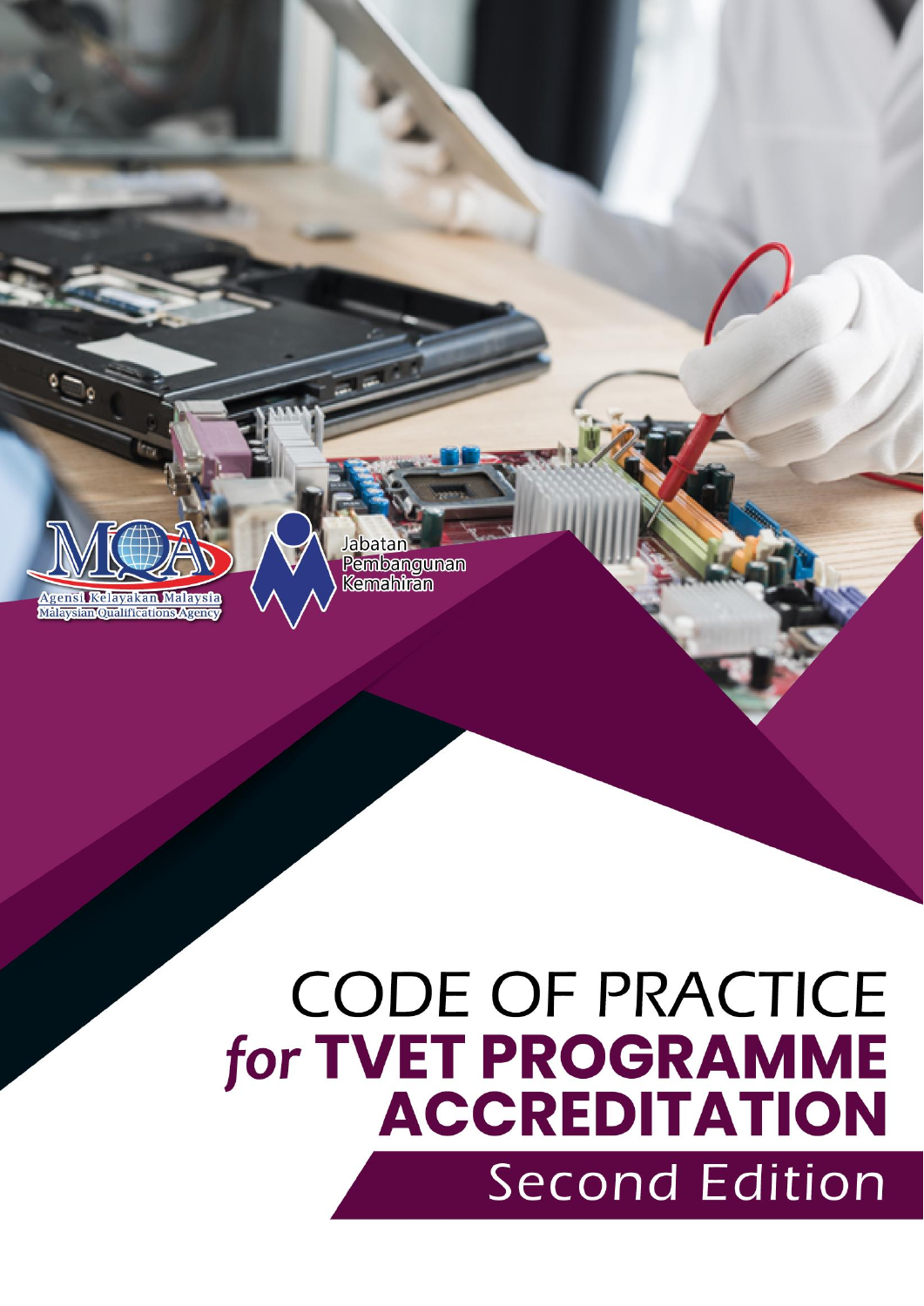Agensi Kelayakan Malaysia
Malaysian Qualifications Agency

Jabatan Pembangunan Kemahiran

# CODE OF PRACTICE *for* TVET PROGRAMME ACCREDITATION

## Second Edition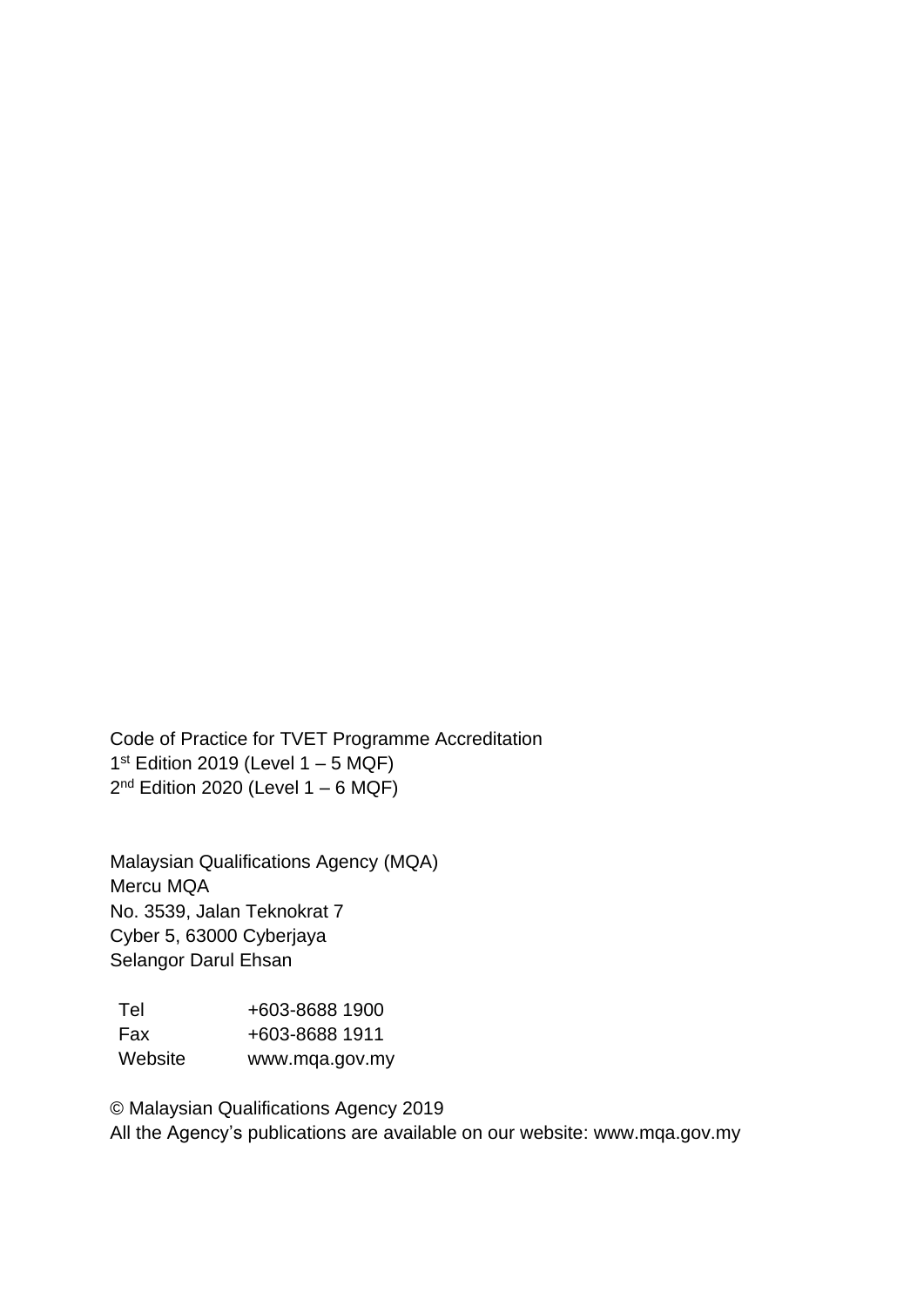Code of Practice for TVET Programme Accreditation
1st Edition 2019 (Level 1 – 5 MQF)
2nd Edition 2020 (Level 1 – 6 MQF)

Malaysian Qualifications Agency (MQA)
Mercu MQA
No. 3539, Jalan Teknokrat 7
Cyber 5, 63000 Cyberjaya
Selangor Darul Ehsan

| | |
|---|---|
| Tel | +603-8688 1900 |
| Fax | +603-8688 1911 |
| Website | www.mqa.gov.my |

© Malaysian Qualifications Agency 2019
All the Agency's publications are available on our website: www.mqa.gov.my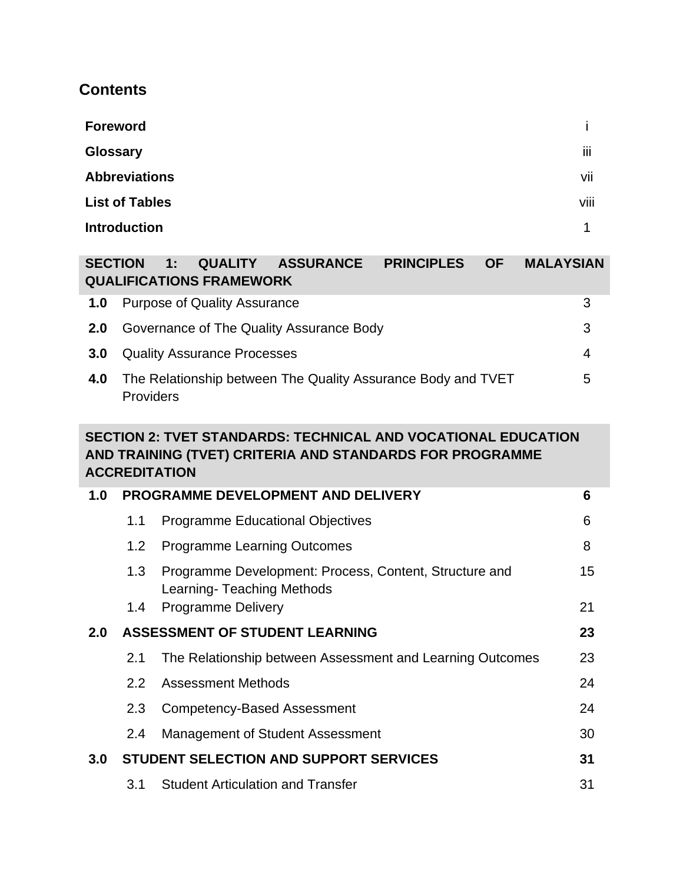## Contents

| | | |
|---|---|---|
| **Foreword** | | i |
| **Glossary** | | iii |
| **Abbreviations** | | vii |
| **List of Tables** | | viii |
| **Introduction** | | 1 |

| | | |
|---|---|---|
| **SECTION 1: QUALITY ASSURANCE PRINCIPLES OF MALAYSIAN QUALIFICATIONS FRAMEWORK** | | |
| **1.0** | Purpose of Quality Assurance | 3 |
| **2.0** | Governance of The Quality Assurance Body | 3 |
| **3.0** | Quality Assurance Processes | 4 |
| **4.0** | The Relationship between The Quality Assurance Body and TVET Providers | 5 |

| | | | |
|---|---|---|---|
| **SECTION 2: TVET STANDARDS: TECHNICAL AND VOCATIONAL EDUCATION AND TRAINING (TVET) CRITERIA AND STANDARDS FOR PROGRAMME ACCREDITATION** | | | |
| **1.0** | **PROGRAMME DEVELOPMENT AND DELIVERY** | | **6** |
| | 1.1 | Programme Educational Objectives | 6 |
| | 1.2 | Programme Learning Outcomes | 8 |
| | 1.3 | Programme Development: Process, Content, Structure and Learning- Teaching Methods | 15 |
| | 1.4 | Programme Delivery | 21 |
| **2.0** | **ASSESSMENT OF STUDENT LEARNING** | | **23** |
| | 2.1 | The Relationship between Assessment and Learning Outcomes | 23 |
| | 2.2 | Assessment Methods | 24 |
| | 2.3 | Competency-Based Assessment | 24 |
| | 2.4 | Management of Student Assessment | 30 |
| **3.0** | **STUDENT SELECTION AND SUPPORT SERVICES** | | **31** |
| | 3.1 | Student Articulation and Transfer | 31 |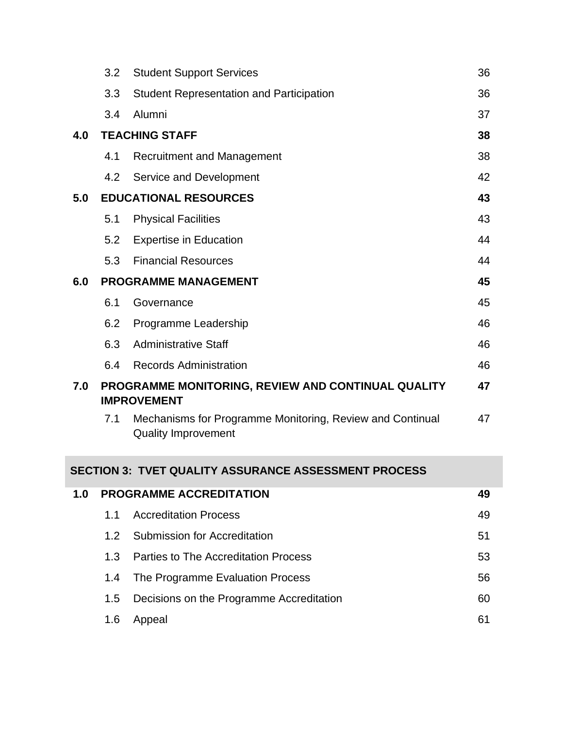| | | | |
|---|---|---|---|
| | 3.2 | Student Support Services | 36 |
| | 3.3 | Student Representation and Participation | 36 |
| | 3.4 | Alumni | 37 |
| **4.0** | **TEACHING STAFF** | | **38** |
| | 4.1 | Recruitment and Management | 38 |
| | 4.2 | Service and Development | 42 |
| **5.0** | **EDUCATIONAL RESOURCES** | | **43** |
| | 5.1 | Physical Facilities | 43 |
| | 5.2 | Expertise in Education | 44 |
| | 5.3 | Financial Resources | 44 |
| **6.0** | **PROGRAMME MANAGEMENT** | | **45** |
| | 6.1 | Governance | 45 |
| | 6.2 | Programme Leadership | 46 |
| | 6.3 | Administrative Staff | 46 |
| | 6.4 | Records Administration | 46 |
| **7.0** | **PROGRAMME MONITORING, REVIEW AND CONTINUAL QUALITY IMPROVEMENT** | | **47** |
| | 7.1 | Mechanisms for Programme Monitoring, Review and Continual Quality Improvement | 47 |

## SECTION 3: TVET QUALITY ASSURANCE ASSESSMENT PROCESS

| | | | |
|---|---|---|---|
| **1.0** | **PROGRAMME ACCREDITATION** | | **49** |
| | 1.1 | Accreditation Process | 49 |
| | 1.2 | Submission for Accreditation | 51 |
| | 1.3 | Parties to The Accreditation Process | 53 |
| | 1.4 | The Programme Evaluation Process | 56 |
| | 1.5 | Decisions on the Programme Accreditation | 60 |
| | 1.6 | Appeal | 61 |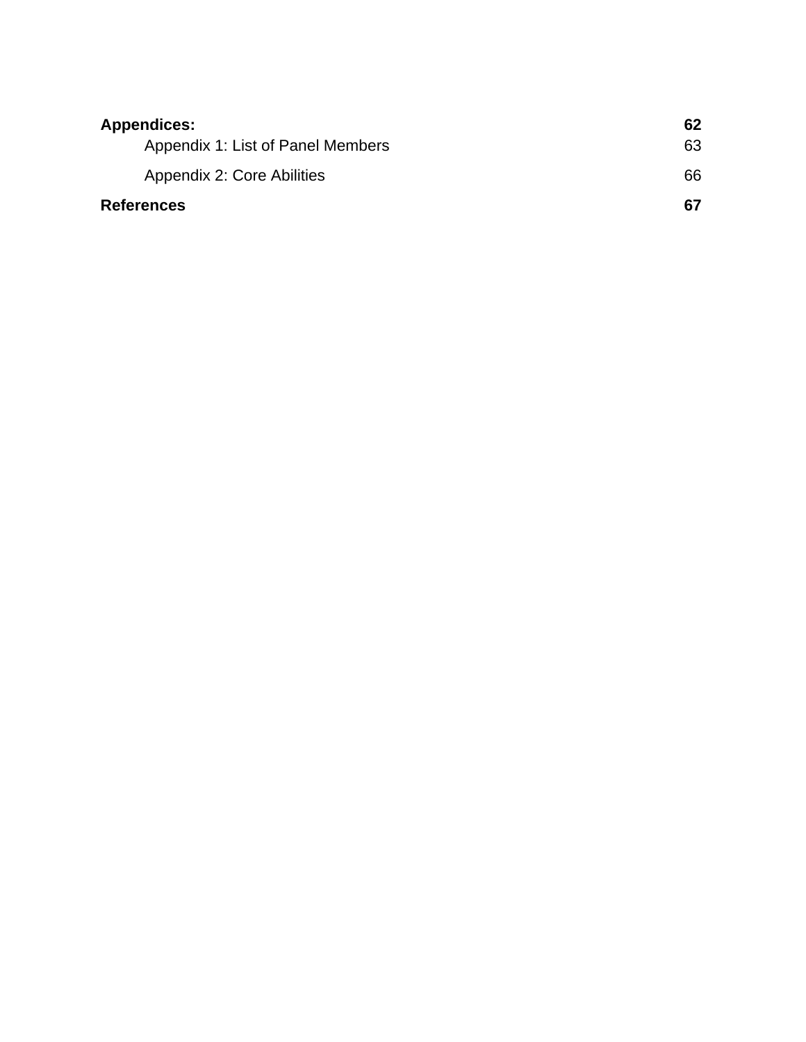**Appendices:** **62**

Appendix 1: List of Panel Members 63

Appendix 2: Core Abilities 66

**References** **67**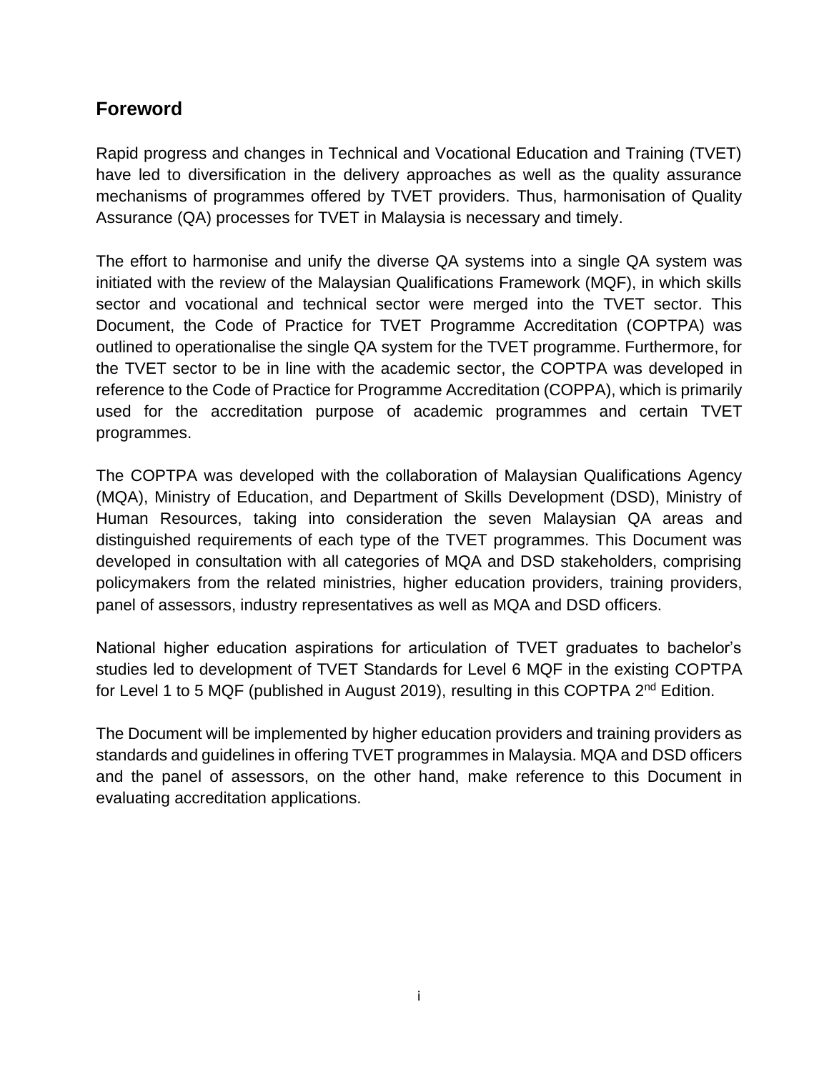## Foreword

Rapid progress and changes in Technical and Vocational Education and Training (TVET) have led to diversification in the delivery approaches as well as the quality assurance mechanisms of programmes offered by TVET providers. Thus, harmonisation of Quality Assurance (QA) processes for TVET in Malaysia is necessary and timely.

The effort to harmonise and unify the diverse QA systems into a single QA system was initiated with the review of the Malaysian Qualifications Framework (MQF), in which skills sector and vocational and technical sector were merged into the TVET sector. This Document, the Code of Practice for TVET Programme Accreditation (COPTPA) was outlined to operationalise the single QA system for the TVET programme. Furthermore, for the TVET sector to be in line with the academic sector, the COPTPA was developed in reference to the Code of Practice for Programme Accreditation (COPPA), which is primarily used for the accreditation purpose of academic programmes and certain TVET programmes.

The COPTPA was developed with the collaboration of Malaysian Qualifications Agency (MQA), Ministry of Education, and Department of Skills Development (DSD), Ministry of Human Resources, taking into consideration the seven Malaysian QA areas and distinguished requirements of each type of the TVET programmes. This Document was developed in consultation with all categories of MQA and DSD stakeholders, comprising policymakers from the related ministries, higher education providers, training providers, panel of assessors, industry representatives as well as MQA and DSD officers.

National higher education aspirations for articulation of TVET graduates to bachelor's studies led to development of TVET Standards for Level 6 MQF in the existing COPTPA for Level 1 to 5 MQF (published in August 2019), resulting in this COPTPA 2nd Edition.

The Document will be implemented by higher education providers and training providers as standards and guidelines in offering TVET programmes in Malaysia. MQA and DSD officers and the panel of assessors, on the other hand, make reference to this Document in evaluating accreditation applications.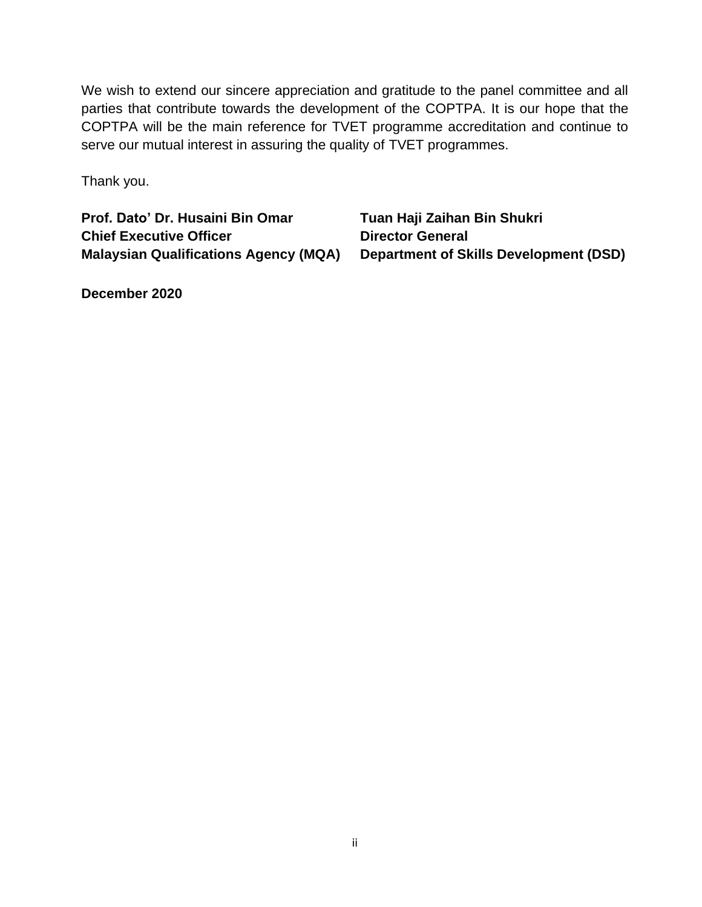We wish to extend our sincere appreciation and gratitude to the panel committee and all parties that contribute towards the development of the COPTPA. It is our hope that the COPTPA will be the main reference for TVET programme accreditation and continue to serve our mutual interest in assuring the quality of TVET programmes.

Thank you.

**Prof. Dato' Dr. Husaini Bin Omar**
**Chief Executive Officer**
**Malaysian Qualifications Agency (MQA)**

**Tuan Haji Zaihan Bin Shukri**
**Director General**
**Department of Skills Development (DSD)**

**December 2020**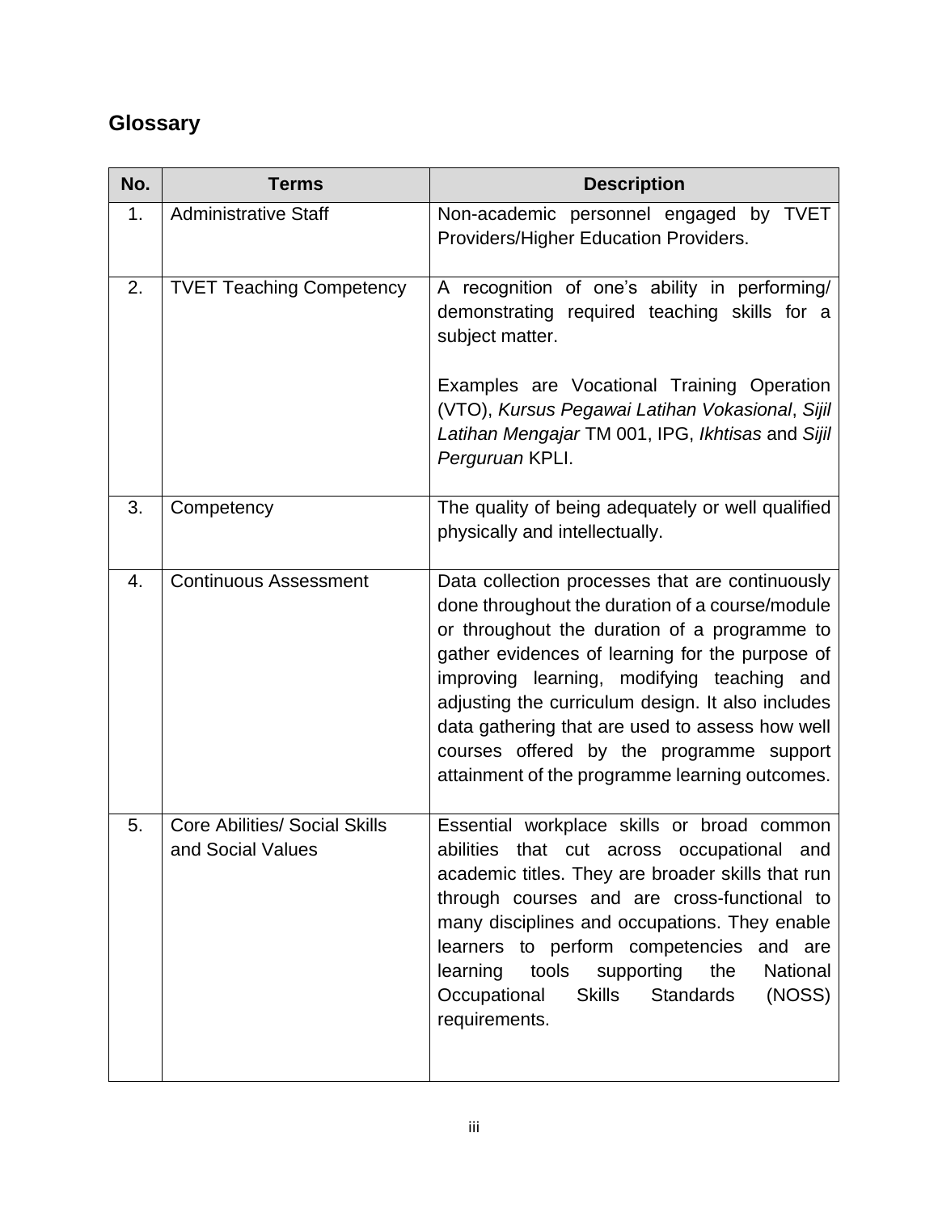## Glossary

| No. | Terms | Description |
| --- | --- | --- |
| 1. | Administrative Staff | Non-academic personnel engaged by TVET Providers/Higher Education Providers. |
| 2. | TVET Teaching Competency | A recognition of one's ability in performing/ demonstrating required teaching skills for a subject matter.<br><br>Examples are Vocational Training Operation (VTO), *Kursus Pegawai Latihan Vokasional*, *Sijil Latihan Mengajar* TM 001, IPG, *Ikhtisas* and *Sijil Perguruan* KPLI. |
| 3. | Competency | The quality of being adequately or well qualified physically and intellectually. |
| 4. | Continuous Assessment | Data collection processes that are continuously done throughout the duration of a course/module or throughout the duration of a programme to gather evidences of learning for the purpose of improving learning, modifying teaching and adjusting the curriculum design. It also includes data gathering that are used to assess how well courses offered by the programme support attainment of the programme learning outcomes. |
| 5. | Core Abilities/ Social Skills and Social Values | Essential workplace skills or broad common abilities that cut across occupational and academic titles. They are broader skills that run through courses and are cross-functional to many disciplines and occupations. They enable learners to perform competencies and are learning tools supporting the National Occupational Skills Standards (NOSS) requirements. |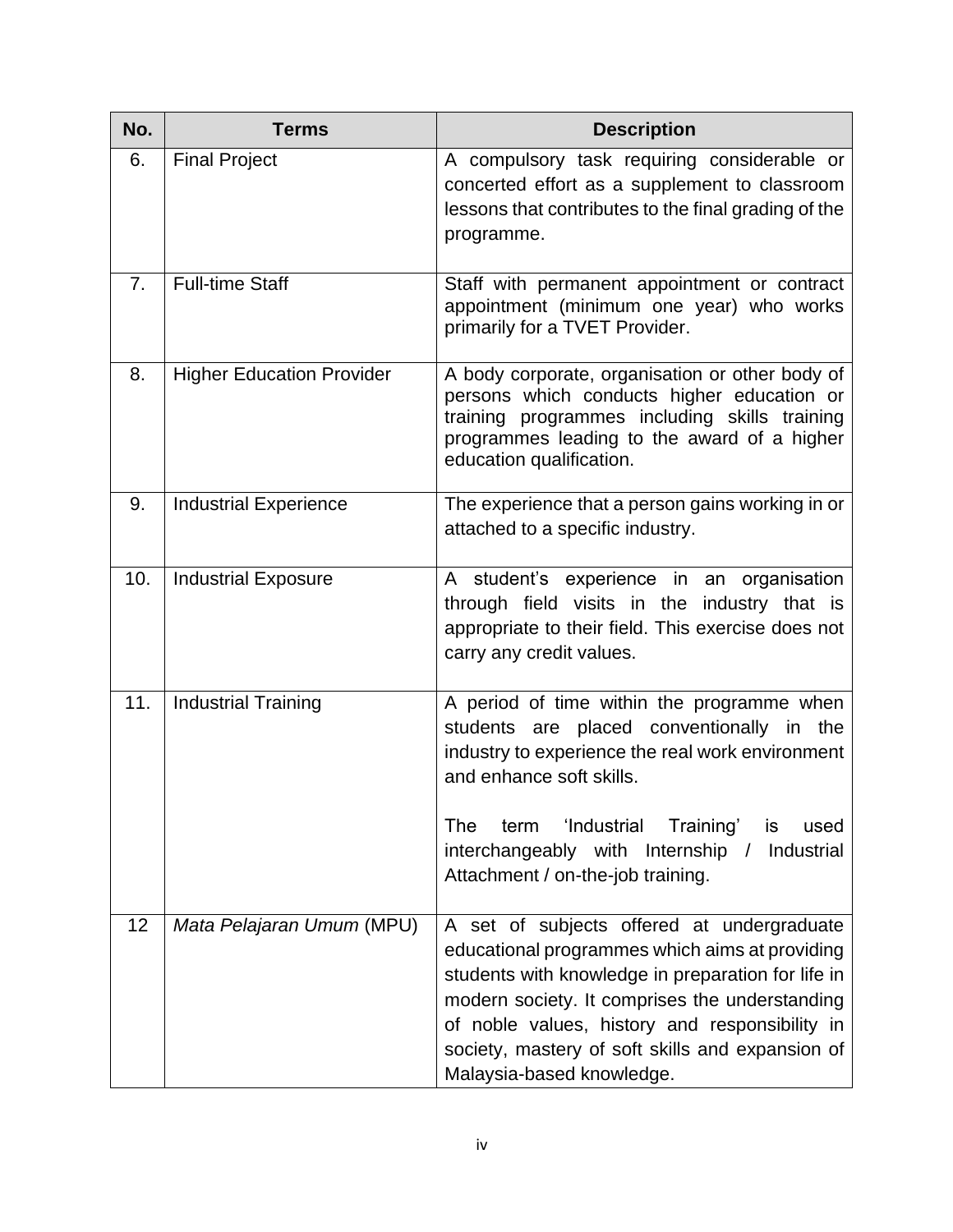| No. | Terms | Description |
|---|---|---|
| 6. | Final Project | A compulsory task requiring considerable or concerted effort as a supplement to classroom lessons that contributes to the final grading of the programme. |
| 7. | Full-time Staff | Staff with permanent appointment or contract appointment (minimum one year) who works primarily for a TVET Provider. |
| 8. | Higher Education Provider | A body corporate, organisation or other body of persons which conducts higher education or training programmes including skills training programmes leading to the award of a higher education qualification. |
| 9. | Industrial Experience | The experience that a person gains working in or attached to a specific industry. |
| 10. | Industrial Exposure | A student's experience in an organisation through field visits in the industry that is appropriate to their field. This exercise does not carry any credit values. |
| 11. | Industrial Training | A period of time within the programme when students are placed conventionally in the industry to experience the real work environment and enhance soft skills.<br><br>The term 'Industrial Training' is used interchangeably with Internship / Industrial Attachment / on-the-job training. |
| 12 | *Mata Pelajaran Umum* (MPU) | A set of subjects offered at undergraduate educational programmes which aims at providing students with knowledge in preparation for life in modern society. It comprises the understanding of noble values, history and responsibility in society, mastery of soft skills and expansion of Malaysia-based knowledge. |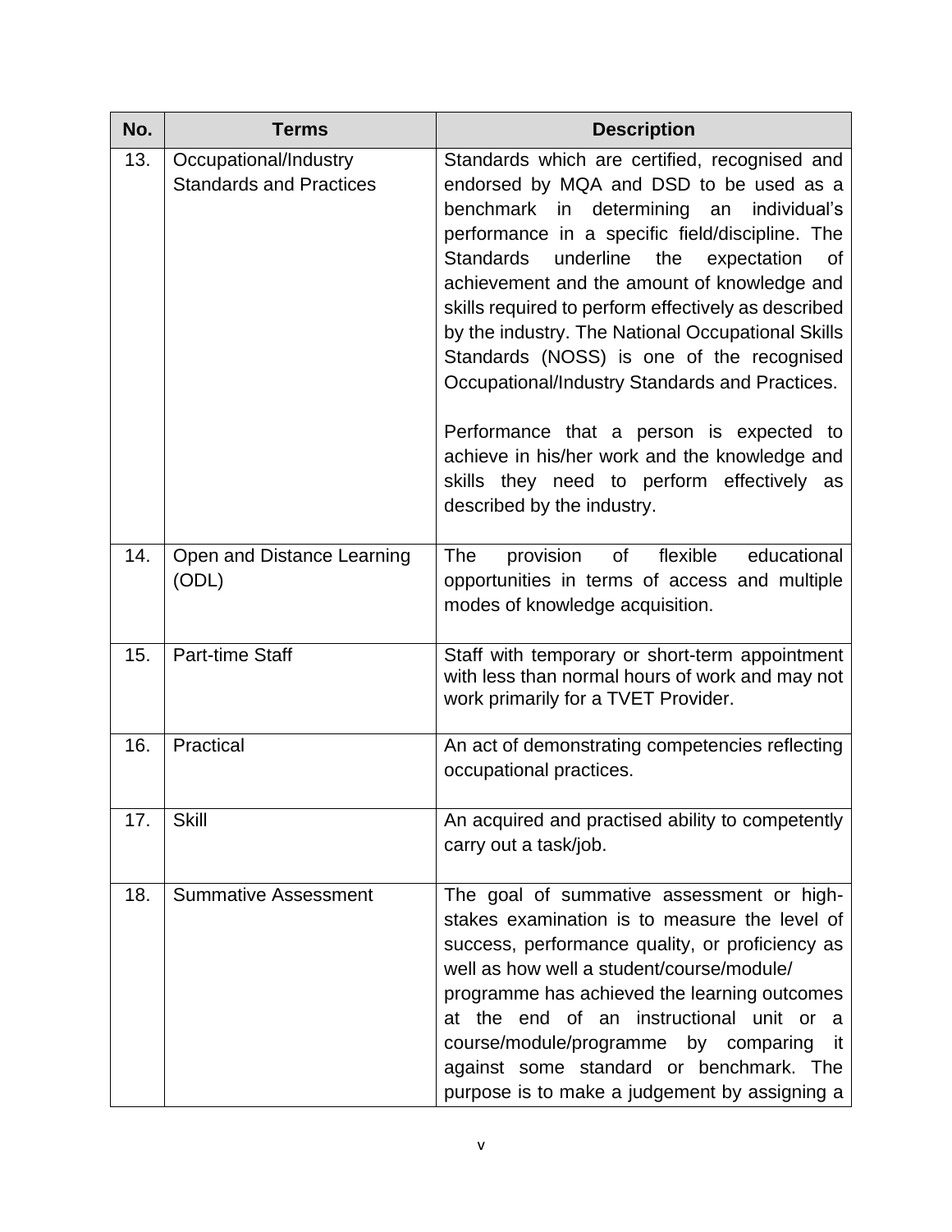| No. | Terms | Description |
|---|---|---|
| 13. | Occupational/Industry Standards and Practices | Standards which are certified, recognised and endorsed by MQA and DSD to be used as a benchmark in determining an individual's performance in a specific field/discipline. The Standards underline the expectation of achievement and the amount of knowledge and skills required to perform effectively as described by the industry. The National Occupational Skills Standards (NOSS) is one of the recognised Occupational/Industry Standards and Practices.<br><br>Performance that a person is expected to achieve in his/her work and the knowledge and skills they need to perform effectively as described by the industry. |
| 14. | Open and Distance Learning (ODL) | The provision of flexible educational opportunities in terms of access and multiple modes of knowledge acquisition. |
| 15. | Part-time Staff | Staff with temporary or short-term appointment with less than normal hours of work and may not work primarily for a TVET Provider. |
| 16. | Practical | An act of demonstrating competencies reflecting occupational practices. |
| 17. | Skill | An acquired and practised ability to competently carry out a task/job. |
| 18. | Summative Assessment | The goal of summative assessment or high-stakes examination is to measure the level of success, performance quality, or proficiency as well as how well a student/course/module/ programme has achieved the learning outcomes at the end of an instructional unit or a course/module/programme by comparing it against some standard or benchmark. The purpose is to make a judgement by assigning a |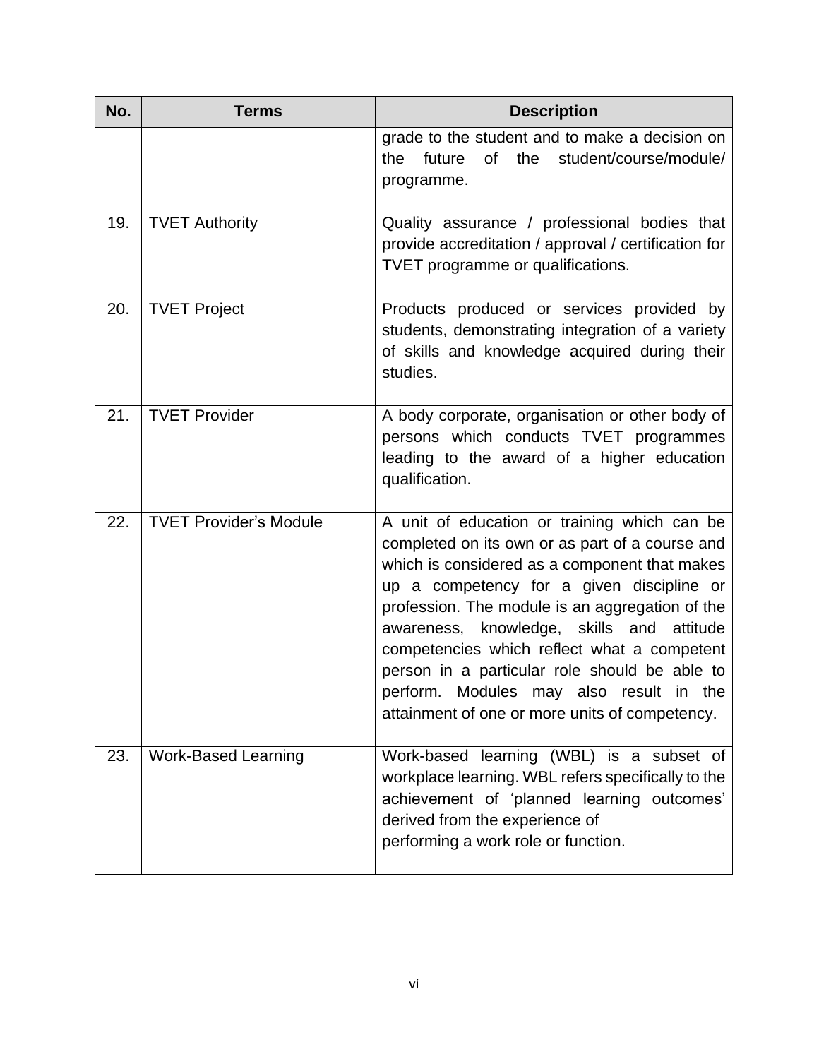| No. | Terms | Description |
|---|---|---|
| | | grade to the student and to make a decision on the future of the student/course/module/ programme. |
| 19. | TVET Authority | Quality assurance / professional bodies that provide accreditation / approval / certification for TVET programme or qualifications. |
| 20. | TVET Project | Products produced or services provided by students, demonstrating integration of a variety of skills and knowledge acquired during their studies. |
| 21. | TVET Provider | A body corporate, organisation or other body of persons which conducts TVET programmes leading to the award of a higher education qualification. |
| 22. | TVET Provider's Module | A unit of education or training which can be completed on its own or as part of a course and which is considered as a component that makes up a competency for a given discipline or profession. The module is an aggregation of the awareness, knowledge, skills and attitude competencies which reflect what a competent person in a particular role should be able to perform. Modules may also result in the attainment of one or more units of competency. |
| 23. | Work-Based Learning | Work-based learning (WBL) is a subset of workplace learning. WBL refers specifically to the achievement of 'planned learning outcomes' derived from the experience of performing a work role or function. |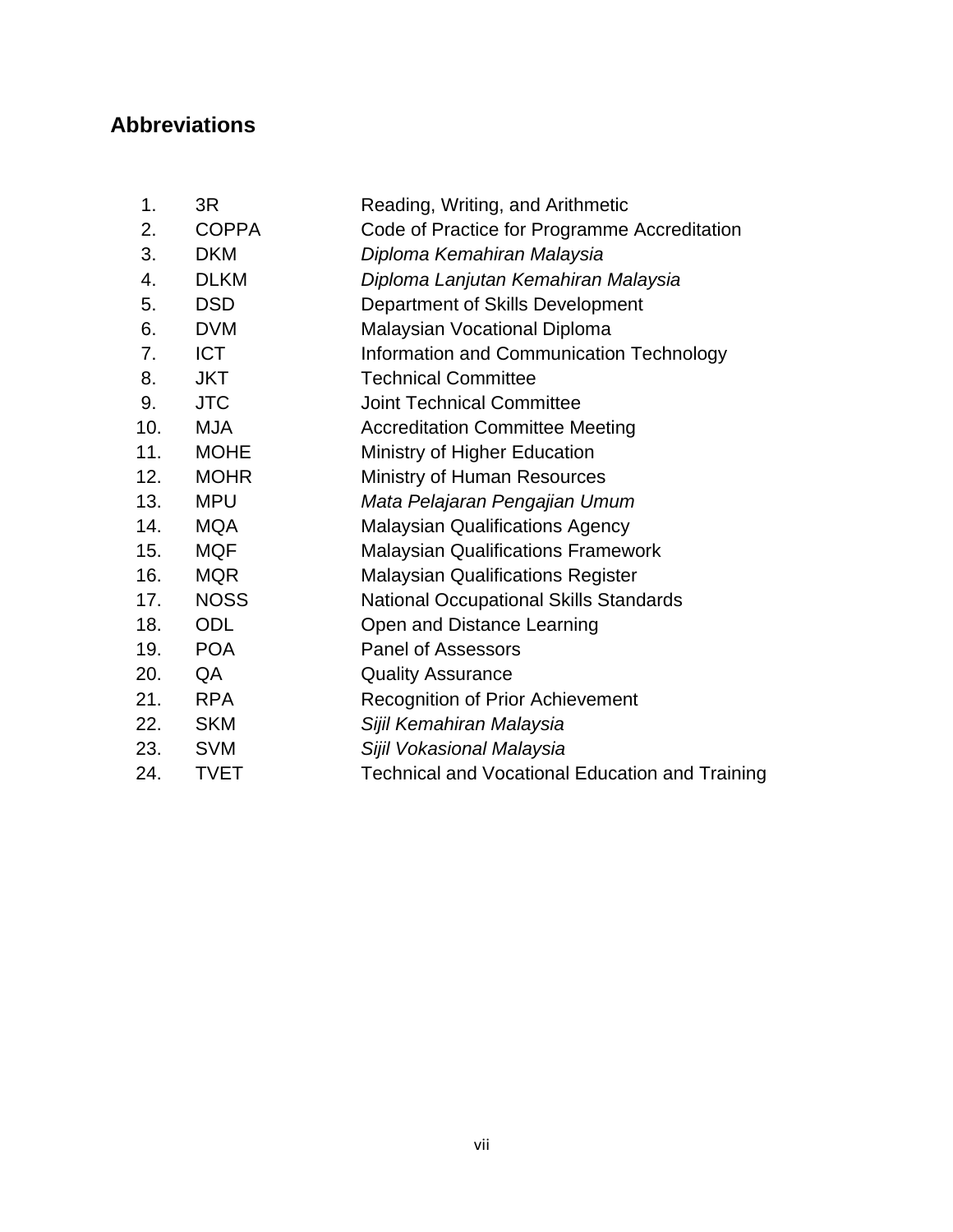## Abbreviations

| No. | Abbreviation | Meaning |
|---|---|---|
| 1. | 3R | Reading, Writing, and Arithmetic |
| 2. | COPPA | Code of Practice for Programme Accreditation |
| 3. | DKM | *Diploma Kemahiran Malaysia* |
| 4. | DLKM | *Diploma Lanjutan Kemahiran Malaysia* |
| 5. | DSD | Department of Skills Development |
| 6. | DVM | Malaysian Vocational Diploma |
| 7. | ICT | Information and Communication Technology |
| 8. | JKT | Technical Committee |
| 9. | JTC | Joint Technical Committee |
| 10. | MJA | Accreditation Committee Meeting |
| 11. | MOHE | Ministry of Higher Education |
| 12. | MOHR | Ministry of Human Resources |
| 13. | MPU | *Mata Pelajaran Pengajian Umum* |
| 14. | MQA | Malaysian Qualifications Agency |
| 15. | MQF | Malaysian Qualifications Framework |
| 16. | MQR | Malaysian Qualifications Register |
| 17. | NOSS | National Occupational Skills Standards |
| 18. | ODL | Open and Distance Learning |
| 19. | POA | Panel of Assessors |
| 20. | QA | Quality Assurance |
| 21. | RPA | Recognition of Prior Achievement |
| 22. | SKM | *Sijil Kemahiran Malaysia* |
| 23. | SVM | *Sijil Vokasional Malaysia* |
| 24. | TVET | Technical and Vocational Education and Training |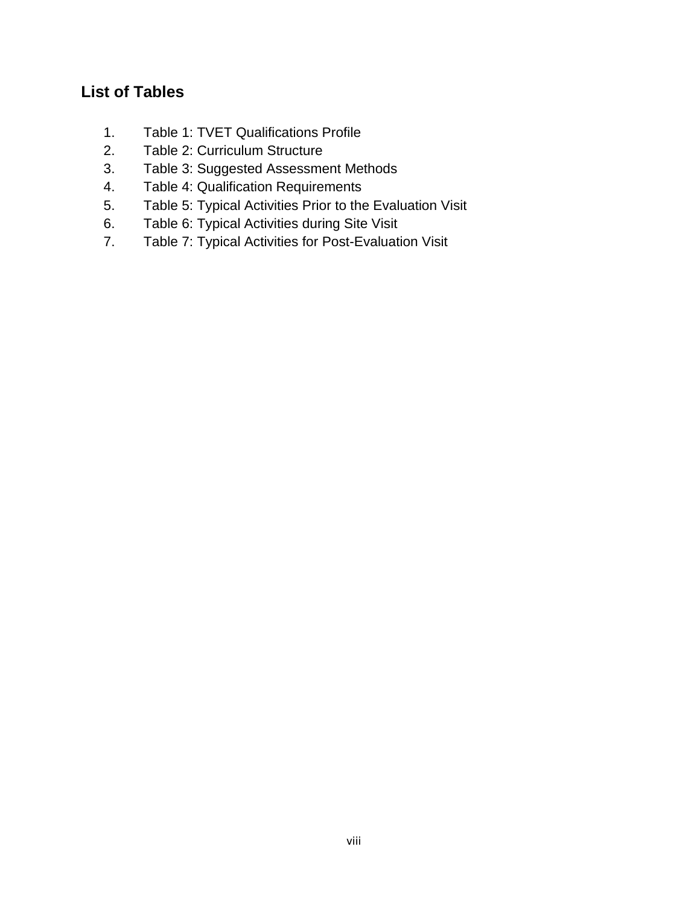## List of Tables

1. Table 1: TVET Qualifications Profile
2. Table 2: Curriculum Structure
3. Table 3: Suggested Assessment Methods
4. Table 4: Qualification Requirements
5. Table 5: Typical Activities Prior to the Evaluation Visit
6. Table 6: Typical Activities during Site Visit
7. Table 7: Typical Activities for Post-Evaluation Visit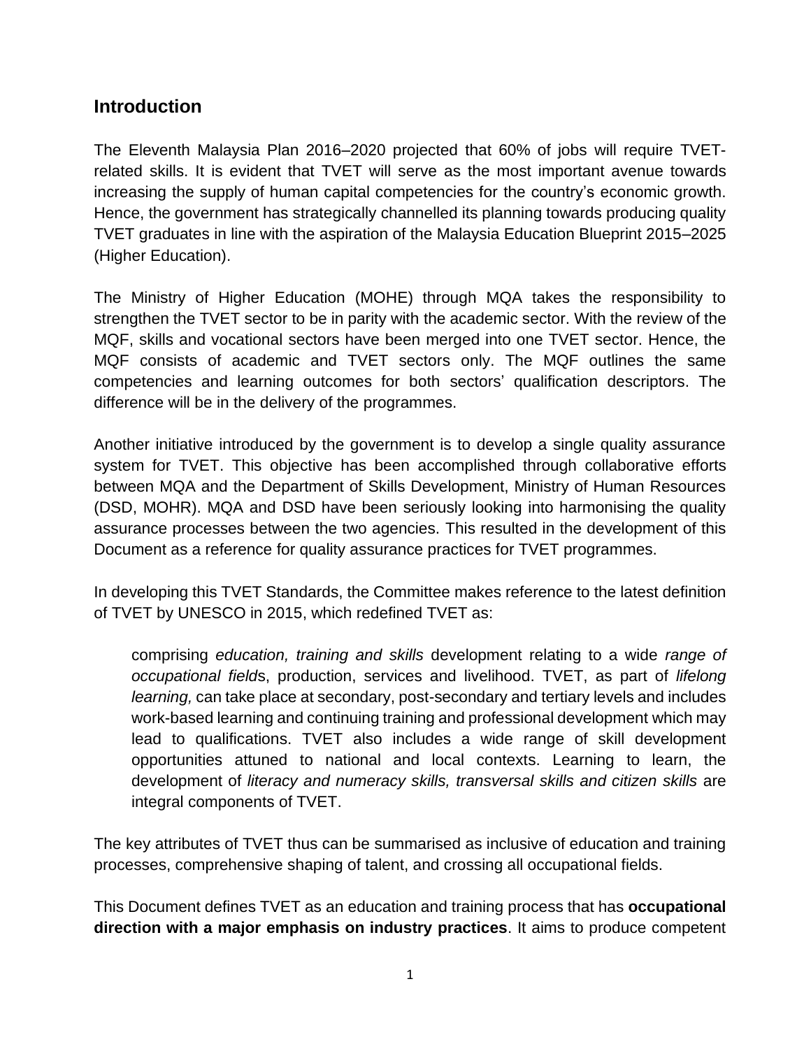## Introduction

The Eleventh Malaysia Plan 2016–2020 projected that 60% of jobs will require TVET-related skills. It is evident that TVET will serve as the most important avenue towards increasing the supply of human capital competencies for the country's economic growth. Hence, the government has strategically channelled its planning towards producing quality TVET graduates in line with the aspiration of the Malaysia Education Blueprint 2015–2025 (Higher Education).

The Ministry of Higher Education (MOHE) through MQA takes the responsibility to strengthen the TVET sector to be in parity with the academic sector. With the review of the MQF, skills and vocational sectors have been merged into one TVET sector. Hence, the MQF consists of academic and TVET sectors only. The MQF outlines the same competencies and learning outcomes for both sectors' qualification descriptors. The difference will be in the delivery of the programmes.

Another initiative introduced by the government is to develop a single quality assurance system for TVET. This objective has been accomplished through collaborative efforts between MQA and the Department of Skills Development, Ministry of Human Resources (DSD, MOHR). MQA and DSD have been seriously looking into harmonising the quality assurance processes between the two agencies. This resulted in the development of this Document as a reference for quality assurance practices for TVET programmes.

In developing this TVET Standards, the Committee makes reference to the latest definition of TVET by UNESCO in 2015, which redefined TVET as:

> comprising *education, training and skills* development relating to a wide *range of occupational field*s, production, services and livelihood. TVET, as part of *lifelong learning,* can take place at secondary, post-secondary and tertiary levels and includes work-based learning and continuing training and professional development which may lead to qualifications. TVET also includes a wide range of skill development opportunities attuned to national and local contexts. Learning to learn, the development of *literacy and numeracy skills, transversal skills and citizen skills* are integral components of TVET.

The key attributes of TVET thus can be summarised as inclusive of education and training processes, comprehensive shaping of talent, and crossing all occupational fields.

This Document defines TVET as an education and training process that has **occupational direction with a major emphasis on industry practices**. It aims to produce competent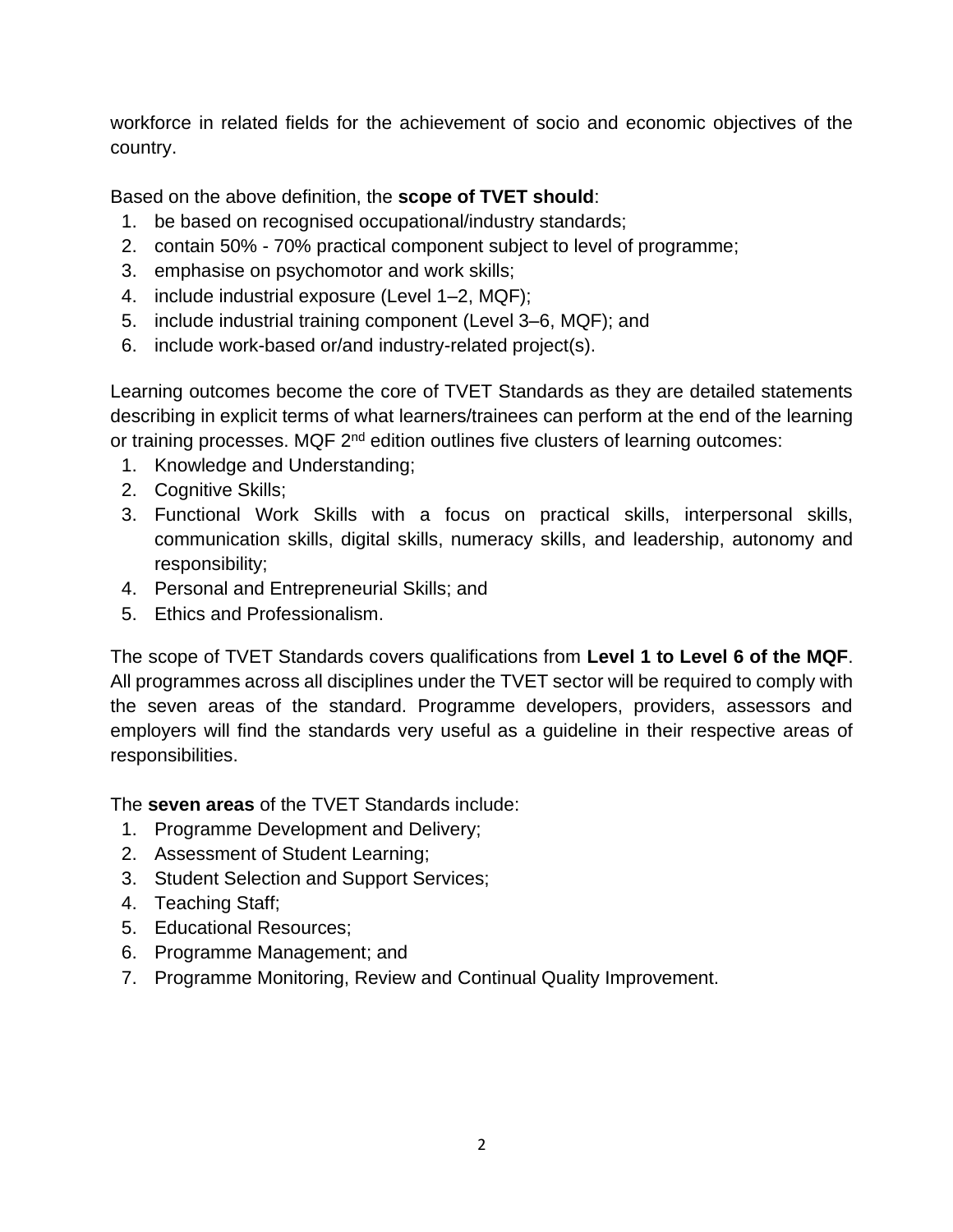workforce in related fields for the achievement of socio and economic objectives of the country.

Based on the above definition, the **scope of TVET should**:

1. be based on recognised occupational/industry standards;
2. contain 50% - 70% practical component subject to level of programme;
3. emphasise on psychomotor and work skills;
4. include industrial exposure (Level 1–2, MQF);
5. include industrial training component (Level 3–6, MQF); and
6. include work-based or/and industry-related project(s).

Learning outcomes become the core of TVET Standards as they are detailed statements describing in explicit terms of what learners/trainees can perform at the end of the learning or training processes. MQF 2nd edition outlines five clusters of learning outcomes:

1. Knowledge and Understanding;
2. Cognitive Skills;
3. Functional Work Skills with a focus on practical skills, interpersonal skills, communication skills, digital skills, numeracy skills, and leadership, autonomy and responsibility;
4. Personal and Entrepreneurial Skills; and
5. Ethics and Professionalism.

The scope of TVET Standards covers qualifications from **Level 1 to Level 6 of the MQF**. All programmes across all disciplines under the TVET sector will be required to comply with the seven areas of the standard. Programme developers, providers, assessors and employers will find the standards very useful as a guideline in their respective areas of responsibilities.

The **seven areas** of the TVET Standards include:

1. Programme Development and Delivery;
2. Assessment of Student Learning;
3. Student Selection and Support Services;
4. Teaching Staff;
5. Educational Resources;
6. Programme Management; and
7. Programme Monitoring, Review and Continual Quality Improvement.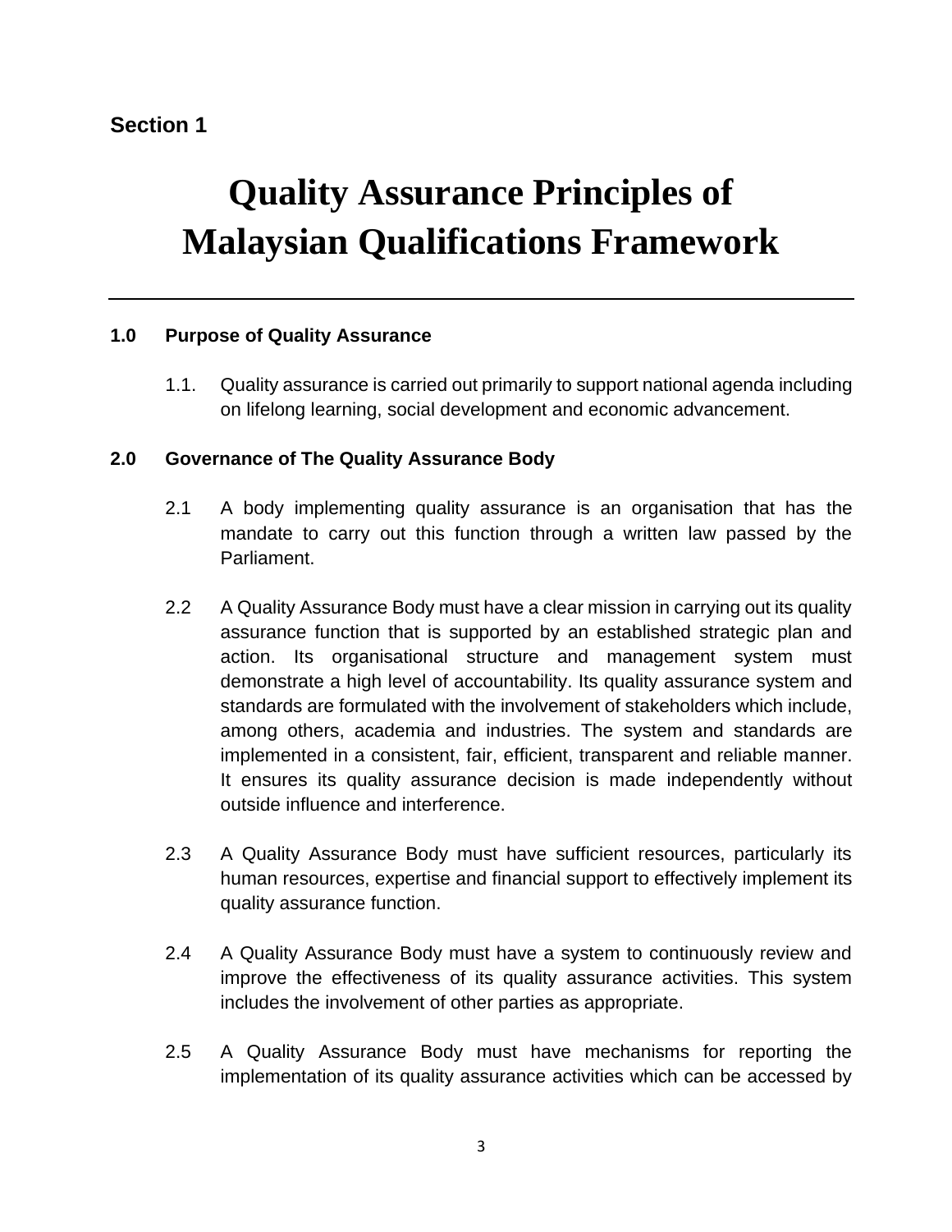**Section 1**

# Quality Assurance Principles of Malaysian Qualifications Framework

---

### 1.0 Purpose of Quality Assurance

1.1. Quality assurance is carried out primarily to support national agenda including on lifelong learning, social development and economic advancement.

### 2.0 Governance of The Quality Assurance Body

2.1 A body implementing quality assurance is an organisation that has the mandate to carry out this function through a written law passed by the Parliament.

2.2 A Quality Assurance Body must have a clear mission in carrying out its quality assurance function that is supported by an established strategic plan and action. Its organisational structure and management system must demonstrate a high level of accountability. Its quality assurance system and standards are formulated with the involvement of stakeholders which include, among others, academia and industries. The system and standards are implemented in a consistent, fair, efficient, transparent and reliable manner. It ensures its quality assurance decision is made independently without outside influence and interference.

2.3 A Quality Assurance Body must have sufficient resources, particularly its human resources, expertise and financial support to effectively implement its quality assurance function.

2.4 A Quality Assurance Body must have a system to continuously review and improve the effectiveness of its quality assurance activities. This system includes the involvement of other parties as appropriate.

2.5 A Quality Assurance Body must have mechanisms for reporting the implementation of its quality assurance activities which can be accessed by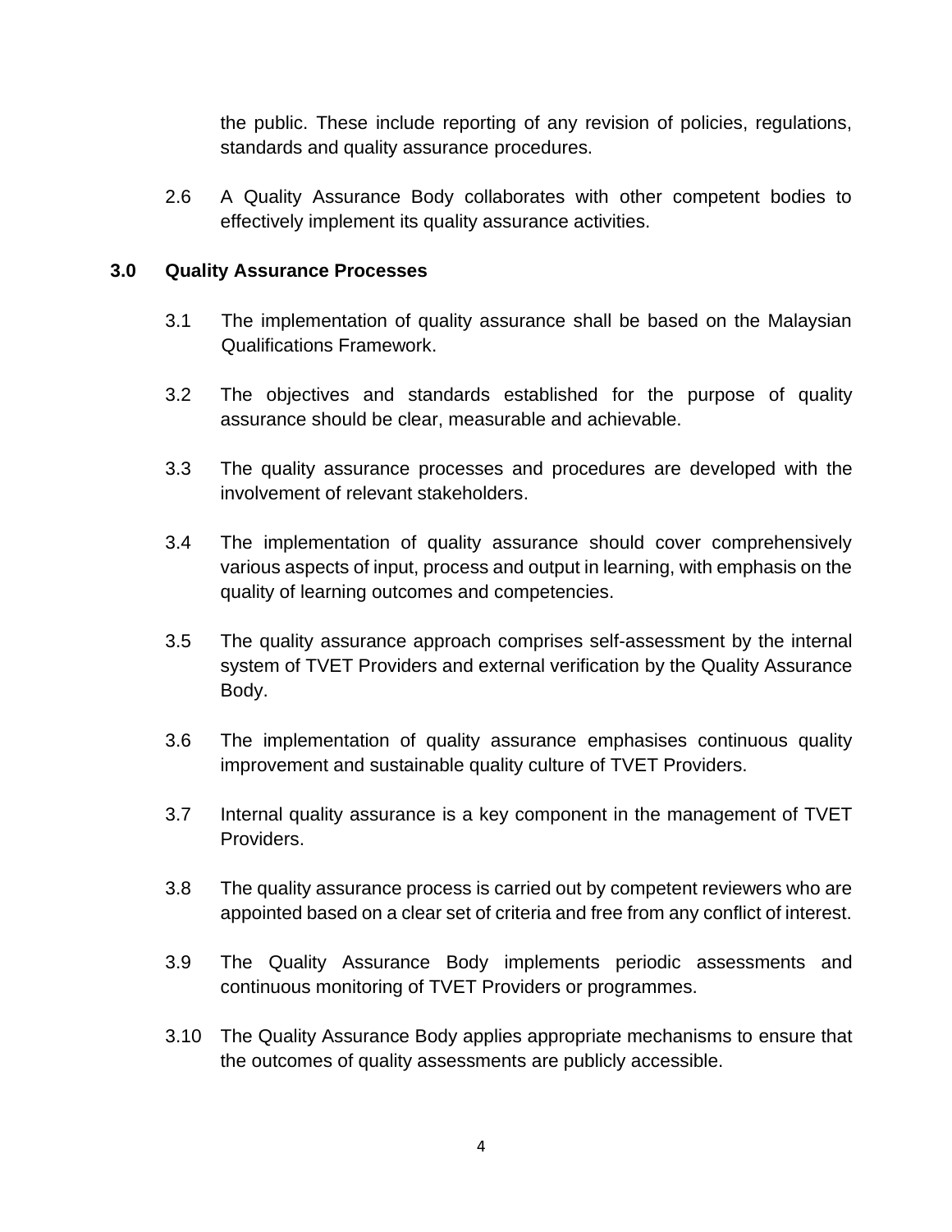the public. These include reporting of any revision of policies, regulations, standards and quality assurance procedures.

2.6 A Quality Assurance Body collaborates with other competent bodies to effectively implement its quality assurance activities.

## 3.0 Quality Assurance Processes

3.1 The implementation of quality assurance shall be based on the Malaysian Qualifications Framework.

3.2 The objectives and standards established for the purpose of quality assurance should be clear, measurable and achievable.

3.3 The quality assurance processes and procedures are developed with the involvement of relevant stakeholders.

3.4 The implementation of quality assurance should cover comprehensively various aspects of input, process and output in learning, with emphasis on the quality of learning outcomes and competencies.

3.5 The quality assurance approach comprises self-assessment by the internal system of TVET Providers and external verification by the Quality Assurance Body.

3.6 The implementation of quality assurance emphasises continuous quality improvement and sustainable quality culture of TVET Providers.

3.7 Internal quality assurance is a key component in the management of TVET Providers.

3.8 The quality assurance process is carried out by competent reviewers who are appointed based on a clear set of criteria and free from any conflict of interest.

3.9 The Quality Assurance Body implements periodic assessments and continuous monitoring of TVET Providers or programmes.

3.10 The Quality Assurance Body applies appropriate mechanisms to ensure that the outcomes of quality assessments are publicly accessible.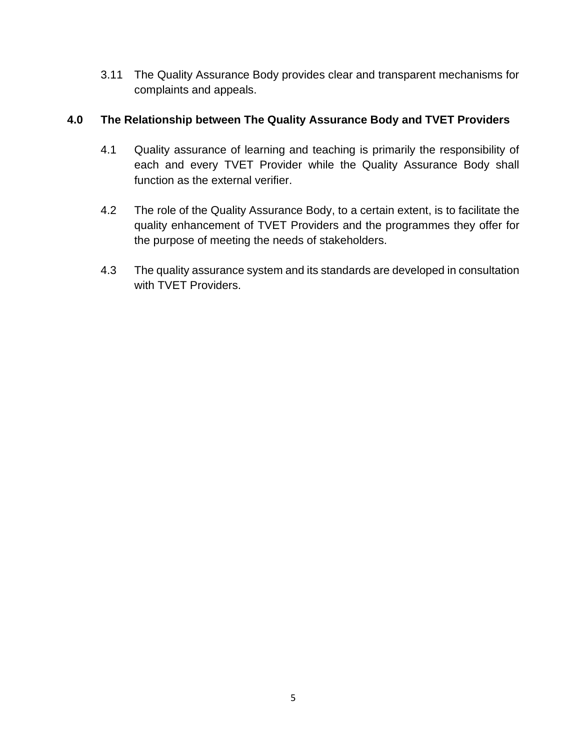3.11 The Quality Assurance Body provides clear and transparent mechanisms for complaints and appeals.

## 4.0 The Relationship between The Quality Assurance Body and TVET Providers

4.1 Quality assurance of learning and teaching is primarily the responsibility of each and every TVET Provider while the Quality Assurance Body shall function as the external verifier.

4.2 The role of the Quality Assurance Body, to a certain extent, is to facilitate the quality enhancement of TVET Providers and the programmes they offer for the purpose of meeting the needs of stakeholders.

4.3 The quality assurance system and its standards are developed in consultation with TVET Providers.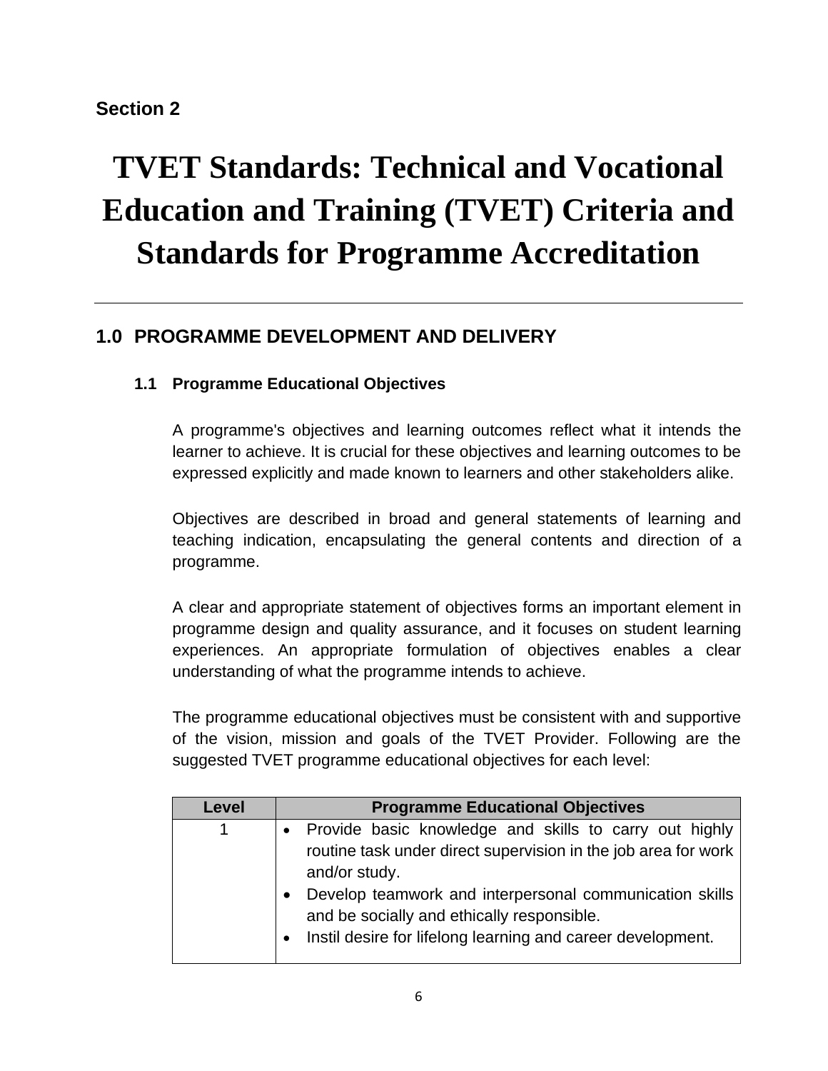**Section 2**

# TVET Standards: Technical and Vocational Education and Training (TVET) Criteria and Standards for Programme Accreditation

---

## 1.0 PROGRAMME DEVELOPMENT AND DELIVERY

### 1.1 Programme Educational Objectives

A programme's objectives and learning outcomes reflect what it intends the learner to achieve. It is crucial for these objectives and learning outcomes to be expressed explicitly and made known to learners and other stakeholders alike.

Objectives are described in broad and general statements of learning and teaching indication, encapsulating the general contents and direction of a programme.

A clear and appropriate statement of objectives forms an important element in programme design and quality assurance, and it focuses on student learning experiences. An appropriate formulation of objectives enables a clear understanding of what the programme intends to achieve.

The programme educational objectives must be consistent with and supportive of the vision, mission and goals of the TVET Provider. Following are the suggested TVET programme educational objectives for each level:

| Level | Programme Educational Objectives |
|---|---|
| 1 | • Provide basic knowledge and skills to carry out highly routine task under direct supervision in the job area for work and/or study.<br>• Develop teamwork and interpersonal communication skills and be socially and ethically responsible.<br>• Instil desire for lifelong learning and career development. |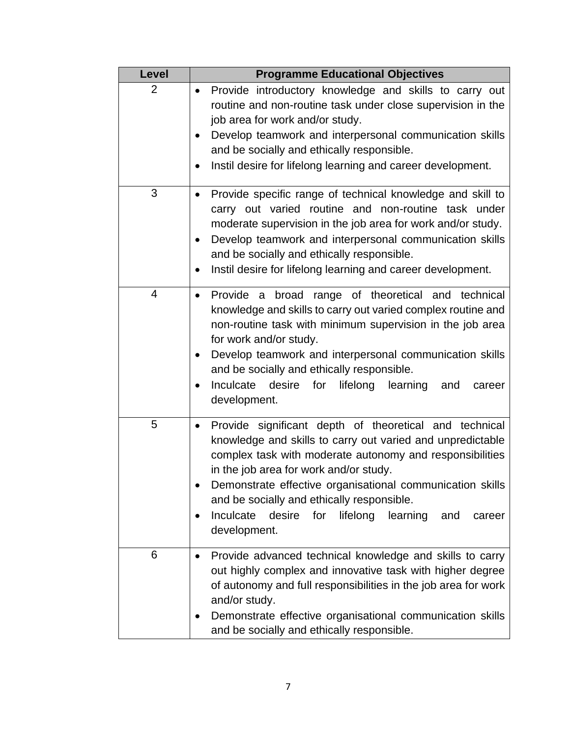| Level | Programme Educational Objectives |
| --- | --- |
| 2 | • Provide introductory knowledge and skills to carry out routine and non-routine task under close supervision in the job area for work and/or study.<br>• Develop teamwork and interpersonal communication skills and be socially and ethically responsible.<br>• Instil desire for lifelong learning and career development. |
| 3 | • Provide specific range of technical knowledge and skill to carry out varied routine and non-routine task under moderate supervision in the job area for work and/or study.<br>• Develop teamwork and interpersonal communication skills and be socially and ethically responsible.<br>• Instil desire for lifelong learning and career development. |
| 4 | • Provide a broad range of theoretical and technical knowledge and skills to carry out varied complex routine and non-routine task with minimum supervision in the job area for work and/or study.<br>• Develop teamwork and interpersonal communication skills and be socially and ethically responsible.<br>• Inculcate desire for lifelong learning and career development. |
| 5 | • Provide significant depth of theoretical and technical knowledge and skills to carry out varied and unpredictable complex task with moderate autonomy and responsibilities in the job area for work and/or study.<br>• Demonstrate effective organisational communication skills and be socially and ethically responsible.<br>• Inculcate desire for lifelong learning and career development. |
| 6 | • Provide advanced technical knowledge and skills to carry out highly complex and innovative task with higher degree of autonomy and full responsibilities in the job area for work and/or study.<br>• Demonstrate effective organisational communication skills and be socially and ethically responsible. |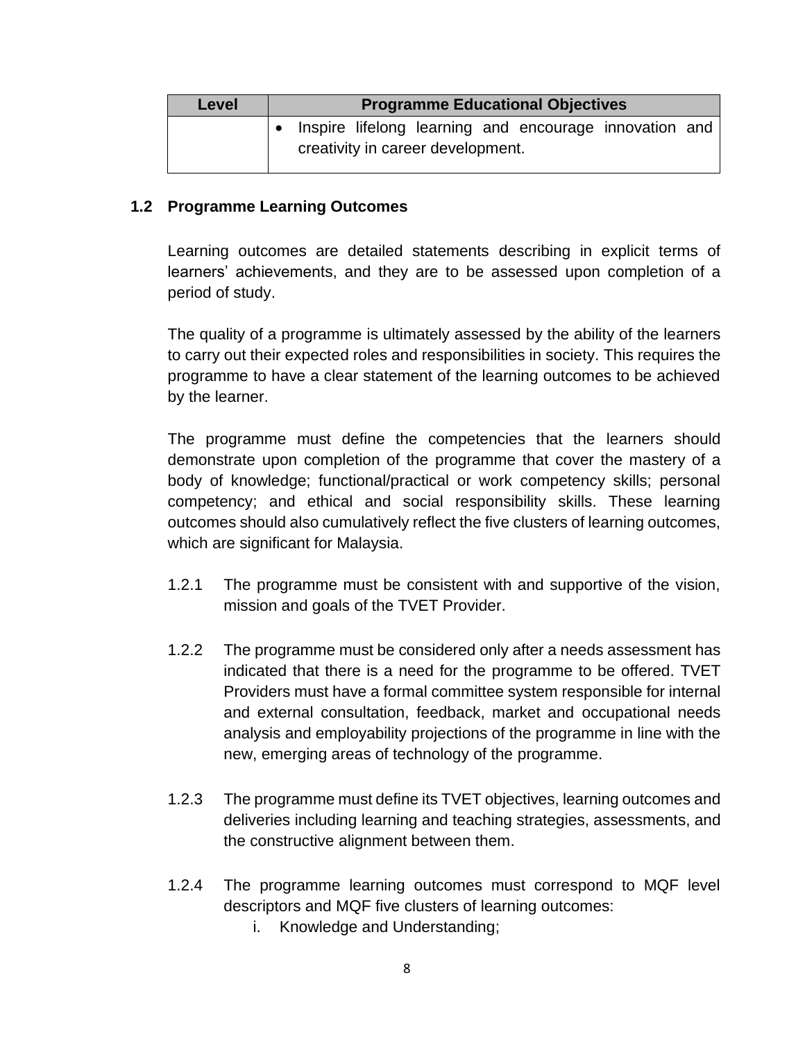| Level | Programme Educational Objectives |
| --- | --- |
| | • Inspire lifelong learning and encourage innovation and creativity in career development. |

### 1.2 Programme Learning Outcomes

Learning outcomes are detailed statements describing in explicit terms of learners' achievements, and they are to be assessed upon completion of a period of study.

The quality of a programme is ultimately assessed by the ability of the learners to carry out their expected roles and responsibilities in society. This requires the programme to have a clear statement of the learning outcomes to be achieved by the learner.

The programme must define the competencies that the learners should demonstrate upon completion of the programme that cover the mastery of a body of knowledge; functional/practical or work competency skills; personal competency; and ethical and social responsibility skills. These learning outcomes should also cumulatively reflect the five clusters of learning outcomes, which are significant for Malaysia.

1.2.1 The programme must be consistent with and supportive of the vision, mission and goals of the TVET Provider.

1.2.2 The programme must be considered only after a needs assessment has indicated that there is a need for the programme to be offered. TVET Providers must have a formal committee system responsible for internal and external consultation, feedback, market and occupational needs analysis and employability projections of the programme in line with the new, emerging areas of technology of the programme.

1.2.3 The programme must define its TVET objectives, learning outcomes and deliveries including learning and teaching strategies, assessments, and the constructive alignment between them.

1.2.4 The programme learning outcomes must correspond to MQF level descriptors and MQF five clusters of learning outcomes:

   i. Knowledge and Understanding;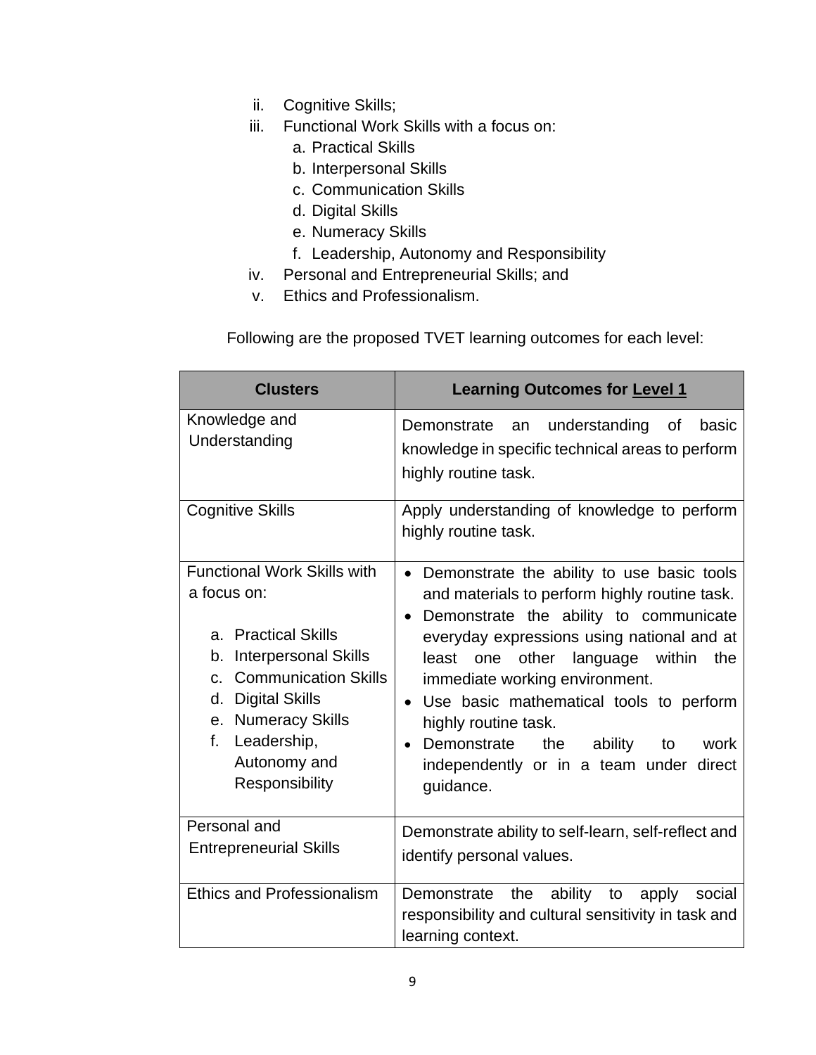ii. Cognitive Skills;
iii. Functional Work Skills with a focus on:
    a. Practical Skills
    b. Interpersonal Skills
    c. Communication Skills
    d. Digital Skills
    e. Numeracy Skills
    f. Leadership, Autonomy and Responsibility
iv. Personal and Entrepreneurial Skills; and
v. Ethics and Professionalism.

Following are the proposed TVET learning outcomes for each level:

| Clusters | Learning Outcomes for <u>Level 1</u> |
|---|---|
| Knowledge and Understanding | Demonstrate an understanding of basic knowledge in specific technical areas to perform highly routine task. |
| Cognitive Skills | Apply understanding of knowledge to perform highly routine task. |
| Functional Work Skills with a focus on:<br><br>a. Practical Skills<br>b. Interpersonal Skills<br>c. Communication Skills<br>d. Digital Skills<br>e. Numeracy Skills<br>f. Leadership, Autonomy and Responsibility | • Demonstrate the ability to use basic tools and materials to perform highly routine task.<br>• Demonstrate the ability to communicate everyday expressions using national and at least one other language within the immediate working environment.<br>• Use basic mathematical tools to perform highly routine task.<br>• Demonstrate the ability to work independently or in a team under direct guidance. |
| Personal and Entrepreneurial Skills | Demonstrate ability to self-learn, self-reflect and identify personal values. |
| Ethics and Professionalism | Demonstrate the ability to apply social responsibility and cultural sensitivity in task and learning context. |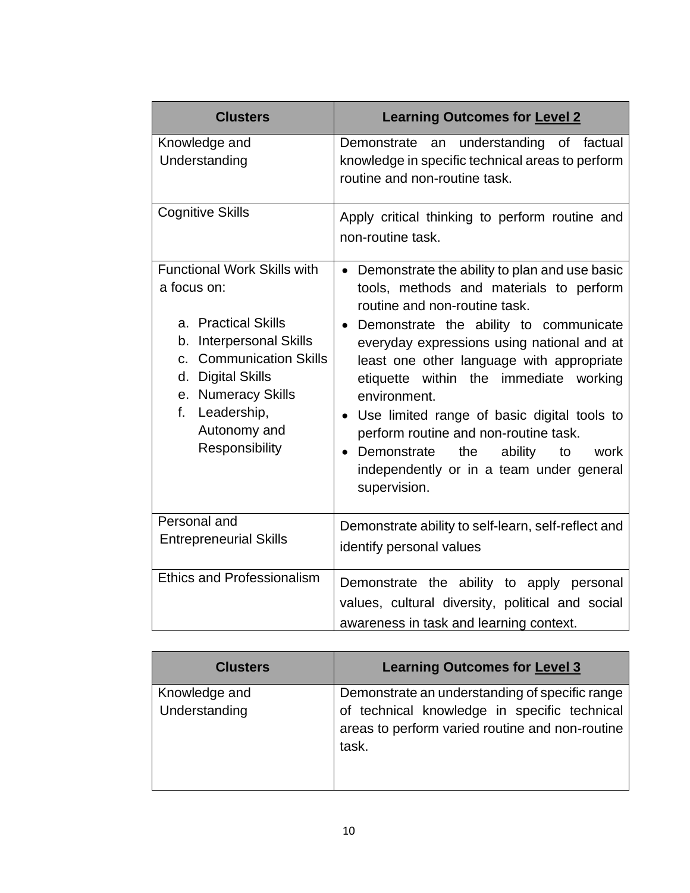| Clusters | Learning Outcomes for <u>Level 2</u> |
| --- | --- |
| Knowledge and Understanding | Demonstrate an understanding of factual knowledge in specific technical areas to perform routine and non-routine task. |
| Cognitive Skills | Apply critical thinking to perform routine and non-routine task. |
| Functional Work Skills with a focus on:<br><br>a. Practical Skills<br>b. Interpersonal Skills<br>c. Communication Skills<br>d. Digital Skills<br>e. Numeracy Skills<br>f. Leadership, Autonomy and Responsibility | • Demonstrate the ability to plan and use basic tools, methods and materials to perform routine and non-routine task.<br>• Demonstrate the ability to communicate everyday expressions using national and at least one other language with appropriate etiquette within the immediate working environment.<br>• Use limited range of basic digital tools to perform routine and non-routine task.<br>• Demonstrate the ability to work independently or in a team under general supervision. |
| Personal and Entrepreneurial Skills | Demonstrate ability to self-learn, self-reflect and identify personal values |
| Ethics and Professionalism | Demonstrate the ability to apply personal values, cultural diversity, political and social awareness in task and learning context. |

| Clusters | Learning Outcomes for <u>Level 3</u> |
| --- | --- |
| Knowledge and Understanding | Demonstrate an understanding of specific range of technical knowledge in specific technical areas to perform varied routine and non-routine task. |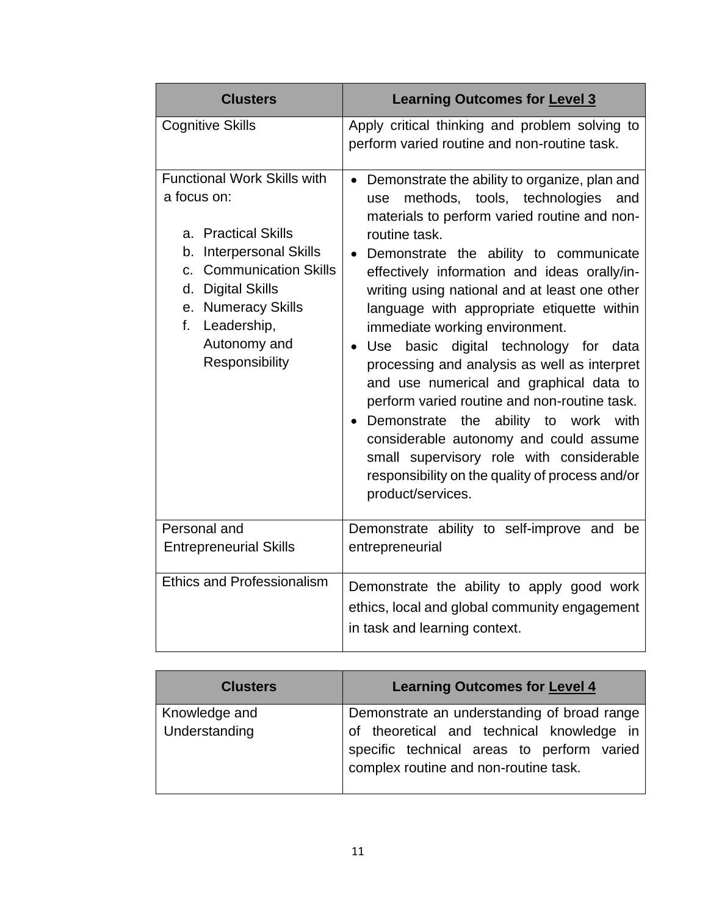| Clusters | Learning Outcomes for Level 3 |
|---|---|
| Cognitive Skills | Apply critical thinking and problem solving to perform varied routine and non-routine task. |
| Functional Work Skills with a focus on:<br><br>a. Practical Skills<br>b. Interpersonal Skills<br>c. Communication Skills<br>d. Digital Skills<br>e. Numeracy Skills<br>f. Leadership, Autonomy and Responsibility | • Demonstrate the ability to organize, plan and use methods, tools, technologies and materials to perform varied routine and non-routine task.<br>• Demonstrate the ability to communicate effectively information and ideas orally/in-writing using national and at least one other language with appropriate etiquette within immediate working environment.<br>• Use basic digital technology for data processing and analysis as well as interpret and use numerical and graphical data to perform varied routine and non-routine task.<br>• Demonstrate the ability to work with considerable autonomy and could assume small supervisory role with considerable responsibility on the quality of process and/or product/services. |
| Personal and Entrepreneurial Skills | Demonstrate ability to self-improve and be entrepreneurial |
| Ethics and Professionalism | Demonstrate the ability to apply good work ethics, local and global community engagement in task and learning context. |

| Clusters | Learning Outcomes for Level 4 |
|---|---|
| Knowledge and Understanding | Demonstrate an understanding of broad range of theoretical and technical knowledge in specific technical areas to perform varied complex routine and non-routine task. |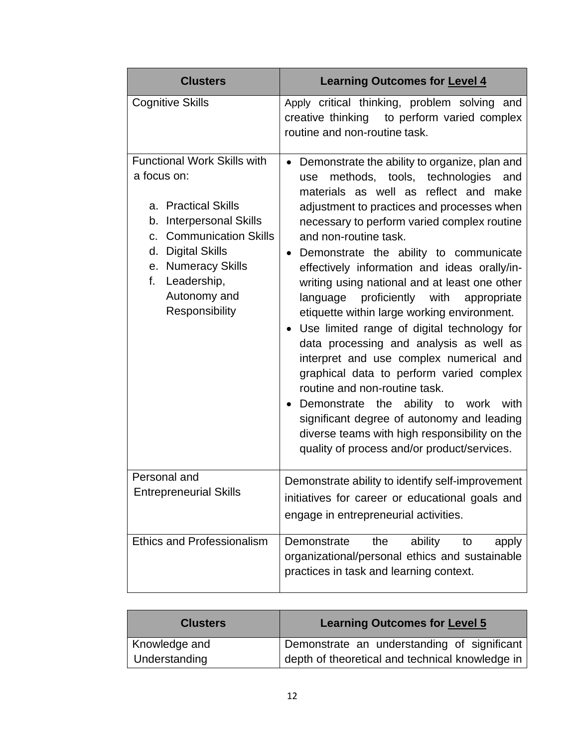| Clusters | Learning Outcomes for Level 4 |
| --- | --- |
| Cognitive Skills | Apply critical thinking, problem solving and creative thinking to perform varied complex routine and non-routine task. |
| Functional Work Skills with a focus on:<br><br>a. Practical Skills<br>b. Interpersonal Skills<br>c. Communication Skills<br>d. Digital Skills<br>e. Numeracy Skills<br>f. Leadership, Autonomy and Responsibility | • Demonstrate the ability to organize, plan and use methods, tools, technologies and materials as well as reflect and make adjustment to practices and processes when necessary to perform varied complex routine and non-routine task.<br>• Demonstrate the ability to communicate effectively information and ideas orally/in-writing using national and at least one other language proficiently with appropriate etiquette within large working environment.<br>• Use limited range of digital technology for data processing and analysis as well as interpret and use complex numerical and graphical data to perform varied complex routine and non-routine task.<br>• Demonstrate the ability to work with significant degree of autonomy and leading diverse teams with high responsibility on the quality of process and/or product/services. |
| Personal and Entrepreneurial Skills | Demonstrate ability to identify self-improvement initiatives for career or educational goals and engage in entrepreneurial activities. |
| Ethics and Professionalism | Demonstrate the ability to apply organizational/personal ethics and sustainable practices in task and learning context. |

| Clusters | Learning Outcomes for Level 5 |
| --- | --- |
| Knowledge and Understanding | Demonstrate an understanding of significant depth of theoretical and technical knowledge in |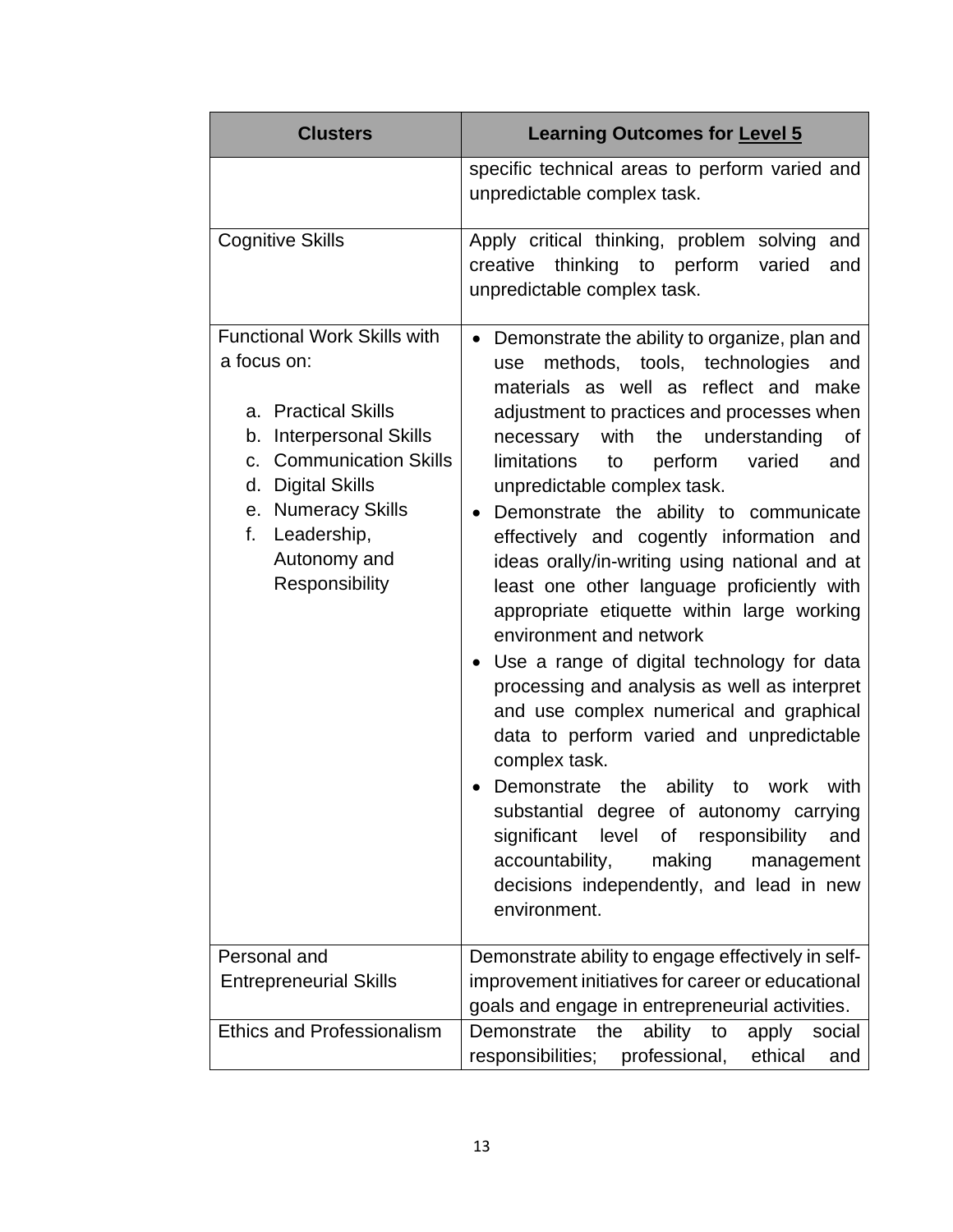| Clusters | Learning Outcomes for <u>Level 5</u> |
|---|---|
| | specific technical areas to perform varied and unpredictable complex task. |
| Cognitive Skills | Apply critical thinking, problem solving and creative thinking to perform varied and unpredictable complex task. |
| Functional Work Skills with a focus on:<br><br>a. Practical Skills<br>b. Interpersonal Skills<br>c. Communication Skills<br>d. Digital Skills<br>e. Numeracy Skills<br>f. Leadership, Autonomy and Responsibility | • Demonstrate the ability to organize, plan and use methods, tools, technologies and materials as well as reflect and make adjustment to practices and processes when necessary with the understanding of limitations to perform varied and unpredictable complex task.<br>• Demonstrate the ability to communicate effectively and cogently information and ideas orally/in-writing using national and at least one other language proficiently with appropriate etiquette within large working environment and network<br>• Use a range of digital technology for data processing and analysis as well as interpret and use complex numerical and graphical data to perform varied and unpredictable complex task.<br>• Demonstrate the ability to work with substantial degree of autonomy carrying significant level of responsibility and accountability, making management decisions independently, and lead in new environment. |
| Personal and Entrepreneurial Skills | Demonstrate ability to engage effectively in self-improvement initiatives for career or educational goals and engage in entrepreneurial activities. |
| Ethics and Professionalism | Demonstrate the ability to apply social responsibilities; professional, ethical and |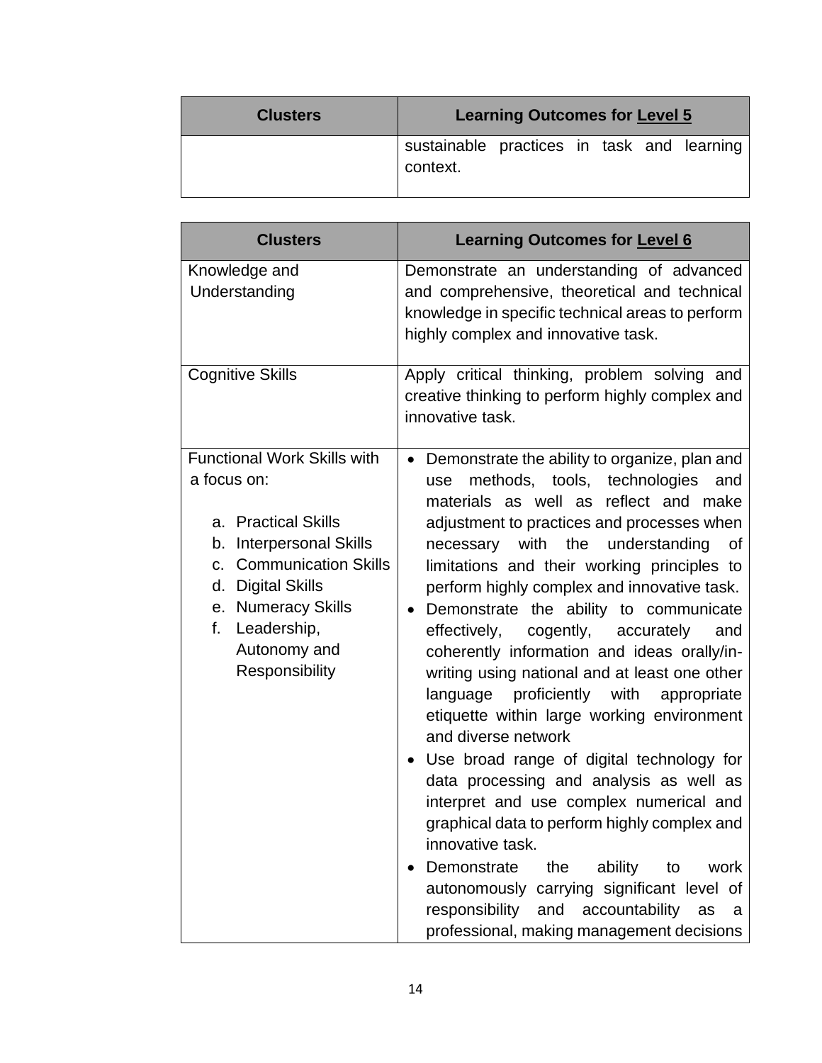| Clusters | Learning Outcomes for Level 5 |
|---|---|
| | sustainable practices in task and learning context. |

| Clusters | Learning Outcomes for Level 6 |
|---|---|
| Knowledge and Understanding | Demonstrate an understanding of advanced and comprehensive, theoretical and technical knowledge in specific technical areas to perform highly complex and innovative task. |
| Cognitive Skills | Apply critical thinking, problem solving and creative thinking to perform highly complex and innovative task. |
| Functional Work Skills with a focus on:<br><br>a. Practical Skills<br>b. Interpersonal Skills<br>c. Communication Skills<br>d. Digital Skills<br>e. Numeracy Skills<br>f. Leadership, Autonomy and Responsibility | • Demonstrate the ability to organize, plan and use methods, tools, technologies and materials as well as reflect and make adjustment to practices and processes when necessary with the understanding of limitations and their working principles to perform highly complex and innovative task.<br>• Demonstrate the ability to communicate effectively, cogently, accurately and coherently information and ideas orally/in-writing using national and at least one other language proficiently with appropriate etiquette within large working environment and diverse network<br>• Use broad range of digital technology for data processing and analysis as well as interpret and use complex numerical and graphical data to perform highly complex and innovative task.<br>• Demonstrate the ability to work autonomously carrying significant level of responsibility and accountability as a professional, making management decisions |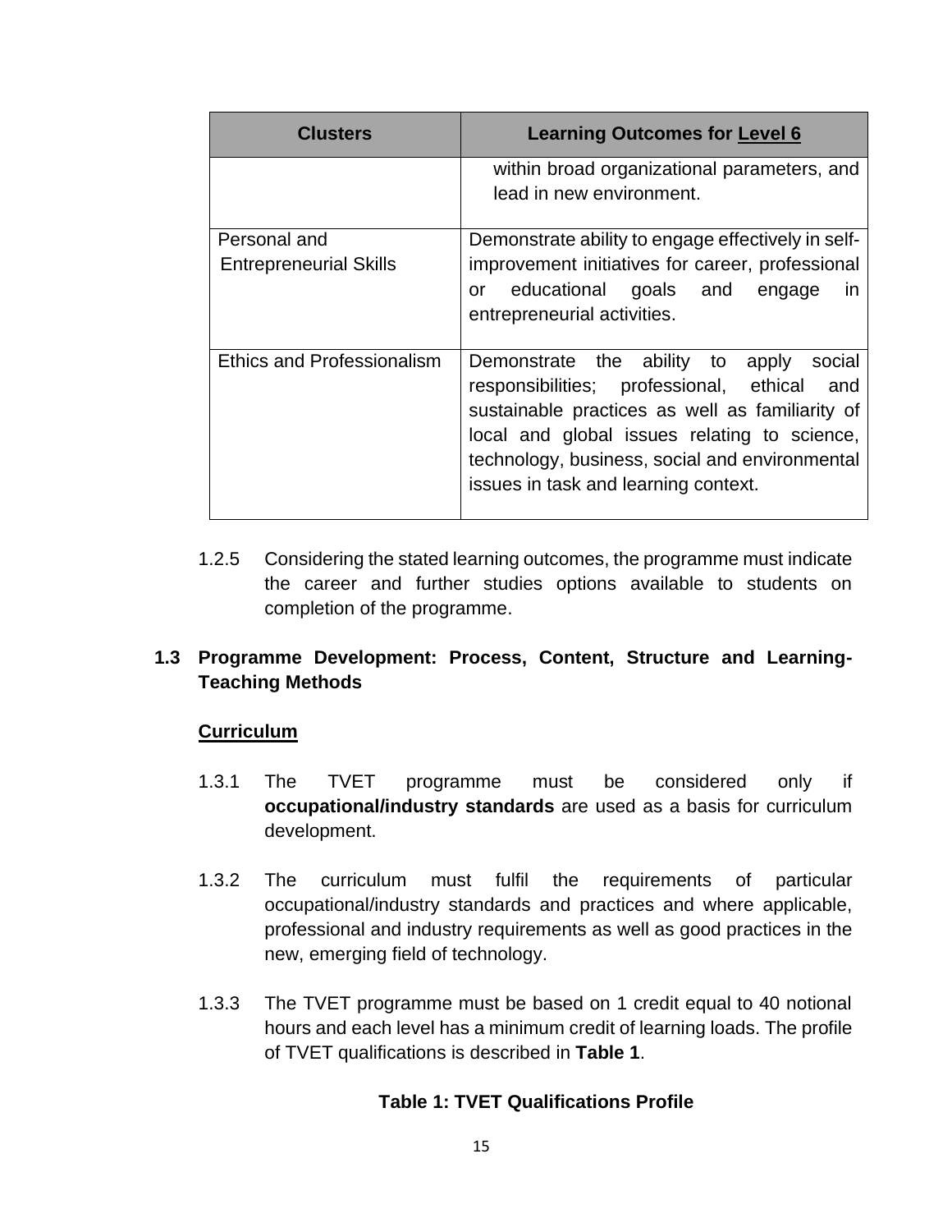| Clusters | Learning Outcomes for Level 6 |
| --- | --- |
| | within broad organizational parameters, and lead in new environment. |
| Personal and Entrepreneurial Skills | Demonstrate ability to engage effectively in self-improvement initiatives for career, professional or educational goals and engage in entrepreneurial activities. |
| Ethics and Professionalism | Demonstrate the ability to apply social responsibilities; professional, ethical and sustainable practices as well as familiarity of local and global issues relating to science, technology, business, social and environmental issues in task and learning context. |

1.2.5 Considering the stated learning outcomes, the programme must indicate the career and further studies options available to students on completion of the programme.

## 1.3 Programme Development: Process, Content, Structure and Learning-Teaching Methods

**Curriculum**

1.3.1 The TVET programme must be considered only if **occupational/industry standards** are used as a basis for curriculum development.

1.3.2 The curriculum must fulfil the requirements of particular occupational/industry standards and practices and where applicable, professional and industry requirements as well as good practices in the new, emerging field of technology.

1.3.3 The TVET programme must be based on 1 credit equal to 40 notional hours and each level has a minimum credit of learning loads. The profile of TVET qualifications is described in **Table 1**.

**Table 1: TVET Qualifications Profile**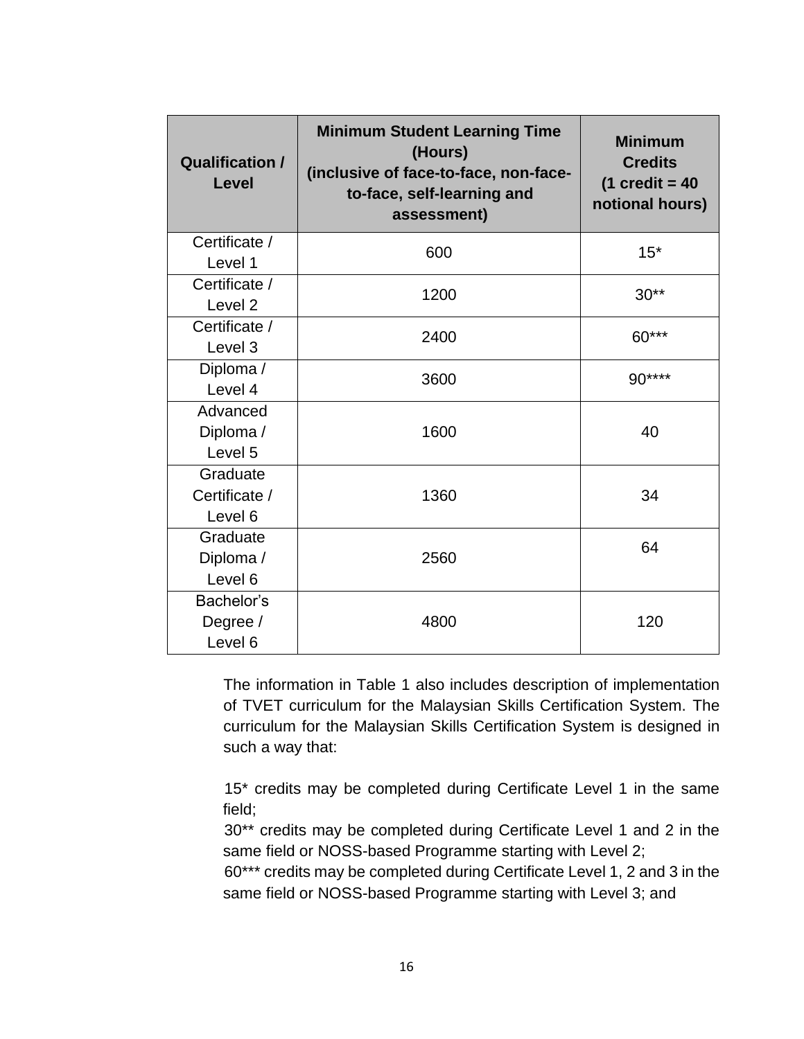| Qualification / Level | Minimum Student Learning Time (Hours) (inclusive of face-to-face, non-face-to-face, self-learning and assessment) | Minimum Credits (1 credit = 40 notional hours) |
|---|---|---|
| Certificate / Level 1 | 600 | 15* |
| Certificate / Level 2 | 1200 | 30** |
| Certificate / Level 3 | 2400 | 60*** |
| Diploma / Level 4 | 3600 | 90**** |
| Advanced Diploma / Level 5 | 1600 | 40 |
| Graduate Certificate / Level 6 | 1360 | 34 |
| Graduate Diploma / Level 6 | 2560 | 64 |
| Bachelor's Degree / Level 6 | 4800 | 120 |

The information in Table 1 also includes description of implementation of TVET curriculum for the Malaysian Skills Certification System. The curriculum for the Malaysian Skills Certification System is designed in such a way that:

15* credits may be completed during Certificate Level 1 in the same field;
30** credits may be completed during Certificate Level 1 and 2 in the same field or NOSS-based Programme starting with Level 2;
60*** credits may be completed during Certificate Level 1, 2 and 3 in the same field or NOSS-based Programme starting with Level 3; and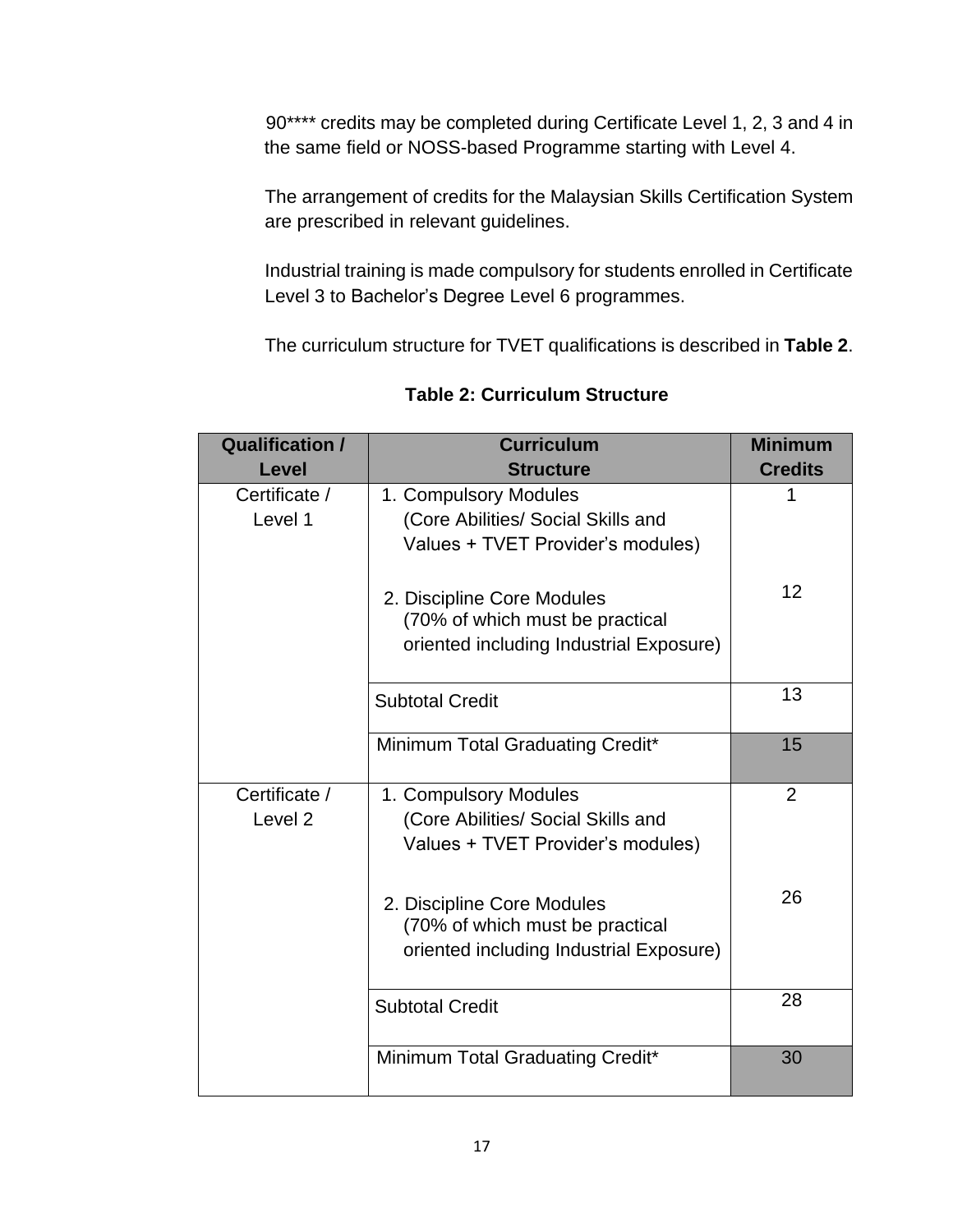90**** credits may be completed during Certificate Level 1, 2, 3 and 4 in the same field or NOSS-based Programme starting with Level 4.

The arrangement of credits for the Malaysian Skills Certification System are prescribed in relevant guidelines.

Industrial training is made compulsory for students enrolled in Certificate Level 3 to Bachelor's Degree Level 6 programmes.

The curriculum structure for TVET qualifications is described in **Table 2**.

**Table 2: Curriculum Structure**

| Qualification / Level | Curriculum Structure | Minimum Credits |
|---|---|---|
| Certificate / Level 1 | 1. Compulsory Modules (Core Abilities/ Social Skills and Values + TVET Provider's modules) | 1 |
| | 2. Discipline Core Modules (70% of which must be practical oriented including Industrial Exposure) | 12 |
| | Subtotal Credit | 13 |
| | Minimum Total Graduating Credit* | 15 |
| Certificate / Level 2 | 1. Compulsory Modules (Core Abilities/ Social Skills and Values + TVET Provider's modules) | 2 |
| | 2. Discipline Core Modules (70% of which must be practical oriented including Industrial Exposure) | 26 |
| | Subtotal Credit | 28 |
| | Minimum Total Graduating Credit* | 30 |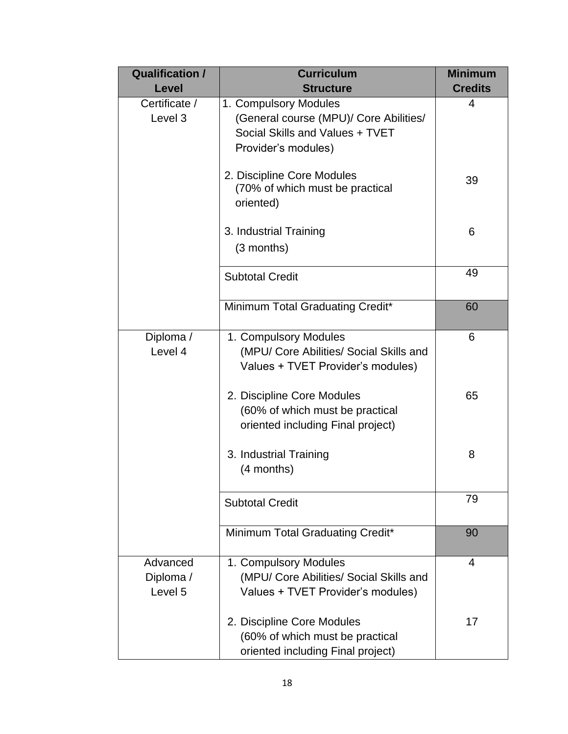| Qualification / Level | Curriculum Structure | Minimum Credits |
|---|---|---|
| Certificate / Level 3 | 1. Compulsory Modules (General course (MPU)/ Core Abilities/ Social Skills and Values + TVET Provider's modules) | 4 |
| | 2. Discipline Core Modules (70% of which must be practical oriented) | 39 |
| | 3. Industrial Training (3 months) | 6 |
| | Subtotal Credit | 49 |
| | Minimum Total Graduating Credit* | 60 |
| Diploma / Level 4 | 1. Compulsory Modules (MPU/ Core Abilities/ Social Skills and Values + TVET Provider's modules) | 6 |
| | 2. Discipline Core Modules (60% of which must be practical oriented including Final project) | 65 |
| | 3. Industrial Training (4 months) | 8 |
| | Subtotal Credit | 79 |
| | Minimum Total Graduating Credit* | 90 |
| Advanced Diploma / Level 5 | 1. Compulsory Modules (MPU/ Core Abilities/ Social Skills and Values + TVET Provider's modules) | 4 |
| | 2. Discipline Core Modules (60% of which must be practical oriented including Final project) | 17 |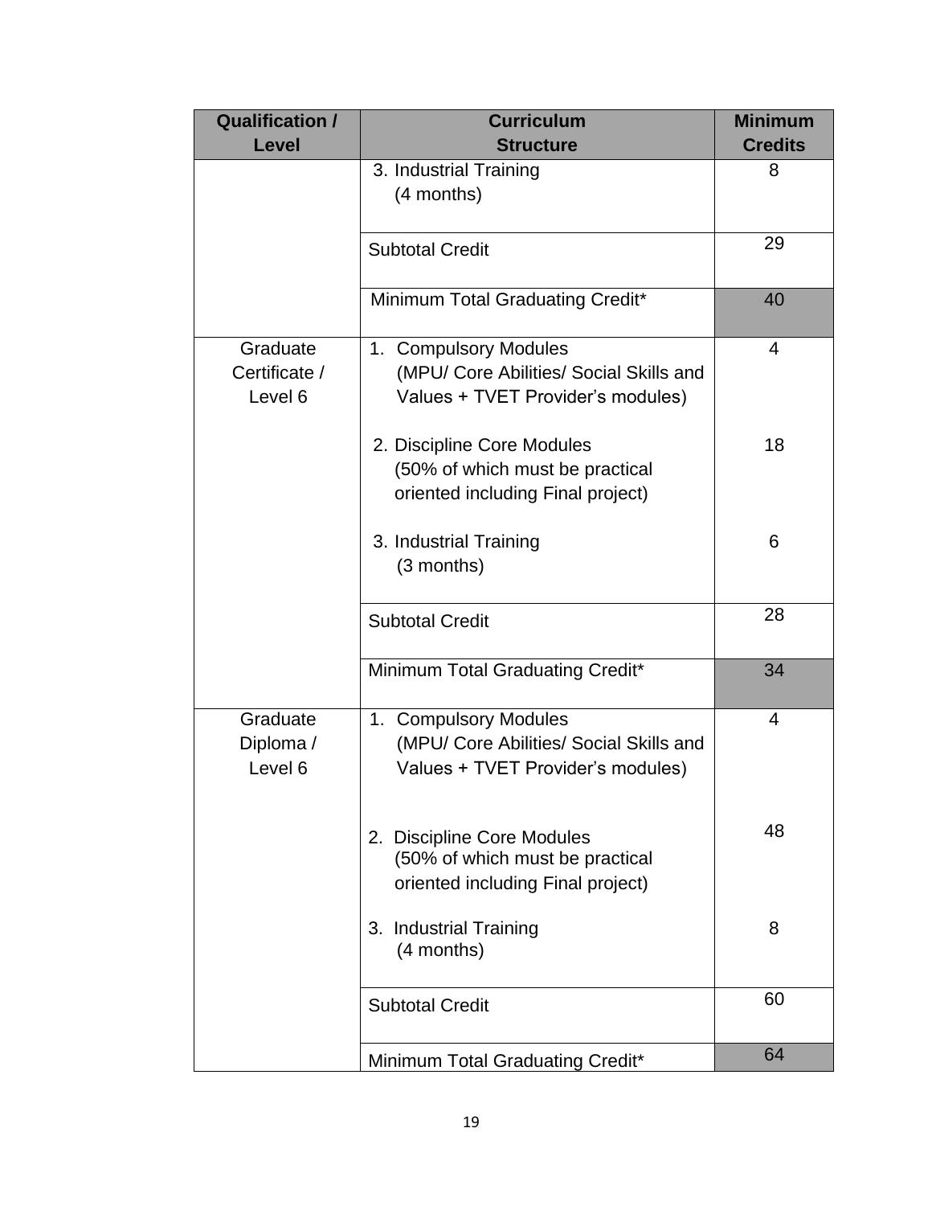| Qualification / Level | Curriculum Structure | Minimum Credits |
|---|---|---|
| | 3. Industrial Training (4 months) | 8 |
| | Subtotal Credit | 29 |
| | Minimum Total Graduating Credit* | 40 |
| Graduate Certificate / Level 6 | 1. Compulsory Modules (MPU/ Core Abilities/ Social Skills and Values + TVET Provider's modules) | 4 |
| | 2. Discipline Core Modules (50% of which must be practical oriented including Final project) | 18 |
| | 3. Industrial Training (3 months) | 6 |
| | Subtotal Credit | 28 |
| | Minimum Total Graduating Credit* | 34 |
| Graduate Diploma / Level 6 | 1. Compulsory Modules (MPU/ Core Abilities/ Social Skills and Values + TVET Provider's modules) | 4 |
| | 2. Discipline Core Modules (50% of which must be practical oriented including Final project) | 48 |
| | 3. Industrial Training (4 months) | 8 |
| | Subtotal Credit | 60 |
| | Minimum Total Graduating Credit* | 64 |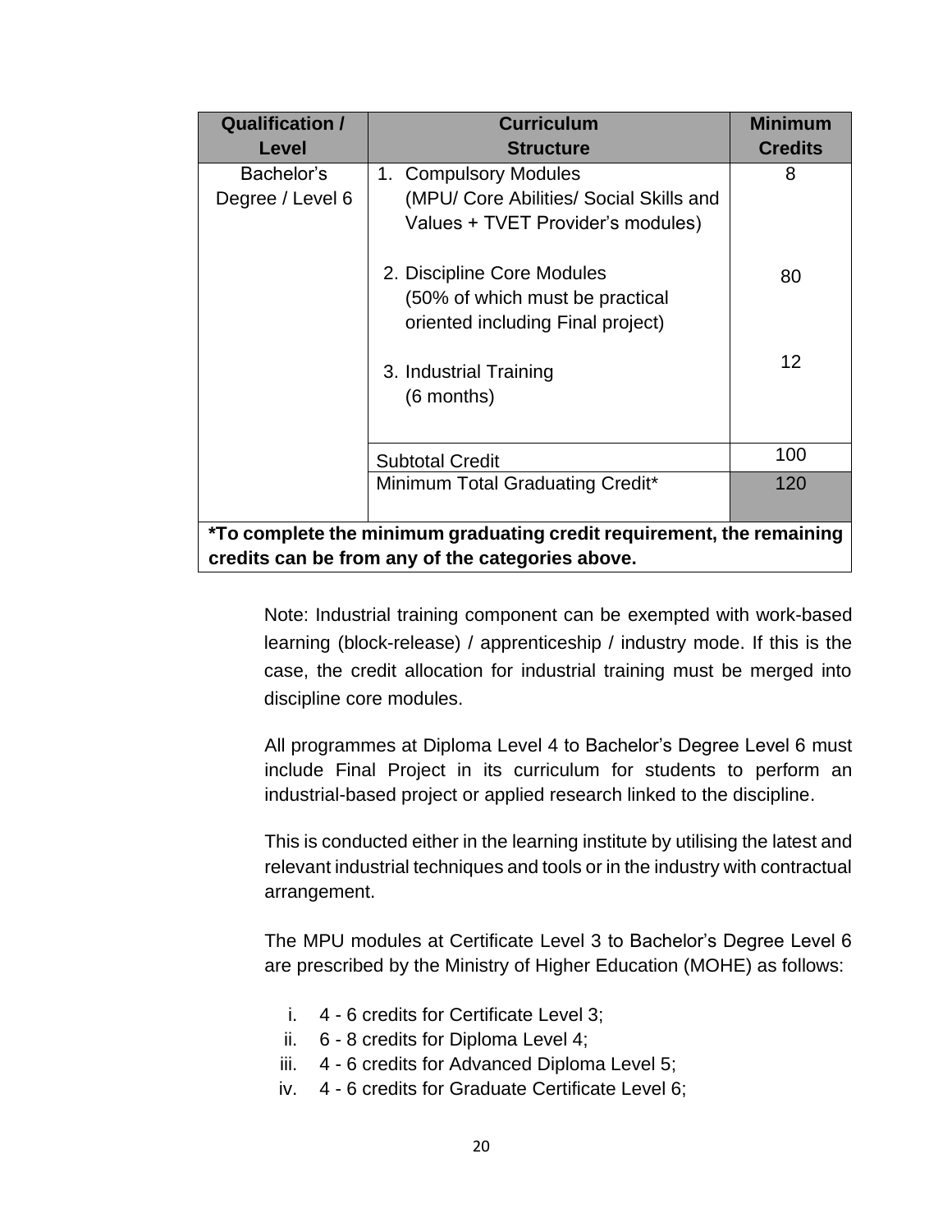| Qualification / Level | Curriculum Structure | Minimum Credits |
|---|---|---|
| Bachelor's Degree / Level 6 | 1. Compulsory Modules (MPU/ Core Abilities/ Social Skills and Values + TVET Provider's modules) | 8 |
| | 2. Discipline Core Modules (50% of which must be practical oriented including Final project) | 80 |
| | 3. Industrial Training (6 months) | 12 |
| | Subtotal Credit | 100 |
| | Minimum Total Graduating Credit* | 120 |
| ***To complete the minimum graduating credit requirement, the remaining credits can be from any of the categories above.** | | |

Note: Industrial training component can be exempted with work-based learning (block-release) / apprenticeship / industry mode. If this is the case, the credit allocation for industrial training must be merged into discipline core modules.

All programmes at Diploma Level 4 to Bachelor's Degree Level 6 must include Final Project in its curriculum for students to perform an industrial-based project or applied research linked to the discipline.

This is conducted either in the learning institute by utilising the latest and relevant industrial techniques and tools or in the industry with contractual arrangement.

The MPU modules at Certificate Level 3 to Bachelor's Degree Level 6 are prescribed by the Ministry of Higher Education (MOHE) as follows:

i. 4 - 6 credits for Certificate Level 3;
ii. 6 - 8 credits for Diploma Level 4;
iii. 4 - 6 credits for Advanced Diploma Level 5;
iv. 4 - 6 credits for Graduate Certificate Level 6;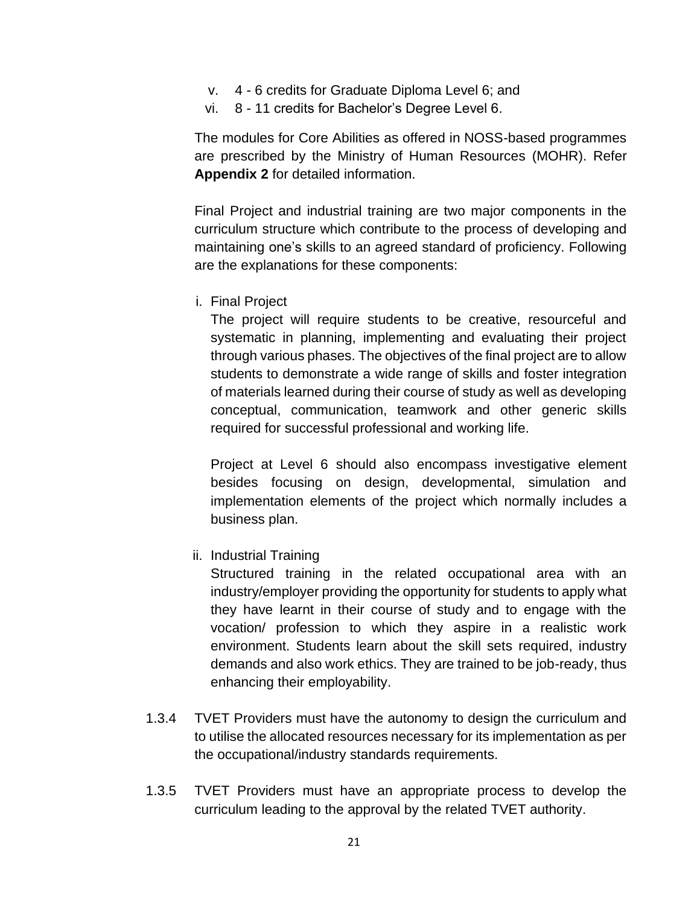v. 4 - 6 credits for Graduate Diploma Level 6; and
vi. 8 - 11 credits for Bachelor's Degree Level 6.

The modules for Core Abilities as offered in NOSS-based programmes are prescribed by the Ministry of Human Resources (MOHR). Refer **Appendix 2** for detailed information.

Final Project and industrial training are two major components in the curriculum structure which contribute to the process of developing and maintaining one's skills to an agreed standard of proficiency. Following are the explanations for these components:

i. Final Project

The project will require students to be creative, resourceful and systematic in planning, implementing and evaluating their project through various phases. The objectives of the final project are to allow students to demonstrate a wide range of skills and foster integration of materials learned during their course of study as well as developing conceptual, communication, teamwork and other generic skills required for successful professional and working life.

Project at Level 6 should also encompass investigative element besides focusing on design, developmental, simulation and implementation elements of the project which normally includes a business plan.

ii. Industrial Training

Structured training in the related occupational area with an industry/employer providing the opportunity for students to apply what they have learnt in their course of study and to engage with the vocation/ profession to which they aspire in a realistic work environment. Students learn about the skill sets required, industry demands and also work ethics. They are trained to be job-ready, thus enhancing their employability.

1.3.4 TVET Providers must have the autonomy to design the curriculum and to utilise the allocated resources necessary for its implementation as per the occupational/industry standards requirements.

1.3.5 TVET Providers must have an appropriate process to develop the curriculum leading to the approval by the related TVET authority.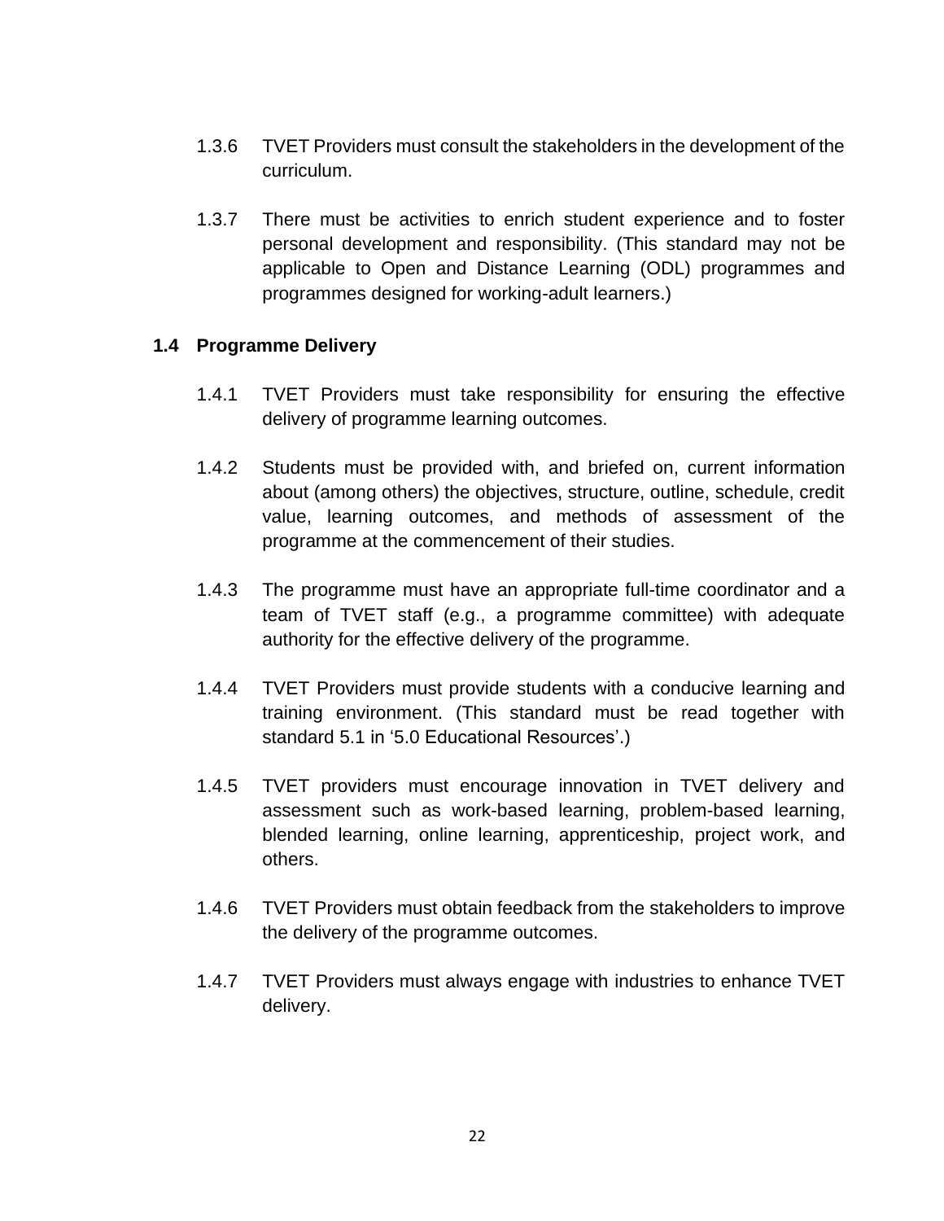1.3.6 TVET Providers must consult the stakeholders in the development of the curriculum.

1.3.7 There must be activities to enrich student experience and to foster personal development and responsibility. (This standard may not be applicable to Open and Distance Learning (ODL) programmes and programmes designed for working-adult learners.)

### 1.4 Programme Delivery

1.4.1 TVET Providers must take responsibility for ensuring the effective delivery of programme learning outcomes.

1.4.2 Students must be provided with, and briefed on, current information about (among others) the objectives, structure, outline, schedule, credit value, learning outcomes, and methods of assessment of the programme at the commencement of their studies.

1.4.3 The programme must have an appropriate full-time coordinator and a team of TVET staff (e.g., a programme committee) with adequate authority for the effective delivery of the programme.

1.4.4 TVET Providers must provide students with a conducive learning and training environment. (This standard must be read together with standard 5.1 in '5.0 Educational Resources'.)

1.4.5 TVET providers must encourage innovation in TVET delivery and assessment such as work-based learning, problem-based learning, blended learning, online learning, apprenticeship, project work, and others.

1.4.6 TVET Providers must obtain feedback from the stakeholders to improve the delivery of the programme outcomes.

1.4.7 TVET Providers must always engage with industries to enhance TVET delivery.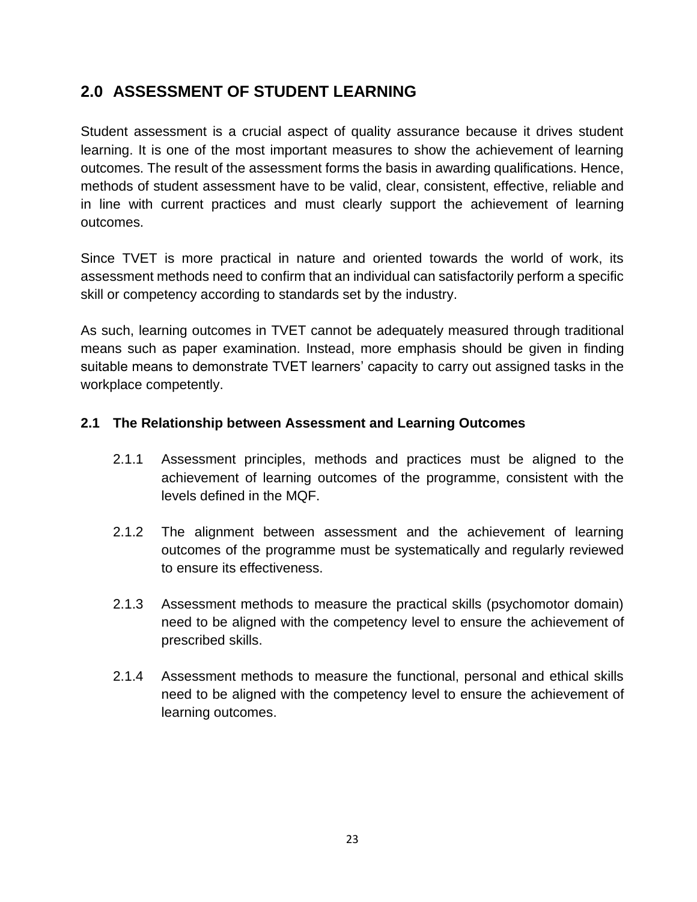## 2.0 ASSESSMENT OF STUDENT LEARNING

Student assessment is a crucial aspect of quality assurance because it drives student learning. It is one of the most important measures to show the achievement of learning outcomes. The result of the assessment forms the basis in awarding qualifications. Hence, methods of student assessment have to be valid, clear, consistent, effective, reliable and in line with current practices and must clearly support the achievement of learning outcomes.

Since TVET is more practical in nature and oriented towards the world of work, its assessment methods need to confirm that an individual can satisfactorily perform a specific skill or competency according to standards set by the industry.

As such, learning outcomes in TVET cannot be adequately measured through traditional means such as paper examination. Instead, more emphasis should be given in finding suitable means to demonstrate TVET learners' capacity to carry out assigned tasks in the workplace competently.

### 2.1 The Relationship between Assessment and Learning Outcomes

2.1.1 Assessment principles, methods and practices must be aligned to the achievement of learning outcomes of the programme, consistent with the levels defined in the MQF.

2.1.2 The alignment between assessment and the achievement of learning outcomes of the programme must be systematically and regularly reviewed to ensure its effectiveness.

2.1.3 Assessment methods to measure the practical skills (psychomotor domain) need to be aligned with the competency level to ensure the achievement of prescribed skills.

2.1.4 Assessment methods to measure the functional, personal and ethical skills need to be aligned with the competency level to ensure the achievement of learning outcomes.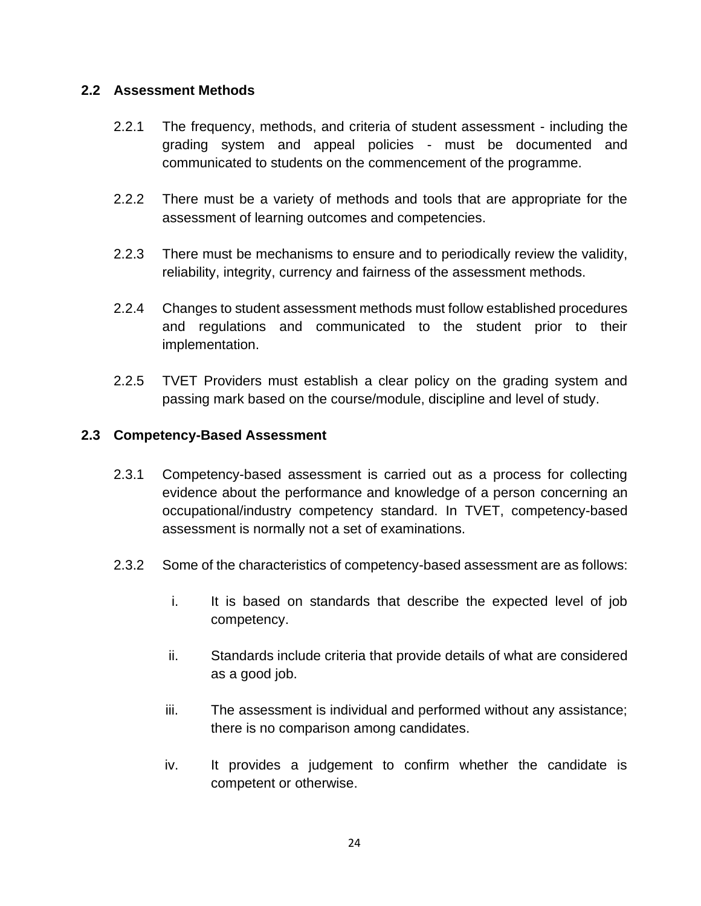## 2.2 Assessment Methods

2.2.1 The frequency, methods, and criteria of student assessment - including the grading system and appeal policies - must be documented and communicated to students on the commencement of the programme.

2.2.2 There must be a variety of methods and tools that are appropriate for the assessment of learning outcomes and competencies.

2.2.3 There must be mechanisms to ensure and to periodically review the validity, reliability, integrity, currency and fairness of the assessment methods.

2.2.4 Changes to student assessment methods must follow established procedures and regulations and communicated to the student prior to their implementation.

2.2.5 TVET Providers must establish a clear policy on the grading system and passing mark based on the course/module, discipline and level of study.

## 2.3 Competency-Based Assessment

2.3.1 Competency-based assessment is carried out as a process for collecting evidence about the performance and knowledge of a person concerning an occupational/industry competency standard. In TVET, competency-based assessment is normally not a set of examinations.

2.3.2 Some of the characteristics of competency-based assessment are as follows:

i. It is based on standards that describe the expected level of job competency.

ii. Standards include criteria that provide details of what are considered as a good job.

iii. The assessment is individual and performed without any assistance; there is no comparison among candidates.

iv. It provides a judgement to confirm whether the candidate is competent or otherwise.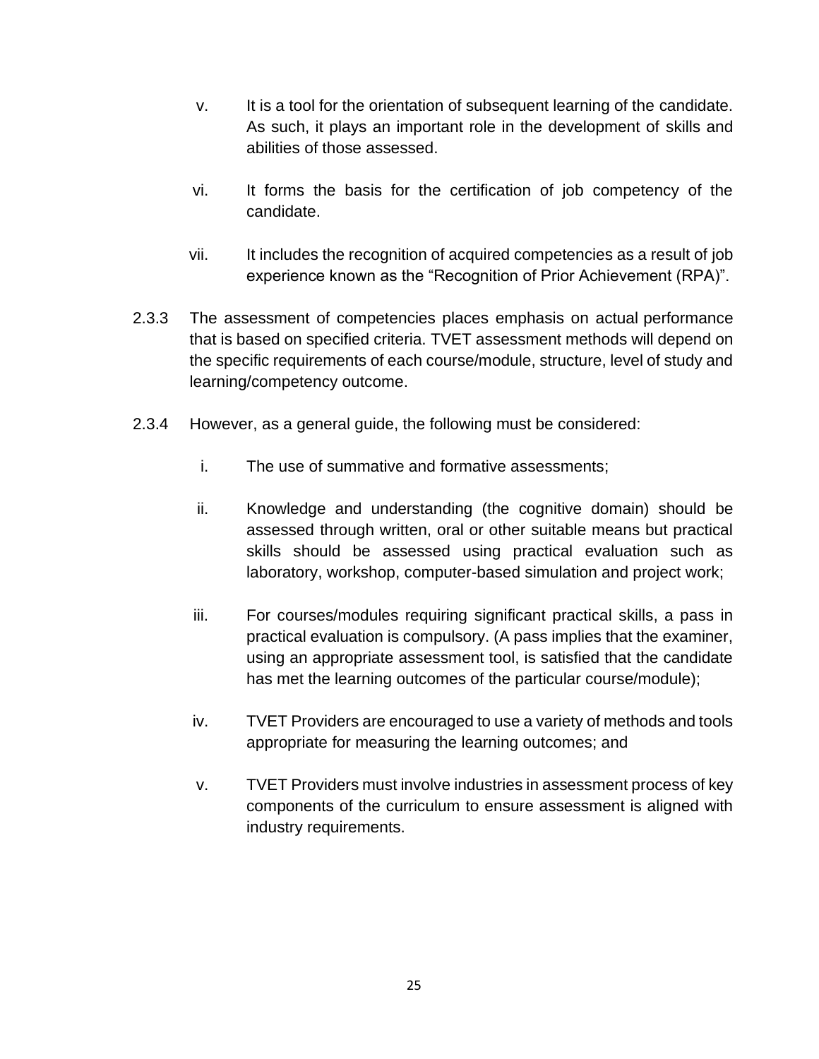v. It is a tool for the orientation of subsequent learning of the candidate. As such, it plays an important role in the development of skills and abilities of those assessed.

vi. It forms the basis for the certification of job competency of the candidate.

vii. It includes the recognition of acquired competencies as a result of job experience known as the “Recognition of Prior Achievement (RPA)”.

2.3.3 The assessment of competencies places emphasis on actual performance that is based on specified criteria. TVET assessment methods will depend on the specific requirements of each course/module, structure, level of study and learning/competency outcome.

2.3.4 However, as a general guide, the following must be considered:

i. The use of summative and formative assessments;

ii. Knowledge and understanding (the cognitive domain) should be assessed through written, oral or other suitable means but practical skills should be assessed using practical evaluation such as laboratory, workshop, computer-based simulation and project work;

iii. For courses/modules requiring significant practical skills, a pass in practical evaluation is compulsory. (A pass implies that the examiner, using an appropriate assessment tool, is satisfied that the candidate has met the learning outcomes of the particular course/module);

iv. TVET Providers are encouraged to use a variety of methods and tools appropriate for measuring the learning outcomes; and

v. TVET Providers must involve industries in assessment process of key components of the curriculum to ensure assessment is aligned with industry requirements.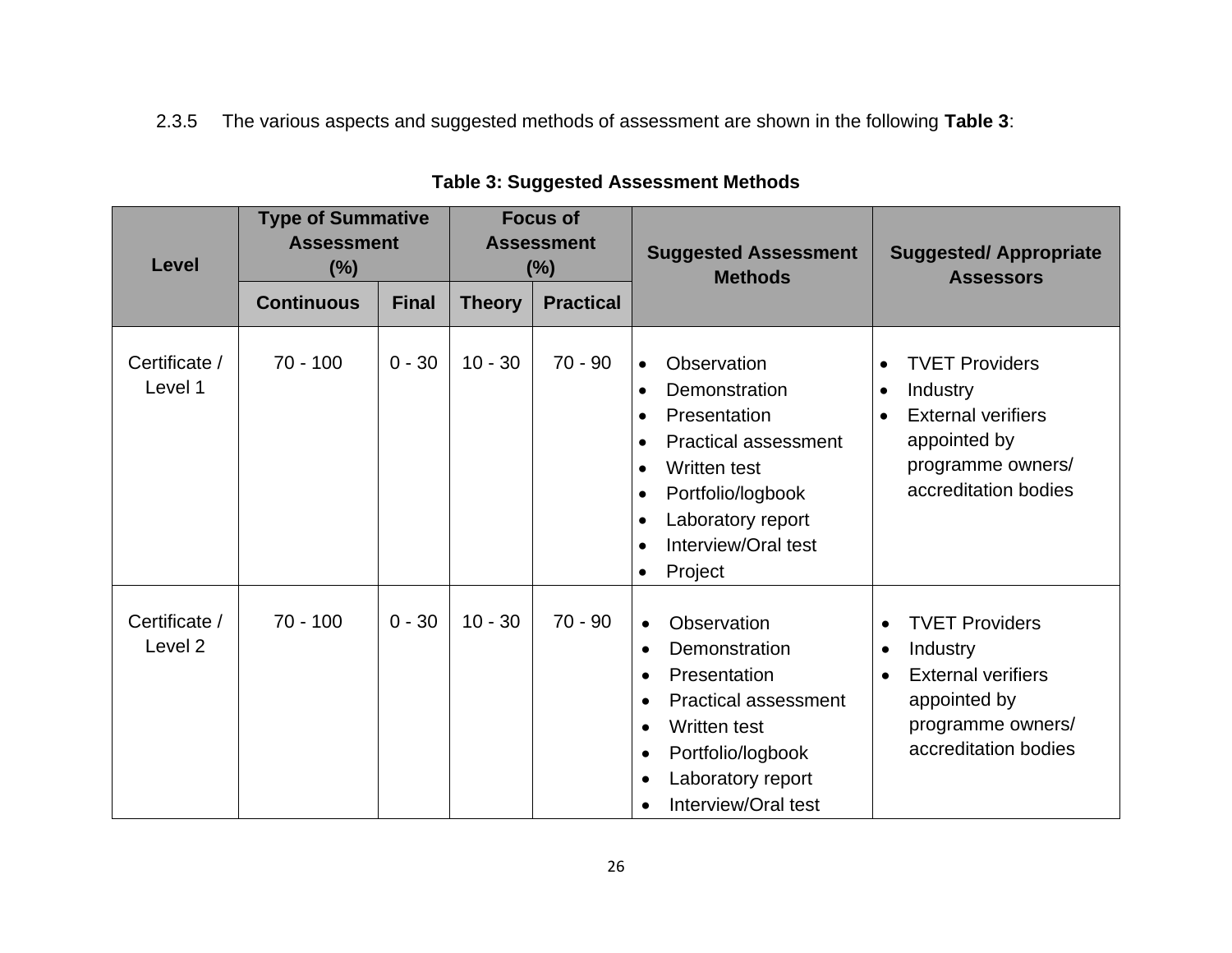2.3.5 The various aspects and suggested methods of assessment are shown in the following **Table 3**:

**Table 3: Suggested Assessment Methods**

| Level | Type of Summative Assessment (%) | | Focus of Assessment (%) | | Suggested Assessment Methods | Suggested/ Appropriate Assessors |
|---|---|---|---|---|---|---|
| | Continuous | Final | Theory | Practical | | |
| Certificate / Level 1 | 70 - 100 | 0 - 30 | 10 - 30 | 70 - 90 | • Observation<br>• Demonstration<br>• Presentation<br>• Practical assessment<br>• Written test<br>• Portfolio/logbook<br>• Laboratory report<br>• Interview/Oral test<br>• Project | • TVET Providers<br>• Industry<br>• External verifiers appointed by programme owners/ accreditation bodies |
| Certificate / Level 2 | 70 - 100 | 0 - 30 | 10 - 30 | 70 - 90 | • Observation<br>• Demonstration<br>• Presentation<br>• Practical assessment<br>• Written test<br>• Portfolio/logbook<br>• Laboratory report<br>• Interview/Oral test | • TVET Providers<br>• Industry<br>• External verifiers appointed by programme owners/ accreditation bodies |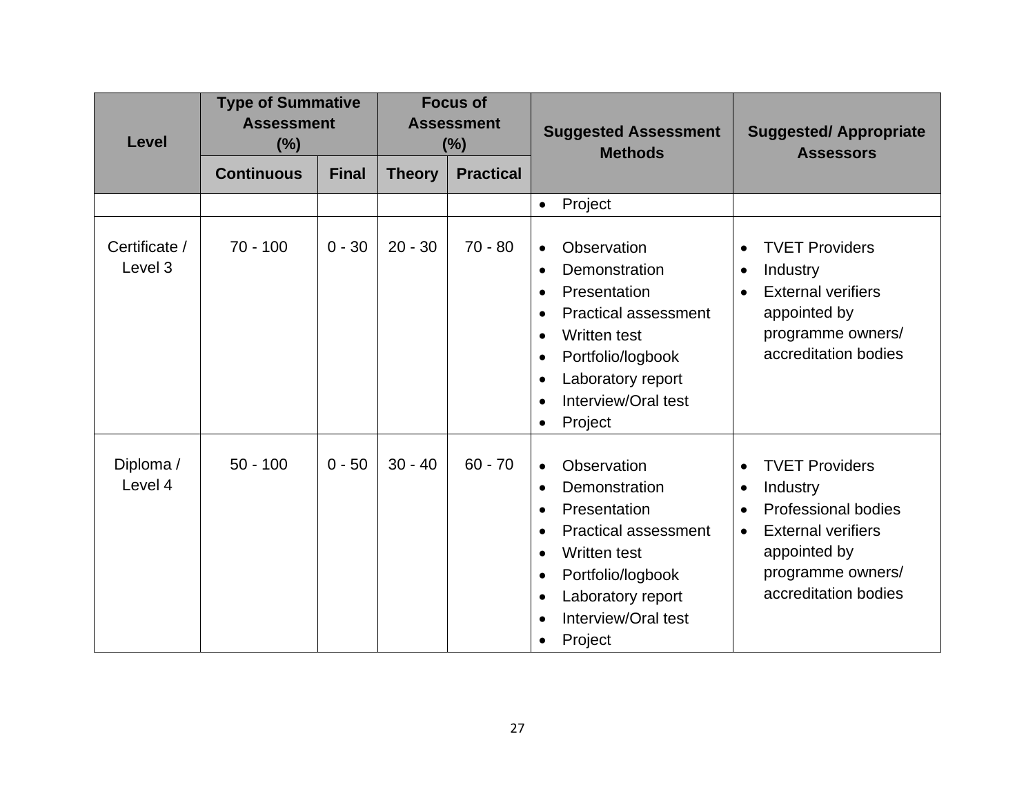| Level | Type of Summative Assessment (%) | | Focus of Assessment (%) | | Suggested Assessment Methods | Suggested/ Appropriate Assessors |
|---|---|---|---|---|---|---|
| | Continuous | Final | Theory | Practical | | |
| | | | | | • Project | |
| Certificate / Level 3 | 70 - 100 | 0 - 30 | 20 - 30 | 70 - 80 | • Observation<br>• Demonstration<br>• Presentation<br>• Practical assessment<br>• Written test<br>• Portfolio/logbook<br>• Laboratory report<br>• Interview/Oral test<br>• Project | • TVET Providers<br>• Industry<br>• External verifiers appointed by programme owners/ accreditation bodies |
| Diploma / Level 4 | 50 - 100 | 0 - 50 | 30 - 40 | 60 - 70 | • Observation<br>• Demonstration<br>• Presentation<br>• Practical assessment<br>• Written test<br>• Portfolio/logbook<br>• Laboratory report<br>• Interview/Oral test<br>• Project | • TVET Providers<br>• Industry<br>• Professional bodies<br>• External verifiers appointed by programme owners/ accreditation bodies |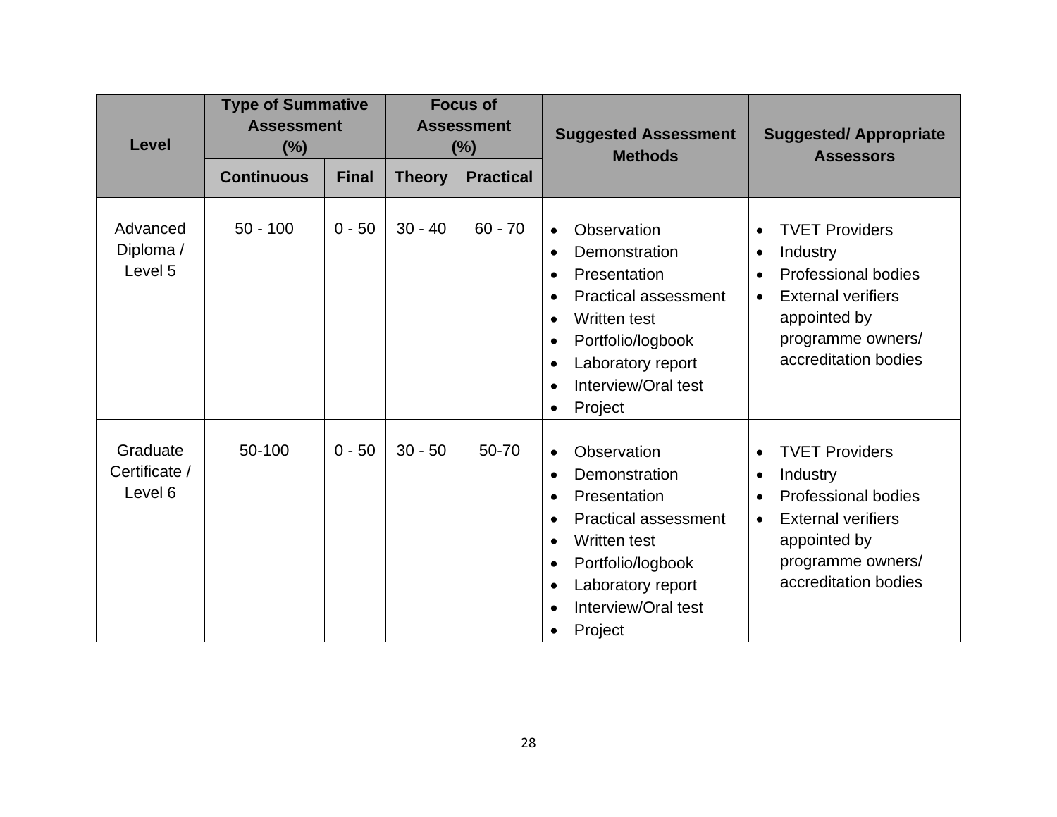| Level | Type of Summative Assessment (%) | | Focus of Assessment (%) | | Suggested Assessment Methods | Suggested/ Appropriate Assessors |
|---|---|---|---|---|---|---|
| | Continuous | Final | Theory | Practical | | |
| Advanced Diploma / Level 5 | 50 - 100 | 0 - 50 | 30 - 40 | 60 - 70 | • Observation<br>• Demonstration<br>• Presentation<br>• Practical assessment<br>• Written test<br>• Portfolio/logbook<br>• Laboratory report<br>• Interview/Oral test<br>• Project | • TVET Providers<br>• Industry<br>• Professional bodies<br>• External verifiers appointed by programme owners/ accreditation bodies |
| Graduate Certificate / Level 6 | 50-100 | 0 - 50 | 30 - 50 | 50-70 | • Observation<br>• Demonstration<br>• Presentation<br>• Practical assessment<br>• Written test<br>• Portfolio/logbook<br>• Laboratory report<br>• Interview/Oral test<br>• Project | • TVET Providers<br>• Industry<br>• Professional bodies<br>• External verifiers appointed by programme owners/ accreditation bodies |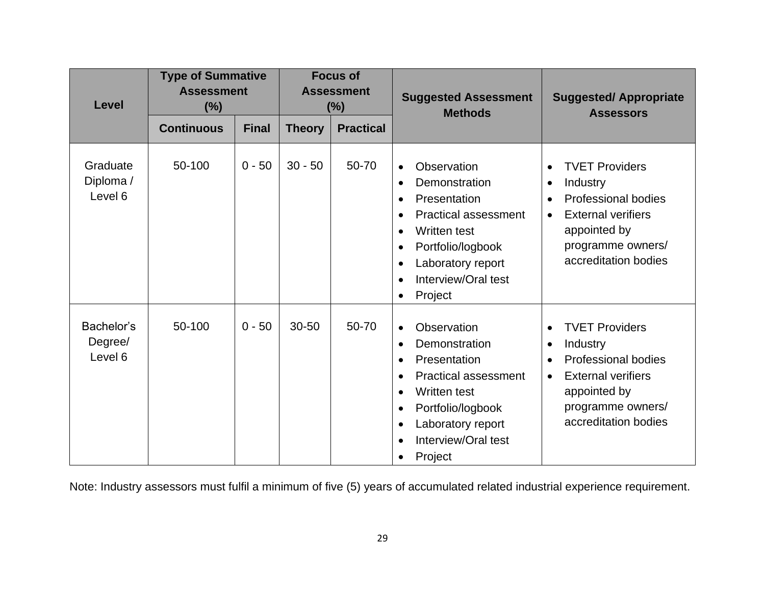| Level | Type of Summative Assessment (%) | | Focus of Assessment (%) | | Suggested Assessment Methods | Suggested/ Appropriate Assessors |
|---|---|---|---|---|---|---|
| | Continuous | Final | Theory | Practical | | |
| Graduate Diploma / Level 6 | 50-100 | 0 - 50 | 30 - 50 | 50-70 | • Observation<br>• Demonstration<br>• Presentation<br>• Practical assessment<br>• Written test<br>• Portfolio/logbook<br>• Laboratory report<br>• Interview/Oral test<br>• Project | • TVET Providers<br>• Industry<br>• Professional bodies<br>• External verifiers appointed by programme owners/ accreditation bodies |
| Bachelor's Degree/ Level 6 | 50-100 | 0 - 50 | 30-50 | 50-70 | • Observation<br>• Demonstration<br>• Presentation<br>• Practical assessment<br>• Written test<br>• Portfolio/logbook<br>• Laboratory report<br>• Interview/Oral test<br>• Project | • TVET Providers<br>• Industry<br>• Professional bodies<br>• External verifiers appointed by programme owners/ accreditation bodies |

Note: Industry assessors must fulfil a minimum of five (5) years of accumulated related industrial experience requirement.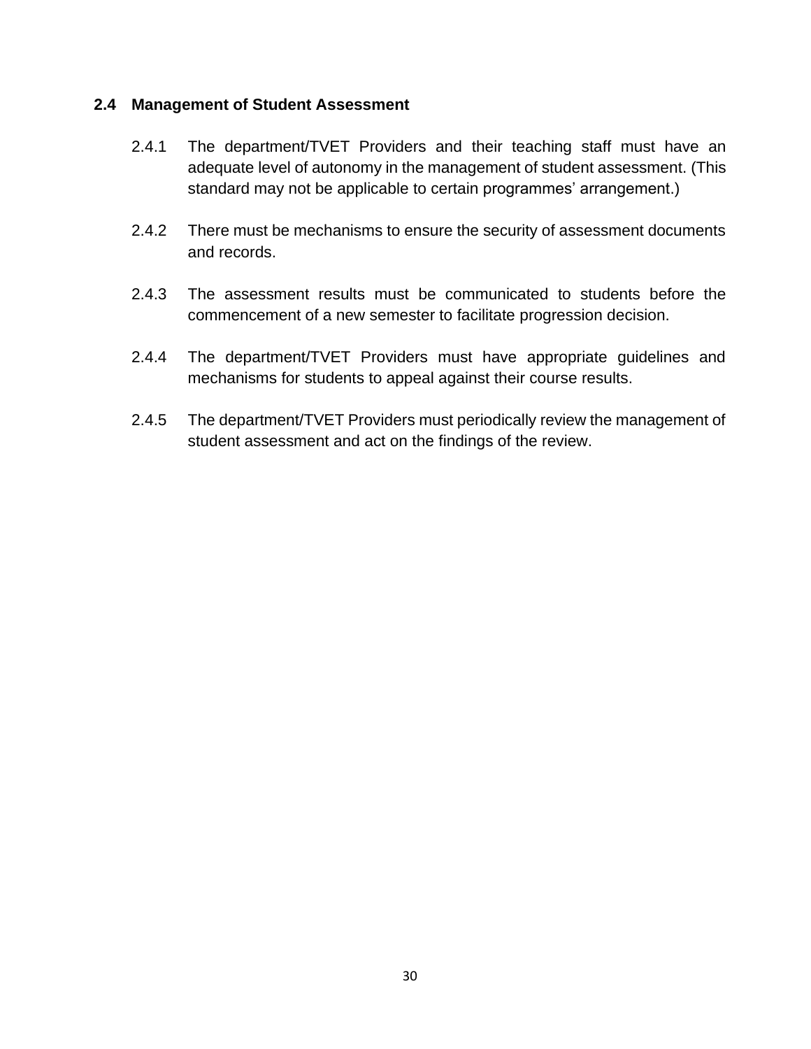### 2.4 Management of Student Assessment

2.4.1 The department/TVET Providers and their teaching staff must have an adequate level of autonomy in the management of student assessment. (This standard may not be applicable to certain programmes' arrangement.)

2.4.2 There must be mechanisms to ensure the security of assessment documents and records.

2.4.3 The assessment results must be communicated to students before the commencement of a new semester to facilitate progression decision.

2.4.4 The department/TVET Providers must have appropriate guidelines and mechanisms for students to appeal against their course results.

2.4.5 The department/TVET Providers must periodically review the management of student assessment and act on the findings of the review.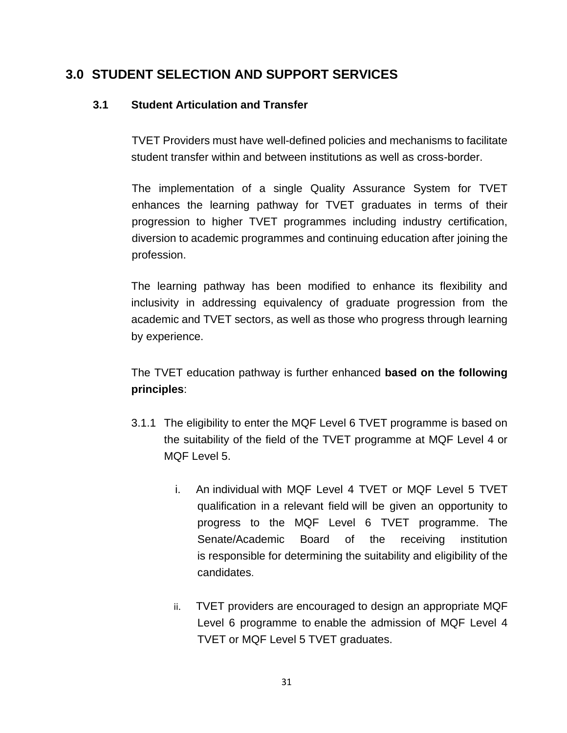## 3.0 STUDENT SELECTION AND SUPPORT SERVICES

### 3.1 Student Articulation and Transfer

TVET Providers must have well-defined policies and mechanisms to facilitate student transfer within and between institutions as well as cross-border.

The implementation of a single Quality Assurance System for TVET enhances the learning pathway for TVET graduates in terms of their progression to higher TVET programmes including industry certification, diversion to academic programmes and continuing education after joining the profession.

The learning pathway has been modified to enhance its flexibility and inclusivity in addressing equivalency of graduate progression from the academic and TVET sectors, as well as those who progress through learning by experience.

The TVET education pathway is further enhanced **based on the following principles**:

3.1.1 The eligibility to enter the MQF Level 6 TVET programme is based on the suitability of the field of the TVET programme at MQF Level 4 or MQF Level 5.

i. An individual with MQF Level 4 TVET or MQF Level 5 TVET qualification in a relevant field will be given an opportunity to progress to the MQF Level 6 TVET programme. The Senate/Academic Board of the receiving institution is responsible for determining the suitability and eligibility of the candidates.

ii. TVET providers are encouraged to design an appropriate MQF Level 6 programme to enable the admission of MQF Level 4 TVET or MQF Level 5 TVET graduates.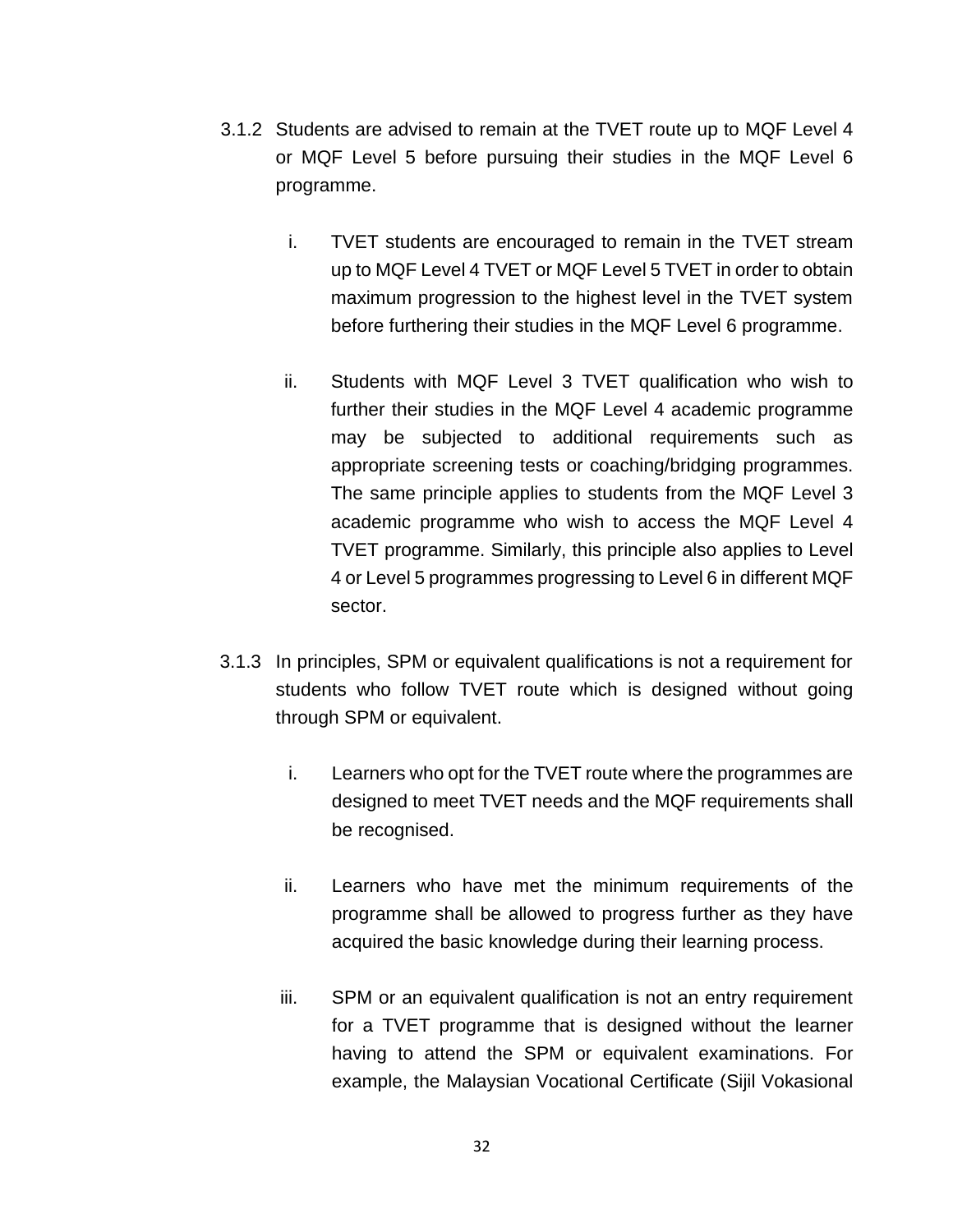3.1.2 Students are advised to remain at the TVET route up to MQF Level 4 or MQF Level 5 before pursuing their studies in the MQF Level 6 programme.

i. TVET students are encouraged to remain in the TVET stream up to MQF Level 4 TVET or MQF Level 5 TVET in order to obtain maximum progression to the highest level in the TVET system before furthering their studies in the MQF Level 6 programme.

ii. Students with MQF Level 3 TVET qualification who wish to further their studies in the MQF Level 4 academic programme may be subjected to additional requirements such as appropriate screening tests or coaching/bridging programmes. The same principle applies to students from the MQF Level 3 academic programme who wish to access the MQF Level 4 TVET programme. Similarly, this principle also applies to Level 4 or Level 5 programmes progressing to Level 6 in different MQF sector.

3.1.3 In principles, SPM or equivalent qualifications is not a requirement for students who follow TVET route which is designed without going through SPM or equivalent.

i. Learners who opt for the TVET route where the programmes are designed to meet TVET needs and the MQF requirements shall be recognised.

ii. Learners who have met the minimum requirements of the programme shall be allowed to progress further as they have acquired the basic knowledge during their learning process.

iii. SPM or an equivalent qualification is not an entry requirement for a TVET programme that is designed without the learner having to attend the SPM or equivalent examinations. For example, the Malaysian Vocational Certificate (Sijil Vokasional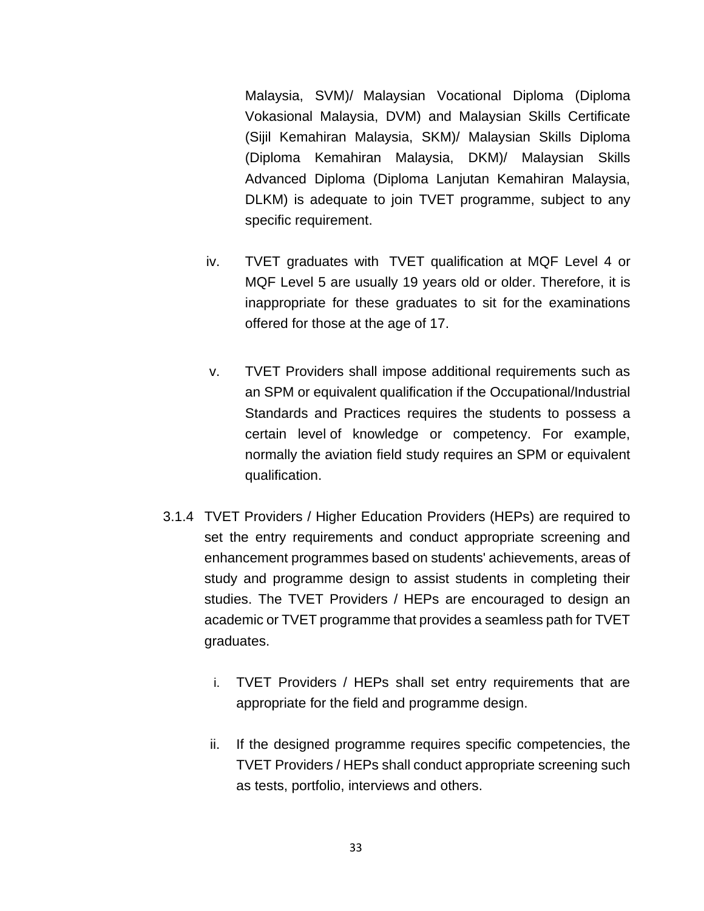Malaysia, SVM)/ Malaysian Vocational Diploma (Diploma Vokasional Malaysia, DVM) and Malaysian Skills Certificate (Sijil Kemahiran Malaysia, SKM)/ Malaysian Skills Diploma (Diploma Kemahiran Malaysia, DKM)/ Malaysian Skills Advanced Diploma (Diploma Lanjutan Kemahiran Malaysia, DLKM) is adequate to join TVET programme, subject to any specific requirement.

iv. TVET graduates with TVET qualification at MQF Level 4 or MQF Level 5 are usually 19 years old or older. Therefore, it is inappropriate for these graduates to sit for the examinations offered for those at the age of 17.

v. TVET Providers shall impose additional requirements such as an SPM or equivalent qualification if the Occupational/Industrial Standards and Practices requires the students to possess a certain level of knowledge or competency. For example, normally the aviation field study requires an SPM or equivalent qualification.

3.1.4 TVET Providers / Higher Education Providers (HEPs) are required to set the entry requirements and conduct appropriate screening and enhancement programmes based on students' achievements, areas of study and programme design to assist students in completing their studies. The TVET Providers / HEPs are encouraged to design an academic or TVET programme that provides a seamless path for TVET graduates.

i. TVET Providers / HEPs shall set entry requirements that are appropriate for the field and programme design.

ii. If the designed programme requires specific competencies, the TVET Providers / HEPs shall conduct appropriate screening such as tests, portfolio, interviews and others.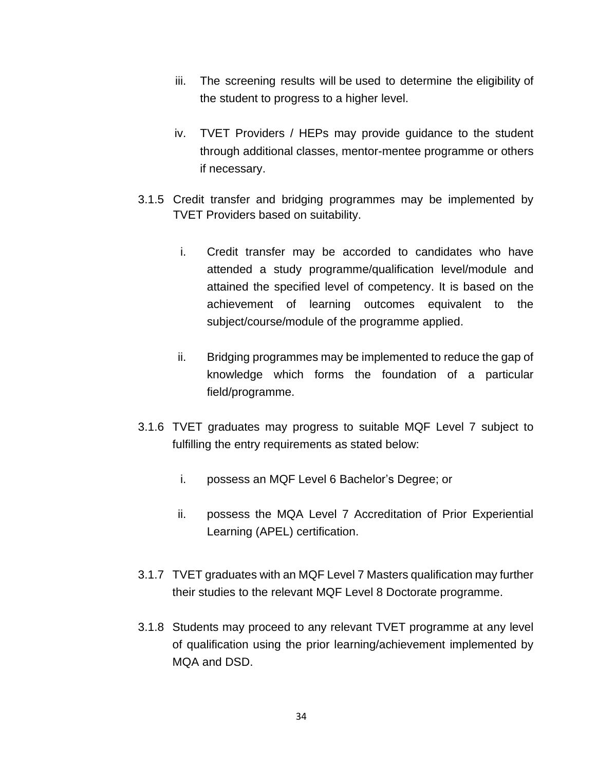iii. The screening results will be used to determine the eligibility of the student to progress to a higher level.

iv. TVET Providers / HEPs may provide guidance to the student through additional classes, mentor-mentee programme or others if necessary.

3.1.5 Credit transfer and bridging programmes may be implemented by TVET Providers based on suitability.

i. Credit transfer may be accorded to candidates who have attended a study programme/qualification level/module and attained the specified level of competency. It is based on the achievement of learning outcomes equivalent to the subject/course/module of the programme applied.

ii. Bridging programmes may be implemented to reduce the gap of knowledge which forms the foundation of a particular field/programme.

3.1.6 TVET graduates may progress to suitable MQF Level 7 subject to fulfilling the entry requirements as stated below:

i. possess an MQF Level 6 Bachelor's Degree; or

ii. possess the MQA Level 7 Accreditation of Prior Experiential Learning (APEL) certification.

3.1.7 TVET graduates with an MQF Level 7 Masters qualification may further their studies to the relevant MQF Level 8 Doctorate programme.

3.1.8 Students may proceed to any relevant TVET programme at any level of qualification using the prior learning/achievement implemented by MQA and DSD.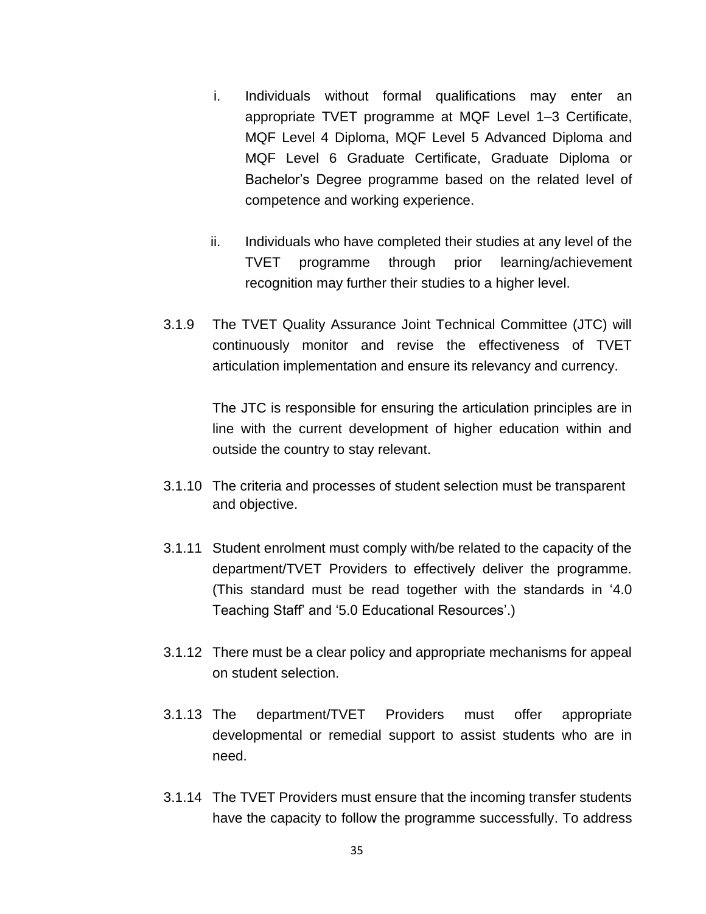i. Individuals without formal qualifications may enter an appropriate TVET programme at MQF Level 1–3 Certificate, MQF Level 4 Diploma, MQF Level 5 Advanced Diploma and MQF Level 6 Graduate Certificate, Graduate Diploma or Bachelor's Degree programme based on the related level of competence and working experience.

ii. Individuals who have completed their studies at any level of the TVET programme through prior learning/achievement recognition may further their studies to a higher level.

3.1.9 The TVET Quality Assurance Joint Technical Committee (JTC) will continuously monitor and revise the effectiveness of TVET articulation implementation and ensure its relevancy and currency.

The JTC is responsible for ensuring the articulation principles are in line with the current development of higher education within and outside the country to stay relevant.

3.1.10 The criteria and processes of student selection must be transparent and objective.

3.1.11 Student enrolment must comply with/be related to the capacity of the department/TVET Providers to effectively deliver the programme. (This standard must be read together with the standards in '4.0 Teaching Staff' and '5.0 Educational Resources'.)

3.1.12 There must be a clear policy and appropriate mechanisms for appeal on student selection.

3.1.13 The department/TVET Providers must offer appropriate developmental or remedial support to assist students who are in need.

3.1.14 The TVET Providers must ensure that the incoming transfer students have the capacity to follow the programme successfully. To address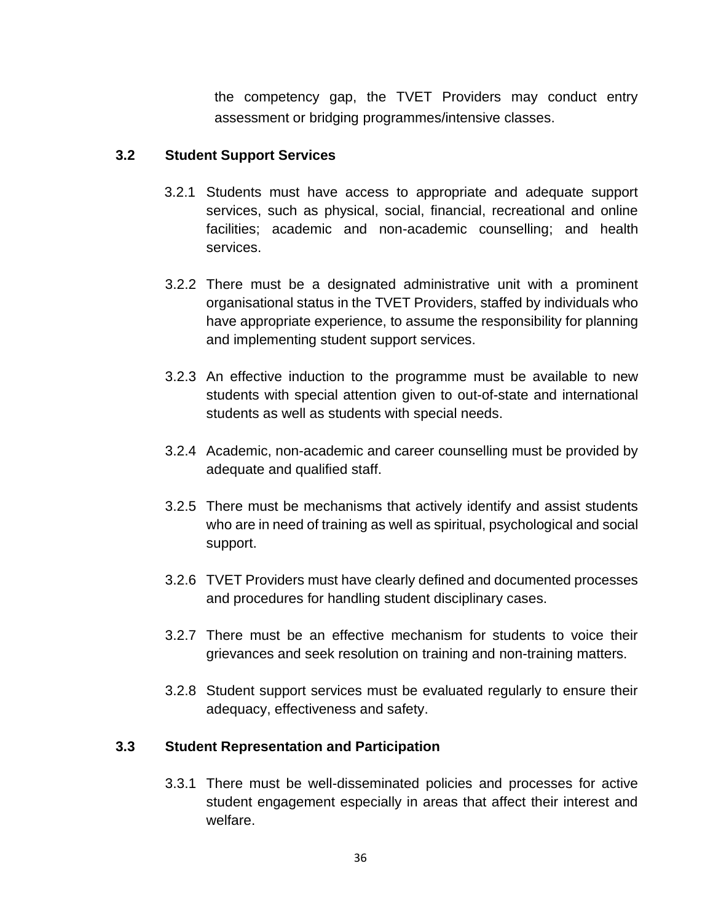the competency gap, the TVET Providers may conduct entry assessment or bridging programmes/intensive classes.

### 3.2 Student Support Services

3.2.1 Students must have access to appropriate and adequate support services, such as physical, social, financial, recreational and online facilities; academic and non-academic counselling; and health services.

3.2.2 There must be a designated administrative unit with a prominent organisational status in the TVET Providers, staffed by individuals who have appropriate experience, to assume the responsibility for planning and implementing student support services.

3.2.3 An effective induction to the programme must be available to new students with special attention given to out-of-state and international students as well as students with special needs.

3.2.4 Academic, non-academic and career counselling must be provided by adequate and qualified staff.

3.2.5 There must be mechanisms that actively identify and assist students who are in need of training as well as spiritual, psychological and social support.

3.2.6 TVET Providers must have clearly defined and documented processes and procedures for handling student disciplinary cases.

3.2.7 There must be an effective mechanism for students to voice their grievances and seek resolution on training and non-training matters.

3.2.8 Student support services must be evaluated regularly to ensure their adequacy, effectiveness and safety.

### 3.3 Student Representation and Participation

3.3.1 There must be well-disseminated policies and processes for active student engagement especially in areas that affect their interest and welfare.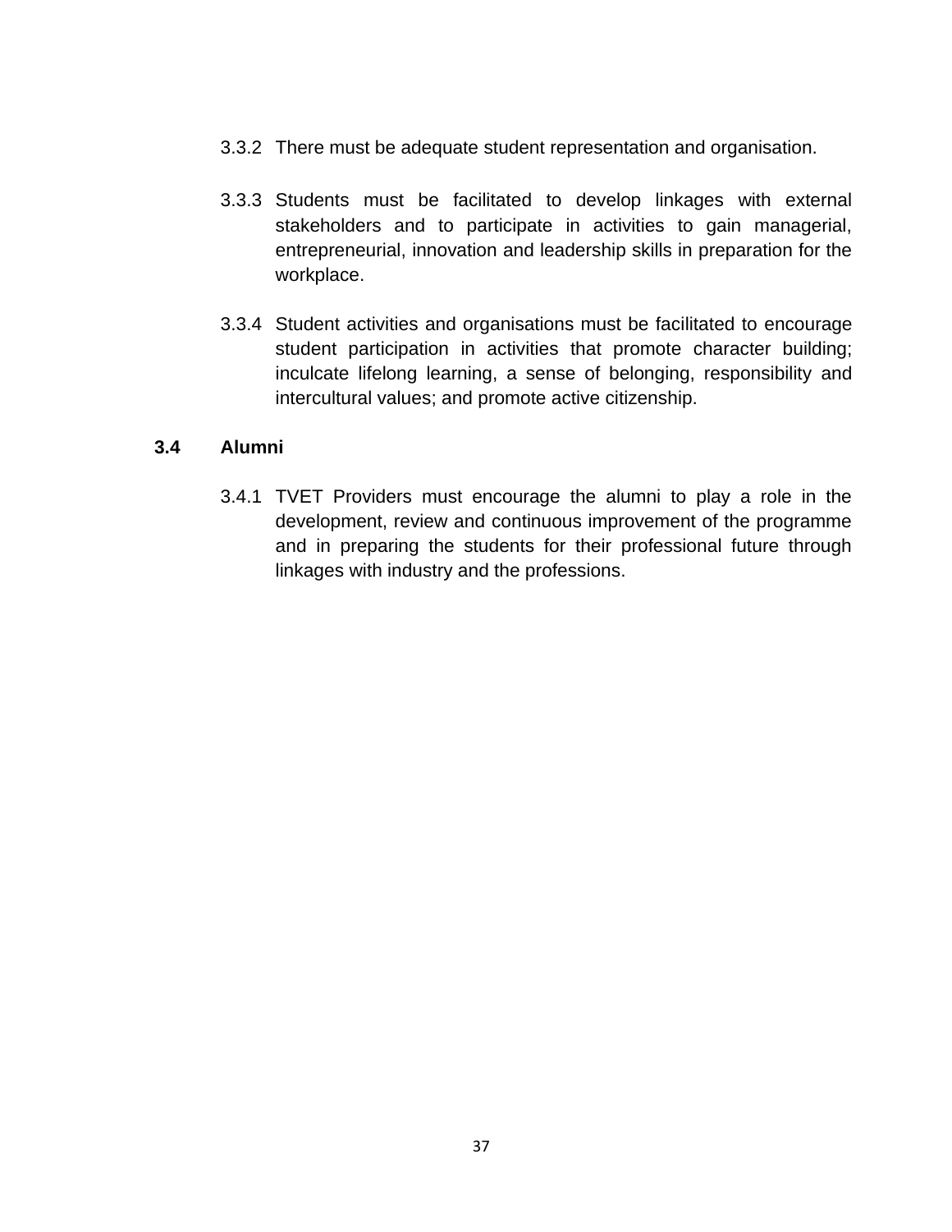3.3.2 There must be adequate student representation and organisation.

3.3.3 Students must be facilitated to develop linkages with external stakeholders and to participate in activities to gain managerial, entrepreneurial, innovation and leadership skills in preparation for the workplace.

3.3.4 Student activities and organisations must be facilitated to encourage student participation in activities that promote character building; inculcate lifelong learning, a sense of belonging, responsibility and intercultural values; and promote active citizenship.

### 3.4 Alumni

3.4.1 TVET Providers must encourage the alumni to play a role in the development, review and continuous improvement of the programme and in preparing the students for their professional future through linkages with industry and the professions.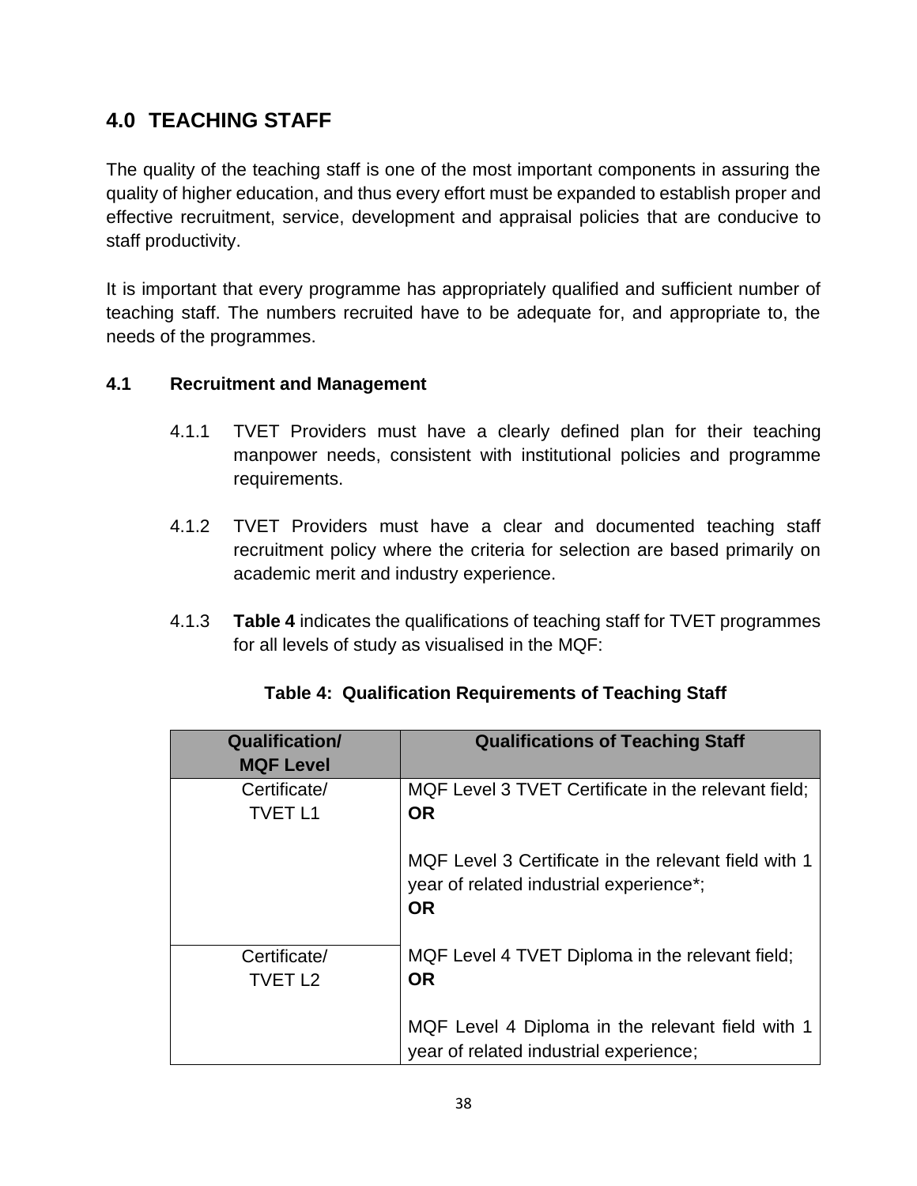## 4.0 TEACHING STAFF

The quality of the teaching staff is one of the most important components in assuring the quality of higher education, and thus every effort must be expanded to establish proper and effective recruitment, service, development and appraisal policies that are conducive to staff productivity.

It is important that every programme has appropriately qualified and sufficient number of teaching staff. The numbers recruited have to be adequate for, and appropriate to, the needs of the programmes.

### 4.1 Recruitment and Management

4.1.1 TVET Providers must have a clearly defined plan for their teaching manpower needs, consistent with institutional policies and programme requirements.

4.1.2 TVET Providers must have a clear and documented teaching staff recruitment policy where the criteria for selection are based primarily on academic merit and industry experience.

4.1.3 **Table 4** indicates the qualifications of teaching staff for TVET programmes for all levels of study as visualised in the MQF:

**Table 4: Qualification Requirements of Teaching Staff**

| Qualification/ MQF Level | Qualifications of Teaching Staff |
|---|---|
| Certificate/ TVET L1 | MQF Level 3 TVET Certificate in the relevant field; **OR** <br><br> MQF Level 3 Certificate in the relevant field with 1 year of related industrial experience*; **OR** |
| Certificate/ TVET L2 | MQF Level 4 TVET Diploma in the relevant field; **OR** <br><br> MQF Level 4 Diploma in the relevant field with 1 year of related industrial experience; |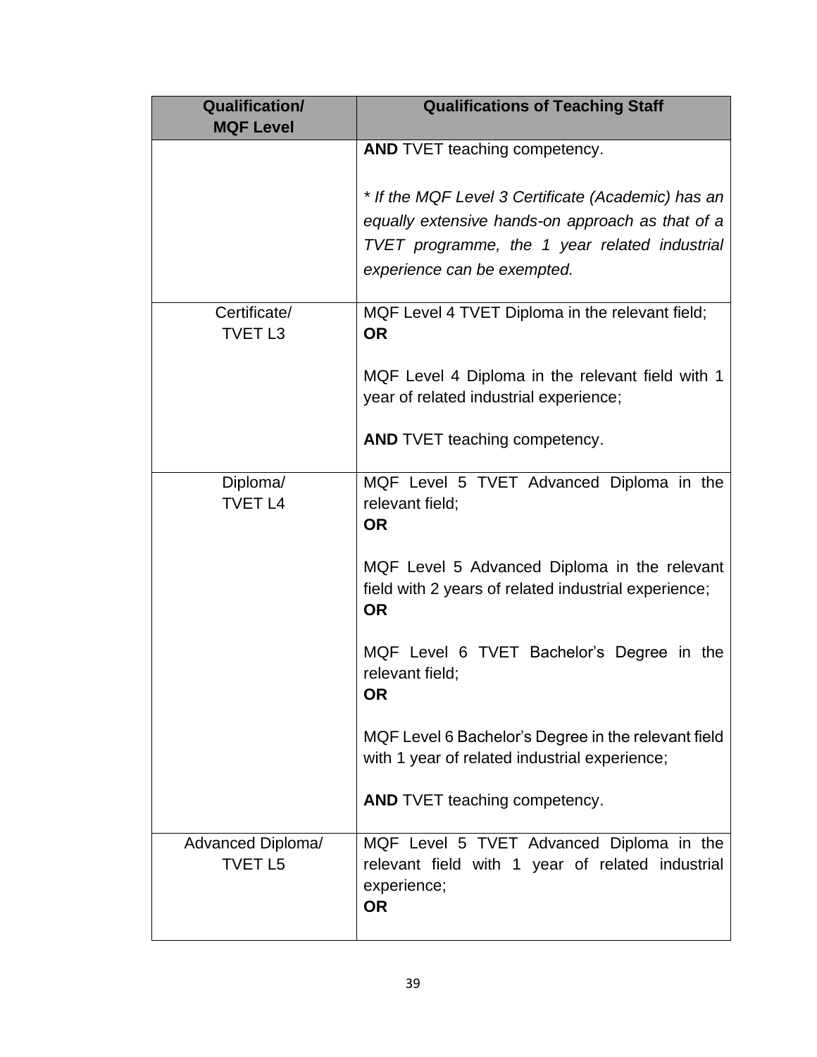| Qualification/<br>MQF Level | Qualifications of Teaching Staff |
| --- | --- |
| | **AND** TVET teaching competency.<br><br>*\* If the MQF Level 3 Certificate (Academic) has an equally extensive hands-on approach as that of a TVET programme, the 1 year related industrial experience can be exempted.* |
| Certificate/<br>TVET L3 | MQF Level 4 TVET Diploma in the relevant field;<br>**OR**<br><br>MQF Level 4 Diploma in the relevant field with 1 year of related industrial experience;<br><br>**AND** TVET teaching competency. |
| Diploma/<br>TVET L4 | MQF Level 5 TVET Advanced Diploma in the relevant field;<br>**OR**<br><br>MQF Level 5 Advanced Diploma in the relevant field with 2 years of related industrial experience;<br>**OR**<br><br>MQF Level 6 TVET Bachelor's Degree in the relevant field;<br>**OR**<br><br>MQF Level 6 Bachelor's Degree in the relevant field with 1 year of related industrial experience;<br><br>**AND** TVET teaching competency. |
| Advanced Diploma/<br>TVET L5 | MQF Level 5 TVET Advanced Diploma in the relevant field with 1 year of related industrial experience;<br>**OR** |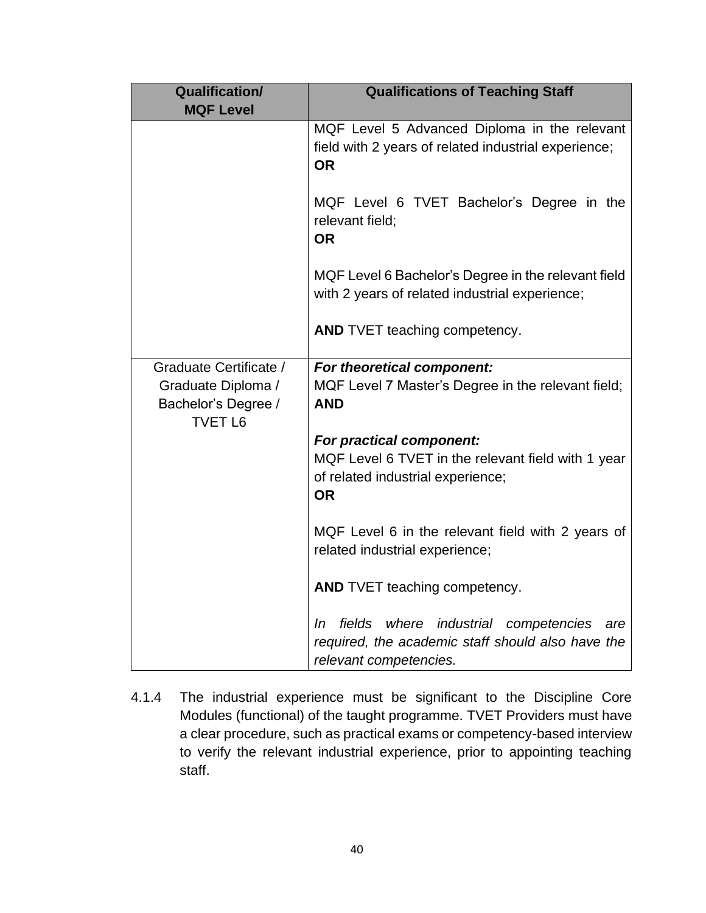| Qualification/ MQF Level | Qualifications of Teaching Staff |
| --- | --- |
| | MQF Level 5 Advanced Diploma in the relevant field with 2 years of related industrial experience;<br>**OR**<br><br>MQF Level 6 TVET Bachelor's Degree in the relevant field;<br>**OR**<br><br>MQF Level 6 Bachelor's Degree in the relevant field with 2 years of related industrial experience;<br><br>**AND** TVET teaching competency. |
| Graduate Certificate / Graduate Diploma / Bachelor's Degree / TVET L6 | ***For theoretical component:***<br>MQF Level 7 Master's Degree in the relevant field;<br>**AND**<br><br>***For practical component:***<br>MQF Level 6 TVET in the relevant field with 1 year of related industrial experience;<br>**OR**<br><br>MQF Level 6 in the relevant field with 2 years of related industrial experience;<br><br>**AND** TVET teaching competency.<br><br>*In fields where industrial competencies are required, the academic staff should also have the relevant competencies.* |

4.1.4 The industrial experience must be significant to the Discipline Core Modules (functional) of the taught programme. TVET Providers must have a clear procedure, such as practical exams or competency-based interview to verify the relevant industrial experience, prior to appointing teaching staff.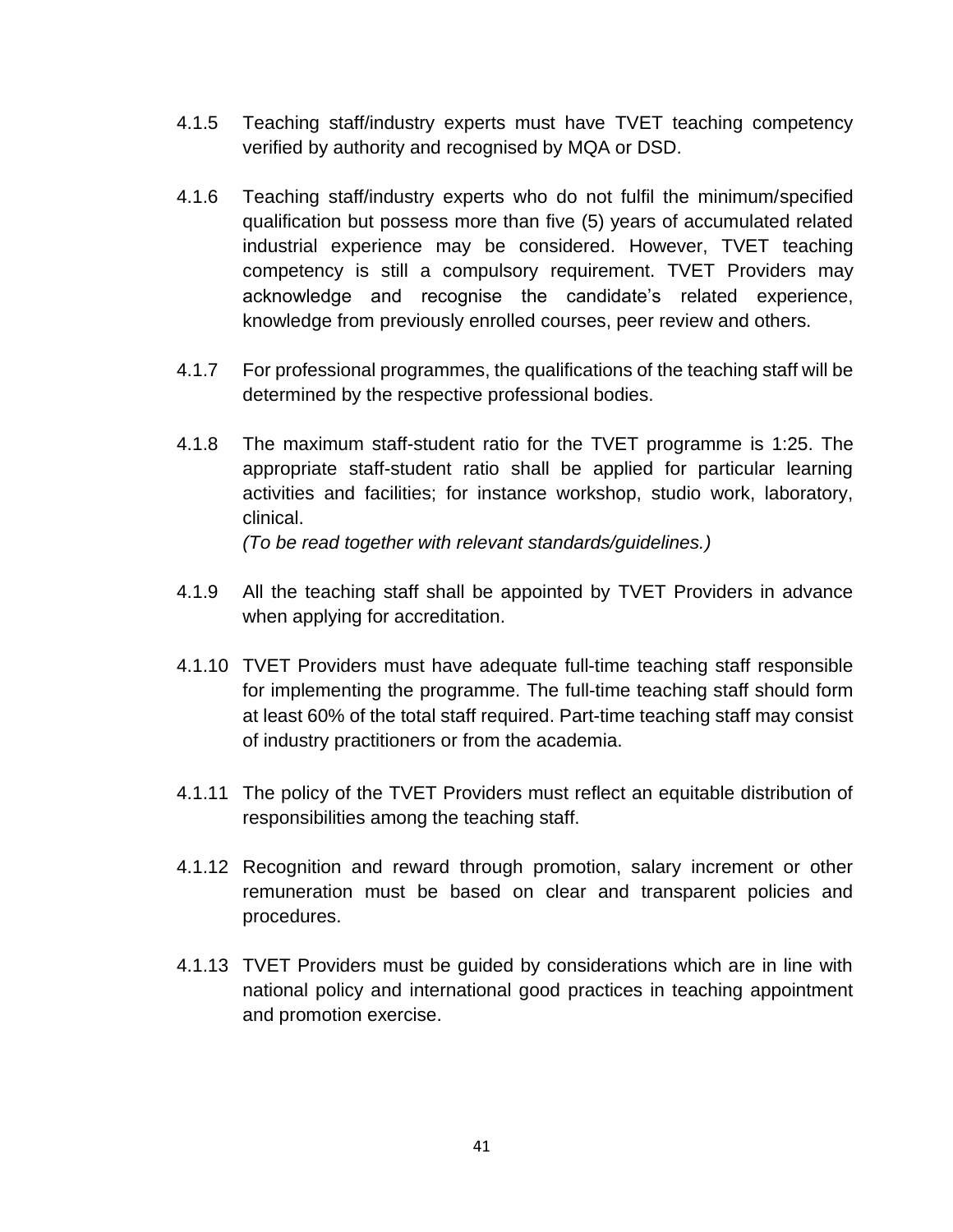4.1.5 Teaching staff/industry experts must have TVET teaching competency verified by authority and recognised by MQA or DSD.

4.1.6 Teaching staff/industry experts who do not fulfil the minimum/specified qualification but possess more than five (5) years of accumulated related industrial experience may be considered. However, TVET teaching competency is still a compulsory requirement. TVET Providers may acknowledge and recognise the candidate's related experience, knowledge from previously enrolled courses, peer review and others.

4.1.7 For professional programmes, the qualifications of the teaching staff will be determined by the respective professional bodies.

4.1.8 The maximum staff-student ratio for the TVET programme is 1:25. The appropriate staff-student ratio shall be applied for particular learning activities and facilities; for instance workshop, studio work, laboratory, clinical.
*(To be read together with relevant standards/guidelines.)*

4.1.9 All the teaching staff shall be appointed by TVET Providers in advance when applying for accreditation.

4.1.10 TVET Providers must have adequate full-time teaching staff responsible for implementing the programme. The full-time teaching staff should form at least 60% of the total staff required. Part-time teaching staff may consist of industry practitioners or from the academia.

4.1.11 The policy of the TVET Providers must reflect an equitable distribution of responsibilities among the teaching staff.

4.1.12 Recognition and reward through promotion, salary increment or other remuneration must be based on clear and transparent policies and procedures.

4.1.13 TVET Providers must be guided by considerations which are in line with national policy and international good practices in teaching appointment and promotion exercise.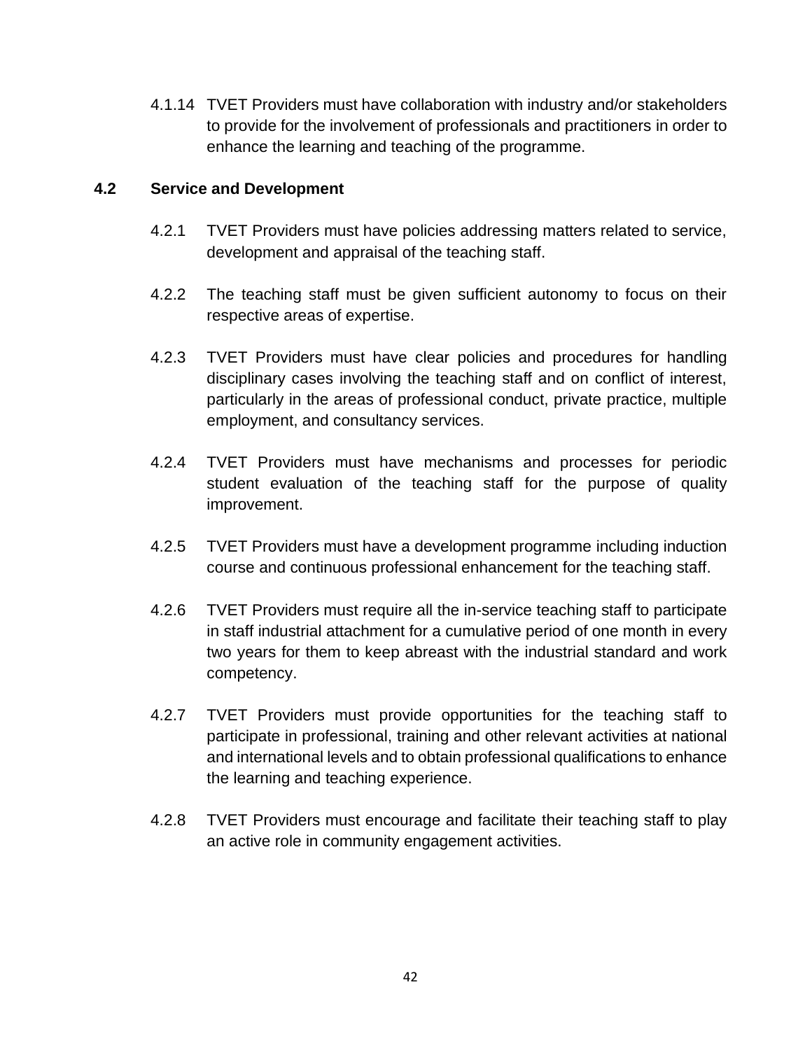4.1.14 TVET Providers must have collaboration with industry and/or stakeholders to provide for the involvement of professionals and practitioners in order to enhance the learning and teaching of the programme.

## 4.2 Service and Development

4.2.1 TVET Providers must have policies addressing matters related to service, development and appraisal of the teaching staff.

4.2.2 The teaching staff must be given sufficient autonomy to focus on their respective areas of expertise.

4.2.3 TVET Providers must have clear policies and procedures for handling disciplinary cases involving the teaching staff and on conflict of interest, particularly in the areas of professional conduct, private practice, multiple employment, and consultancy services.

4.2.4 TVET Providers must have mechanisms and processes for periodic student evaluation of the teaching staff for the purpose of quality improvement.

4.2.5 TVET Providers must have a development programme including induction course and continuous professional enhancement for the teaching staff.

4.2.6 TVET Providers must require all the in-service teaching staff to participate in staff industrial attachment for a cumulative period of one month in every two years for them to keep abreast with the industrial standard and work competency.

4.2.7 TVET Providers must provide opportunities for the teaching staff to participate in professional, training and other relevant activities at national and international levels and to obtain professional qualifications to enhance the learning and teaching experience.

4.2.8 TVET Providers must encourage and facilitate their teaching staff to play an active role in community engagement activities.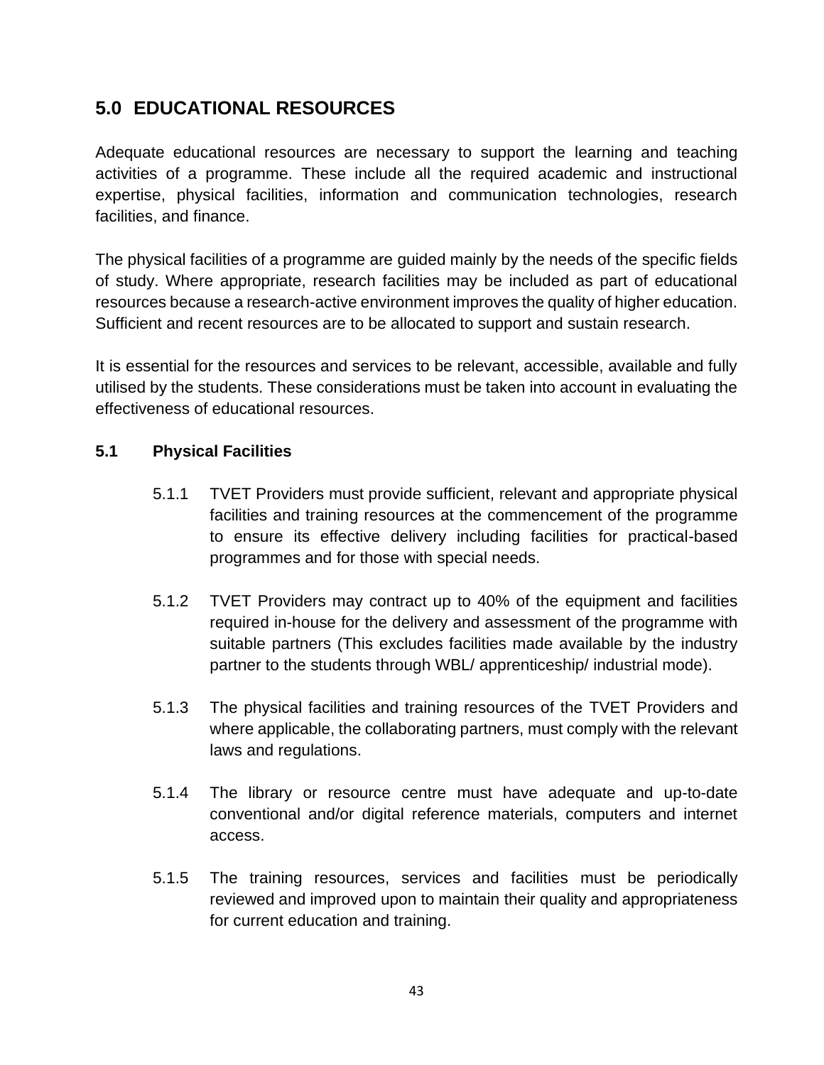## 5.0 EDUCATIONAL RESOURCES

Adequate educational resources are necessary to support the learning and teaching activities of a programme. These include all the required academic and instructional expertise, physical facilities, information and communication technologies, research facilities, and finance.

The physical facilities of a programme are guided mainly by the needs of the specific fields of study. Where appropriate, research facilities may be included as part of educational resources because a research-active environment improves the quality of higher education. Sufficient and recent resources are to be allocated to support and sustain research.

It is essential for the resources and services to be relevant, accessible, available and fully utilised by the students. These considerations must be taken into account in evaluating the effectiveness of educational resources.

### 5.1 Physical Facilities

5.1.1 TVET Providers must provide sufficient, relevant and appropriate physical facilities and training resources at the commencement of the programme to ensure its effective delivery including facilities for practical-based programmes and for those with special needs.

5.1.2 TVET Providers may contract up to 40% of the equipment and facilities required in-house for the delivery and assessment of the programme with suitable partners (This excludes facilities made available by the industry partner to the students through WBL/ apprenticeship/ industrial mode).

5.1.3 The physical facilities and training resources of the TVET Providers and where applicable, the collaborating partners, must comply with the relevant laws and regulations.

5.1.4 The library or resource centre must have adequate and up-to-date conventional and/or digital reference materials, computers and internet access.

5.1.5 The training resources, services and facilities must be periodically reviewed and improved upon to maintain their quality and appropriateness for current education and training.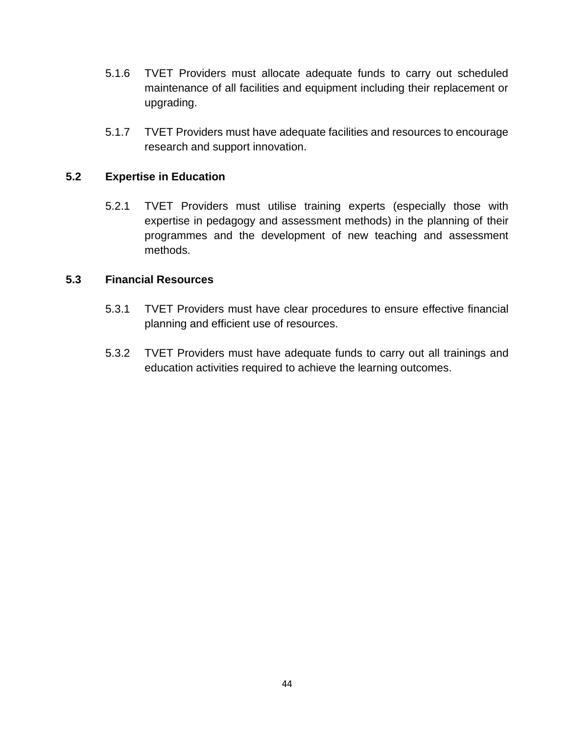5.1.6 TVET Providers must allocate adequate funds to carry out scheduled maintenance of all facilities and equipment including their replacement or upgrading.

5.1.7 TVET Providers must have adequate facilities and resources to encourage research and support innovation.

### 5.2 Expertise in Education

5.2.1 TVET Providers must utilise training experts (especially those with expertise in pedagogy and assessment methods) in the planning of their programmes and the development of new teaching and assessment methods.

### 5.3 Financial Resources

5.3.1 TVET Providers must have clear procedures to ensure effective financial planning and efficient use of resources.

5.3.2 TVET Providers must have adequate funds to carry out all trainings and education activities required to achieve the learning outcomes.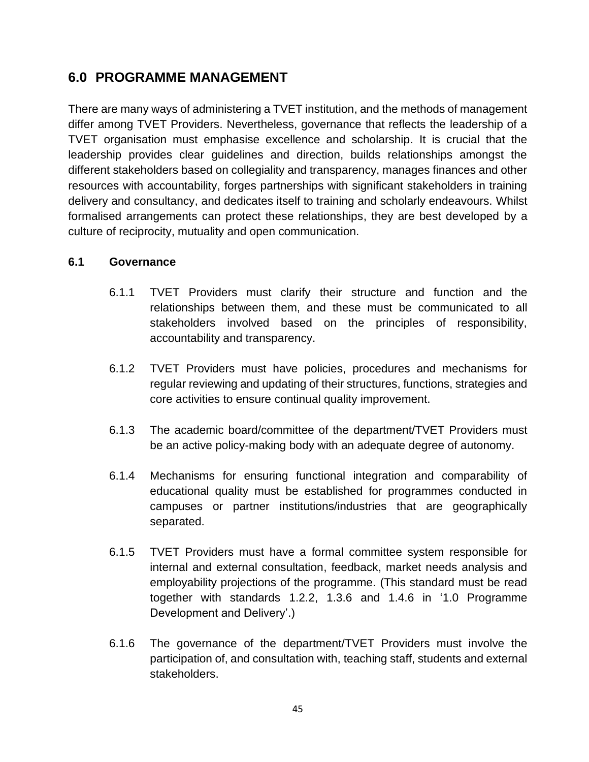## 6.0 PROGRAMME MANAGEMENT

There are many ways of administering a TVET institution, and the methods of management differ among TVET Providers. Nevertheless, governance that reflects the leadership of a TVET organisation must emphasise excellence and scholarship. It is crucial that the leadership provides clear guidelines and direction, builds relationships amongst the different stakeholders based on collegiality and transparency, manages finances and other resources with accountability, forges partnerships with significant stakeholders in training delivery and consultancy, and dedicates itself to training and scholarly endeavours. Whilst formalised arrangements can protect these relationships, they are best developed by a culture of reciprocity, mutuality and open communication.

### 6.1 Governance

6.1.1 TVET Providers must clarify their structure and function and the relationships between them, and these must be communicated to all stakeholders involved based on the principles of responsibility, accountability and transparency.

6.1.2 TVET Providers must have policies, procedures and mechanisms for regular reviewing and updating of their structures, functions, strategies and core activities to ensure continual quality improvement.

6.1.3 The academic board/committee of the department/TVET Providers must be an active policy-making body with an adequate degree of autonomy.

6.1.4 Mechanisms for ensuring functional integration and comparability of educational quality must be established for programmes conducted in campuses or partner institutions/industries that are geographically separated.

6.1.5 TVET Providers must have a formal committee system responsible for internal and external consultation, feedback, market needs analysis and employability projections of the programme. (This standard must be read together with standards 1.2.2, 1.3.6 and 1.4.6 in '1.0 Programme Development and Delivery'.)

6.1.6 The governance of the department/TVET Providers must involve the participation of, and consultation with, teaching staff, students and external stakeholders.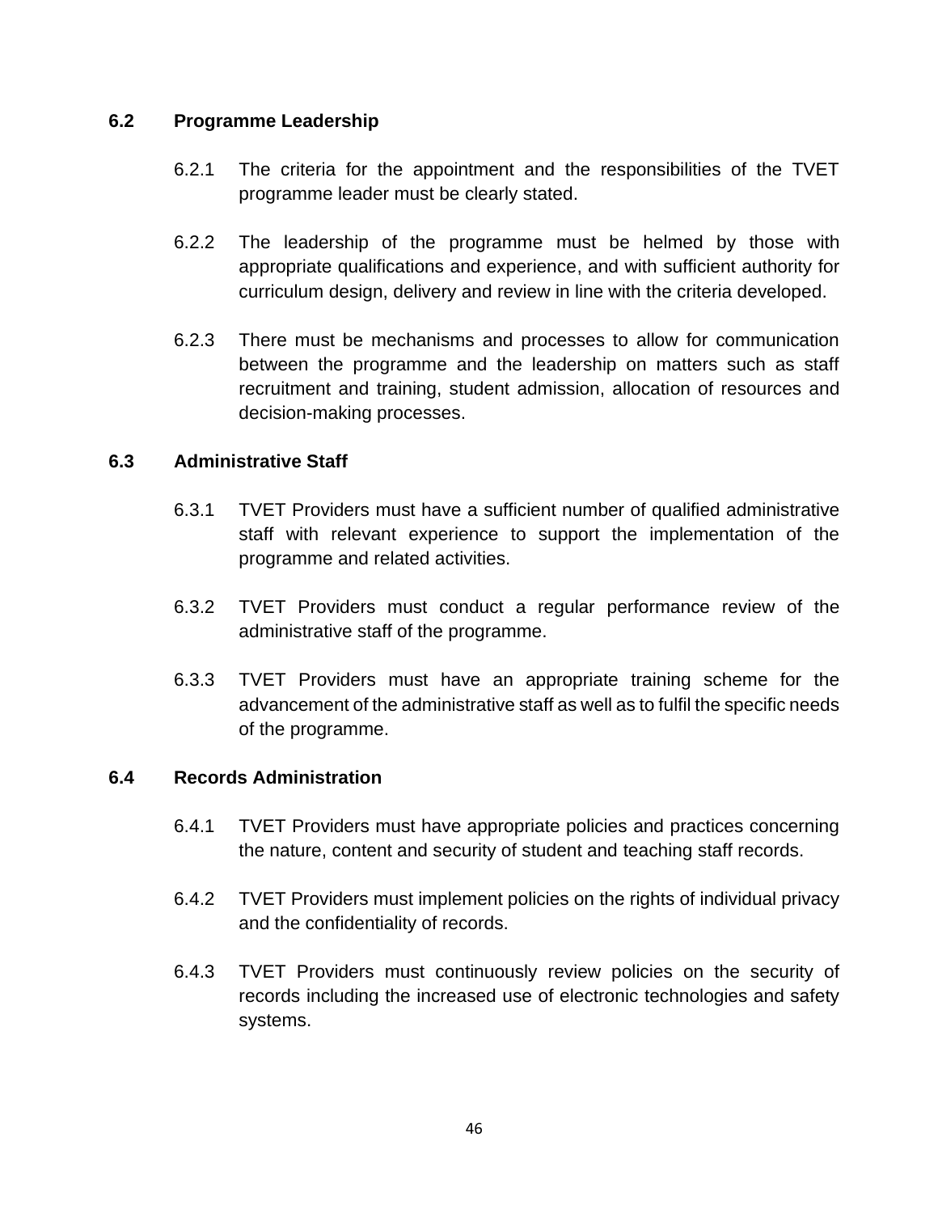## 6.2 Programme Leadership

6.2.1 The criteria for the appointment and the responsibilities of the TVET programme leader must be clearly stated.

6.2.2 The leadership of the programme must be helmed by those with appropriate qualifications and experience, and with sufficient authority for curriculum design, delivery and review in line with the criteria developed.

6.2.3 There must be mechanisms and processes to allow for communication between the programme and the leadership on matters such as staff recruitment and training, student admission, allocation of resources and decision-making processes.

## 6.3 Administrative Staff

6.3.1 TVET Providers must have a sufficient number of qualified administrative staff with relevant experience to support the implementation of the programme and related activities.

6.3.2 TVET Providers must conduct a regular performance review of the administrative staff of the programme.

6.3.3 TVET Providers must have an appropriate training scheme for the advancement of the administrative staff as well as to fulfil the specific needs of the programme.

## 6.4 Records Administration

6.4.1 TVET Providers must have appropriate policies and practices concerning the nature, content and security of student and teaching staff records.

6.4.2 TVET Providers must implement policies on the rights of individual privacy and the confidentiality of records.

6.4.3 TVET Providers must continuously review policies on the security of records including the increased use of electronic technologies and safety systems.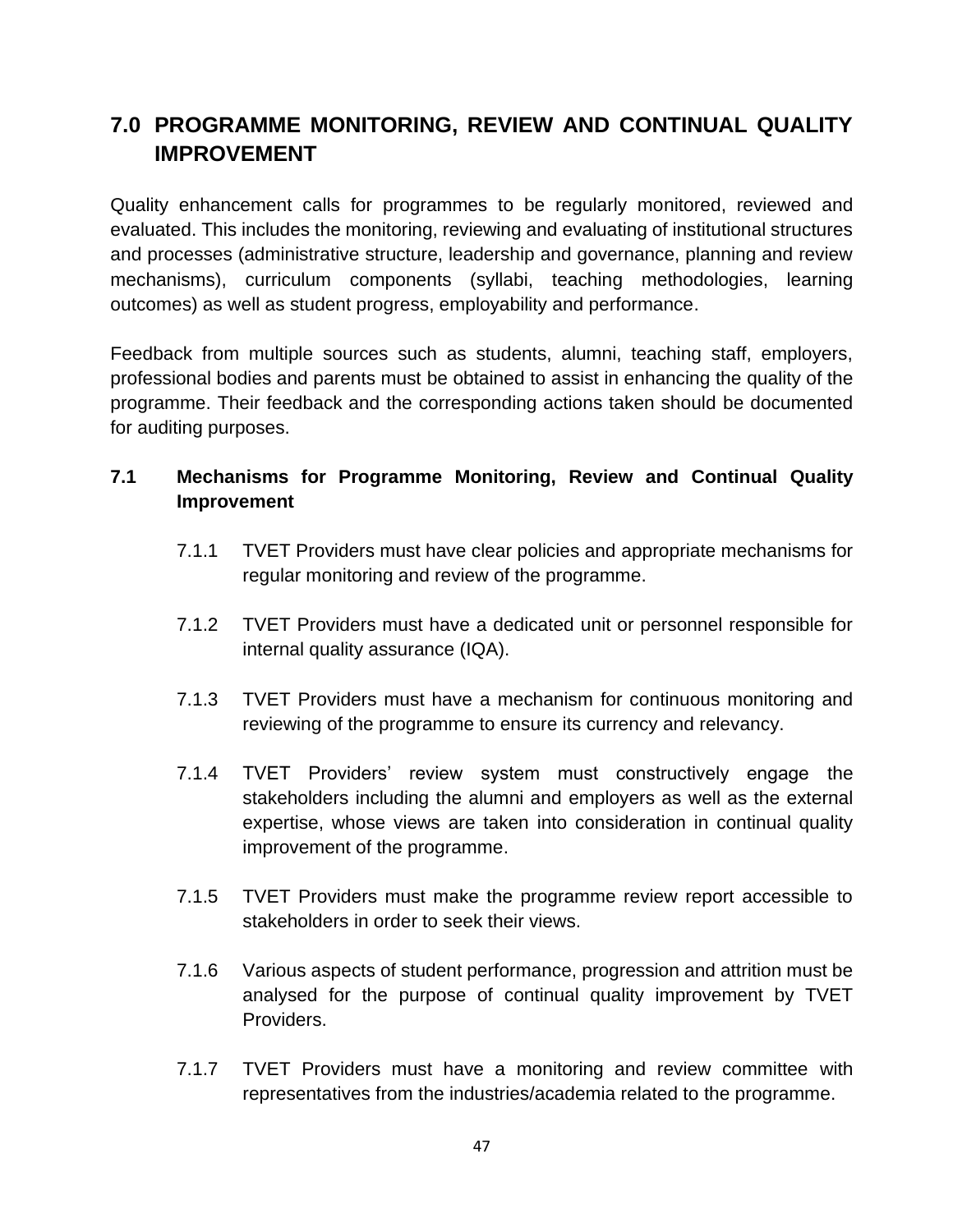# 7.0 PROGRAMME MONITORING, REVIEW AND CONTINUAL QUALITY IMPROVEMENT

Quality enhancement calls for programmes to be regularly monitored, reviewed and evaluated. This includes the monitoring, reviewing and evaluating of institutional structures and processes (administrative structure, leadership and governance, planning and review mechanisms), curriculum components (syllabi, teaching methodologies, learning outcomes) as well as student progress, employability and performance.

Feedback from multiple sources such as students, alumni, teaching staff, employers, professional bodies and parents must be obtained to assist in enhancing the quality of the programme. Their feedback and the corresponding actions taken should be documented for auditing purposes.

## 7.1 Mechanisms for Programme Monitoring, Review and Continual Quality Improvement

7.1.1 TVET Providers must have clear policies and appropriate mechanisms for regular monitoring and review of the programme.

7.1.2 TVET Providers must have a dedicated unit or personnel responsible for internal quality assurance (IQA).

7.1.3 TVET Providers must have a mechanism for continuous monitoring and reviewing of the programme to ensure its currency and relevancy.

7.1.4 TVET Providers' review system must constructively engage the stakeholders including the alumni and employers as well as the external expertise, whose views are taken into consideration in continual quality improvement of the programme.

7.1.5 TVET Providers must make the programme review report accessible to stakeholders in order to seek their views.

7.1.6 Various aspects of student performance, progression and attrition must be analysed for the purpose of continual quality improvement by TVET Providers.

7.1.7 TVET Providers must have a monitoring and review committee with representatives from the industries/academia related to the programme.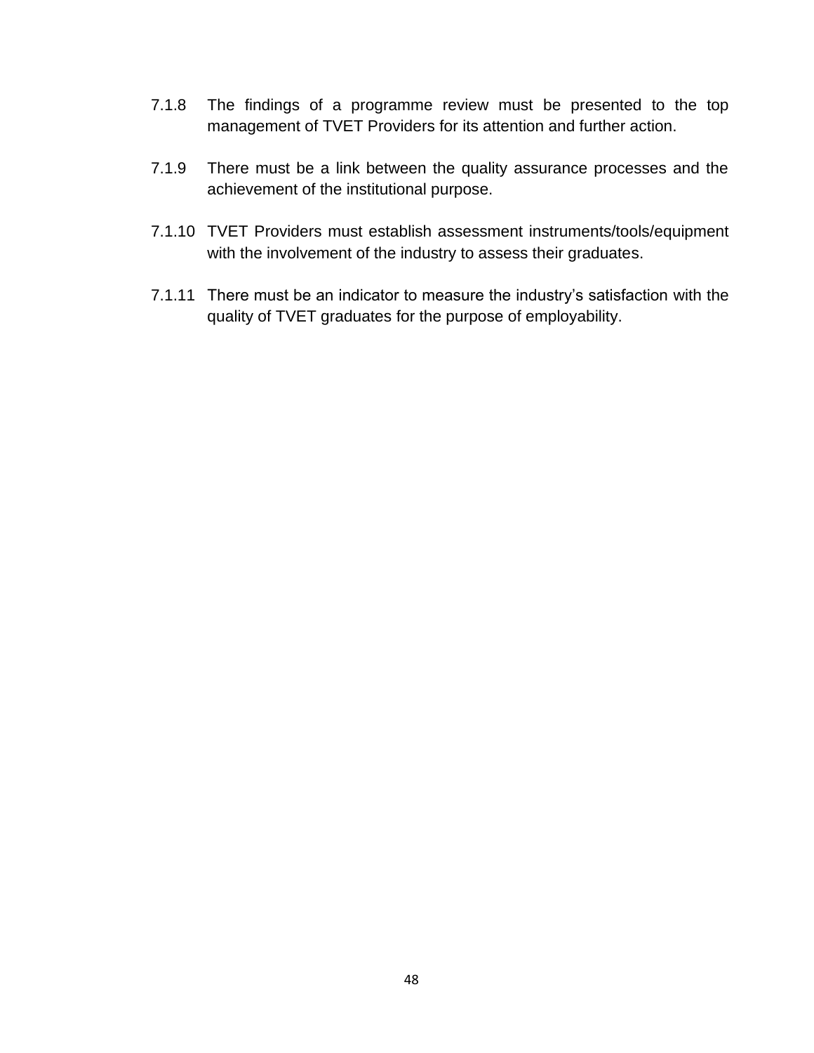7.1.8 The findings of a programme review must be presented to the top management of TVET Providers for its attention and further action.

7.1.9 There must be a link between the quality assurance processes and the achievement of the institutional purpose.

7.1.10 TVET Providers must establish assessment instruments/tools/equipment with the involvement of the industry to assess their graduates.

7.1.11 There must be an indicator to measure the industry's satisfaction with the quality of TVET graduates for the purpose of employability.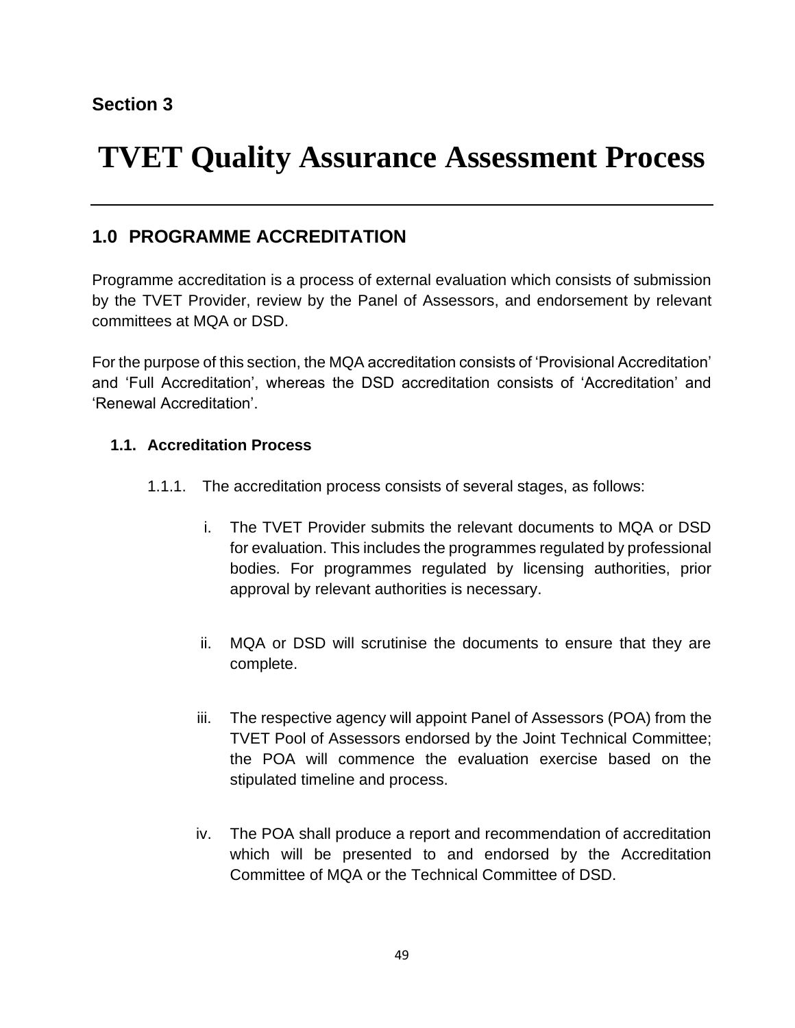**Section 3**

# TVET Quality Assurance Assessment Process

---

## 1.0 PROGRAMME ACCREDITATION

Programme accreditation is a process of external evaluation which consists of submission by the TVET Provider, review by the Panel of Assessors, and endorsement by relevant committees at MQA or DSD.

For the purpose of this section, the MQA accreditation consists of 'Provisional Accreditation' and 'Full Accreditation', whereas the DSD accreditation consists of 'Accreditation' and 'Renewal Accreditation'.

### 1.1. Accreditation Process

1.1.1. The accreditation process consists of several stages, as follows:

i. The TVET Provider submits the relevant documents to MQA or DSD for evaluation. This includes the programmes regulated by professional bodies. For programmes regulated by licensing authorities, prior approval by relevant authorities is necessary.

ii. MQA or DSD will scrutinise the documents to ensure that they are complete.

iii. The respective agency will appoint Panel of Assessors (POA) from the TVET Pool of Assessors endorsed by the Joint Technical Committee; the POA will commence the evaluation exercise based on the stipulated timeline and process.

iv. The POA shall produce a report and recommendation of accreditation which will be presented to and endorsed by the Accreditation Committee of MQA or the Technical Committee of DSD.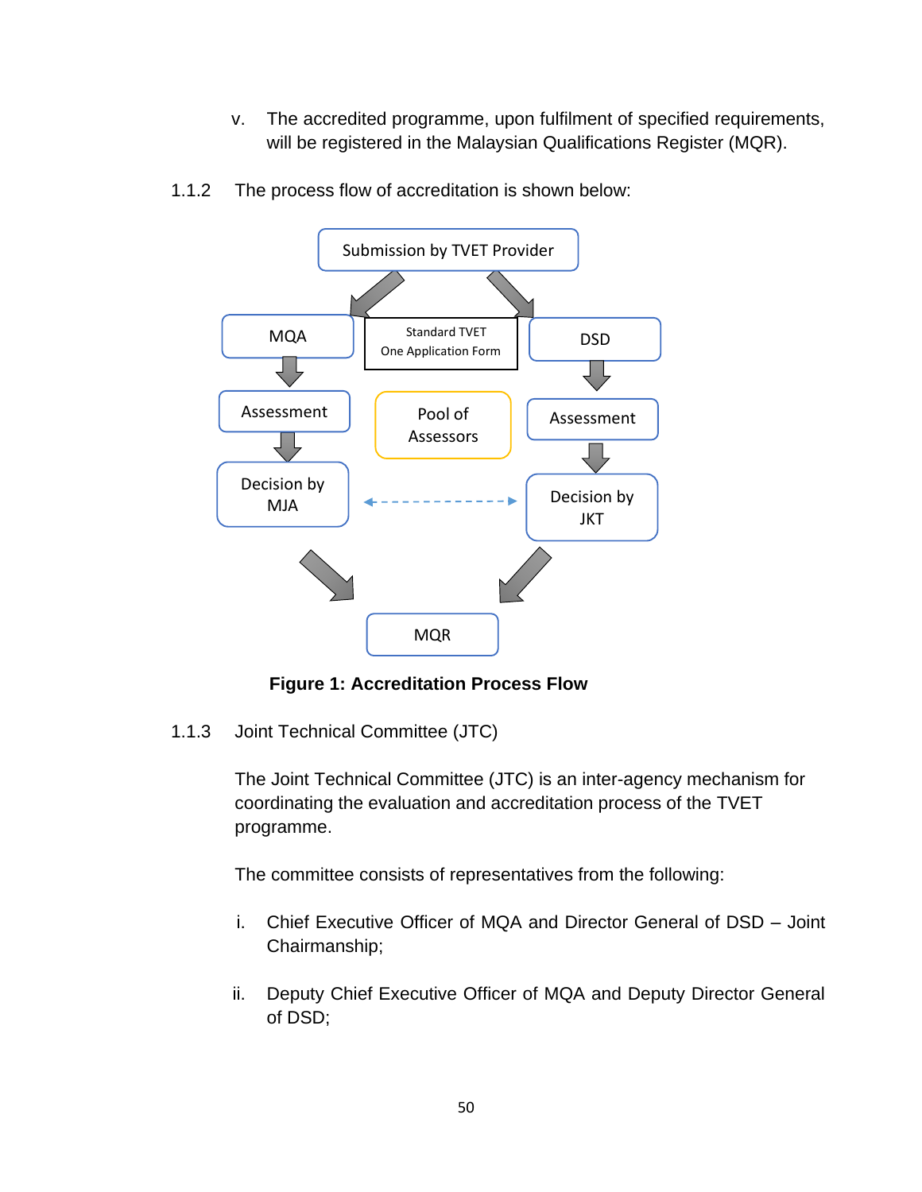v. The accredited programme, upon fulfilment of specified requirements, will be registered in the Malaysian Qualifications Register (MQR).

1.1.2 The process flow of accreditation is shown below:

Submission by TVET Provider

MQA

Standard TVET One Application Form

DSD

Assessment

Pool of Assessors

Assessment

Decision by MJA

Decision by JKT

MQR

**Figure 1: Accreditation Process Flow**

1.1.3 Joint Technical Committee (JTC)

The Joint Technical Committee (JTC) is an inter-agency mechanism for coordinating the evaluation and accreditation process of the TVET programme.

The committee consists of representatives from the following:

i. Chief Executive Officer of MQA and Director General of DSD – Joint Chairmanship;

ii. Deputy Chief Executive Officer of MQA and Deputy Director General of DSD;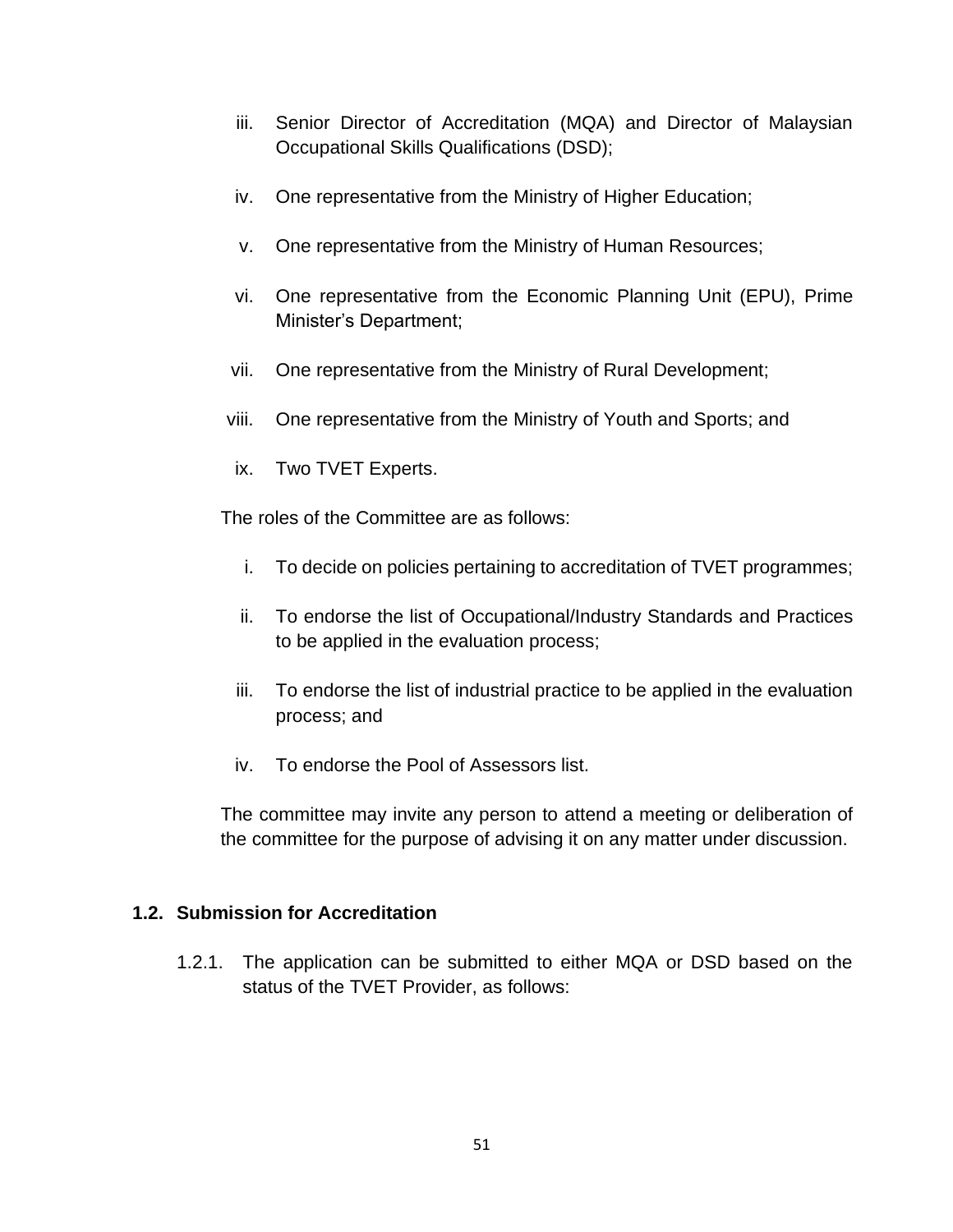iii. Senior Director of Accreditation (MQA) and Director of Malaysian Occupational Skills Qualifications (DSD);

iv. One representative from the Ministry of Higher Education;

v. One representative from the Ministry of Human Resources;

vi. One representative from the Economic Planning Unit (EPU), Prime Minister's Department;

vii. One representative from the Ministry of Rural Development;

viii. One representative from the Ministry of Youth and Sports; and

ix. Two TVET Experts.

The roles of the Committee are as follows:

i. To decide on policies pertaining to accreditation of TVET programmes;

ii. To endorse the list of Occupational/Industry Standards and Practices to be applied in the evaluation process;

iii. To endorse the list of industrial practice to be applied in the evaluation process; and

iv. To endorse the Pool of Assessors list.

The committee may invite any person to attend a meeting or deliberation of the committee for the purpose of advising it on any matter under discussion.

### 1.2. Submission for Accreditation

1.2.1. The application can be submitted to either MQA or DSD based on the status of the TVET Provider, as follows: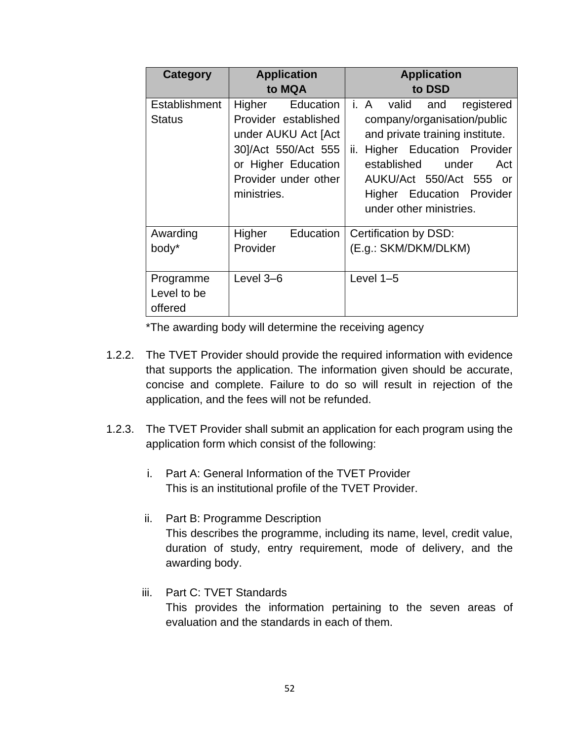| Category | Application to MQA | Application to DSD |
| --- | --- | --- |
| Establishment Status | Higher Education Provider established under AUKU Act [Act 30]/Act 550/Act 555 or Higher Education Provider under other ministries. | i. A valid and registered company/organisation/public and private training institute. ii. Higher Education Provider established under Act AUKU/Act 550/Act 555 or Higher Education Provider under other ministries. |
| Awarding body* | Higher Education Provider | Certification by DSD: (E.g.: SKM/DKM/DLKM) |
| Programme Level to be offered | Level 3–6 | Level 1–5 |

*The awarding body will determine the receiving agency

1.2.2. The TVET Provider should provide the required information with evidence that supports the application. The information given should be accurate, concise and complete. Failure to do so will result in rejection of the application, and the fees will not be refunded.

1.2.3. The TVET Provider shall submit an application for each program using the application form which consist of the following:

i. Part A: General Information of the TVET Provider
This is an institutional profile of the TVET Provider.

ii. Part B: Programme Description
This describes the programme, including its name, level, credit value, duration of study, entry requirement, mode of delivery, and the awarding body.

iii. Part C: TVET Standards
This provides the information pertaining to the seven areas of evaluation and the standards in each of them.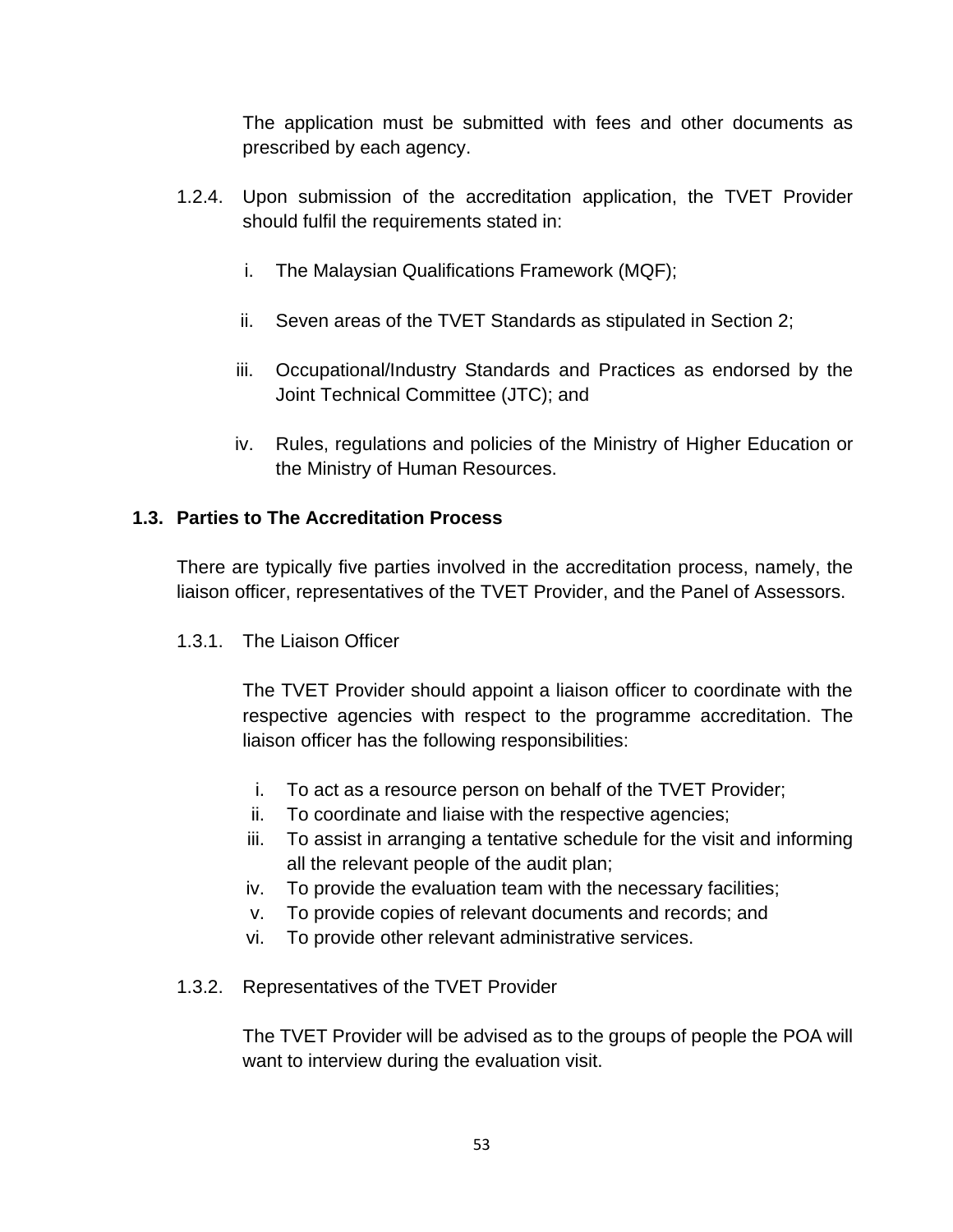The application must be submitted with fees and other documents as prescribed by each agency.

1.2.4. Upon submission of the accreditation application, the TVET Provider should fulfil the requirements stated in:

i. The Malaysian Qualifications Framework (MQF);

ii. Seven areas of the TVET Standards as stipulated in Section 2;

iii. Occupational/Industry Standards and Practices as endorsed by the Joint Technical Committee (JTC); and

iv. Rules, regulations and policies of the Ministry of Higher Education or the Ministry of Human Resources.

### 1.3. Parties to The Accreditation Process

There are typically five parties involved in the accreditation process, namely, the liaison officer, representatives of the TVET Provider, and the Panel of Assessors.

1.3.1. The Liaison Officer

The TVET Provider should appoint a liaison officer to coordinate with the respective agencies with respect to the programme accreditation. The liaison officer has the following responsibilities:

i. To act as a resource person on behalf of the TVET Provider;
ii. To coordinate and liaise with the respective agencies;
iii. To assist in arranging a tentative schedule for the visit and informing all the relevant people of the audit plan;
iv. To provide the evaluation team with the necessary facilities;
v. To provide copies of relevant documents and records; and
vi. To provide other relevant administrative services.

1.3.2. Representatives of the TVET Provider

The TVET Provider will be advised as to the groups of people the POA will want to interview during the evaluation visit.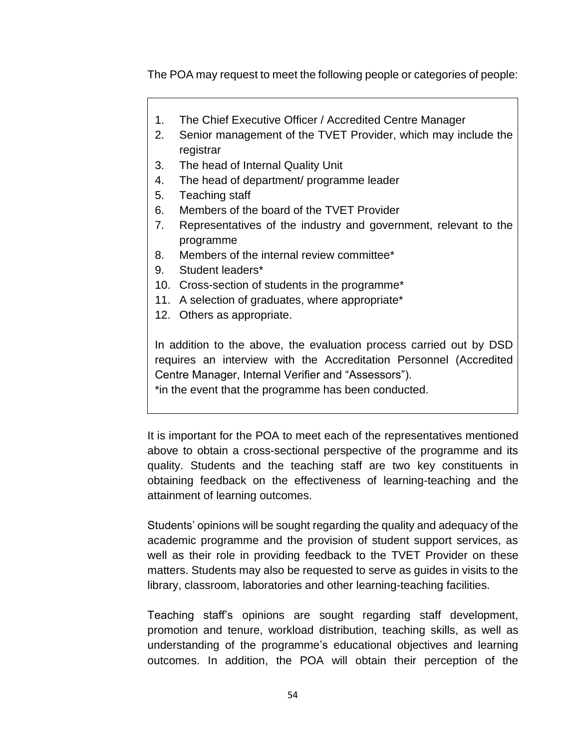The POA may request to meet the following people or categories of people:

> 1. The Chief Executive Officer / Accredited Centre Manager
> 2. Senior management of the TVET Provider, which may include the registrar
> 3. The head of Internal Quality Unit
> 4. The head of department/ programme leader
> 5. Teaching staff
> 6. Members of the board of the TVET Provider
> 7. Representatives of the industry and government, relevant to the programme
> 8. Members of the internal review committee*
> 9. Student leaders*
> 10. Cross-section of students in the programme*
> 11. A selection of graduates, where appropriate*
> 12. Others as appropriate.
>
> In addition to the above, the evaluation process carried out by DSD requires an interview with the Accreditation Personnel (Accredited Centre Manager, Internal Verifier and "Assessors").
>
> *in the event that the programme has been conducted.

It is important for the POA to meet each of the representatives mentioned above to obtain a cross-sectional perspective of the programme and its quality. Students and the teaching staff are two key constituents in obtaining feedback on the effectiveness of learning-teaching and the attainment of learning outcomes.

Students' opinions will be sought regarding the quality and adequacy of the academic programme and the provision of student support services, as well as their role in providing feedback to the TVET Provider on these matters. Students may also be requested to serve as guides in visits to the library, classroom, laboratories and other learning-teaching facilities.

Teaching staff's opinions are sought regarding staff development, promotion and tenure, workload distribution, teaching skills, as well as understanding of the programme's educational objectives and learning outcomes. In addition, the POA will obtain their perception of the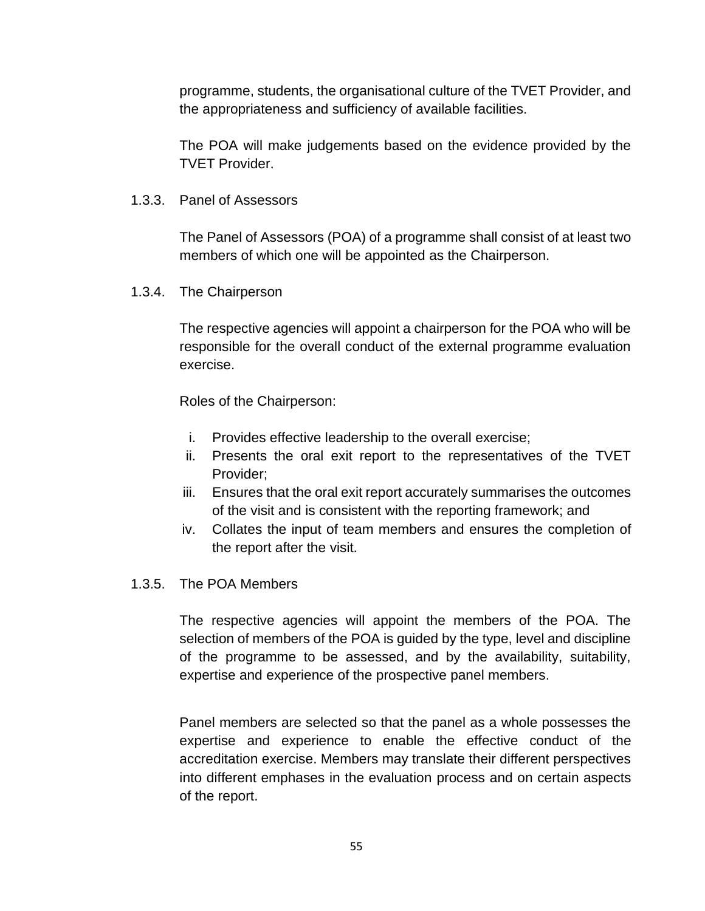programme, students, the organisational culture of the TVET Provider, and the appropriateness and sufficiency of available facilities.

The POA will make judgements based on the evidence provided by the TVET Provider.

#### 1.3.3. Panel of Assessors

The Panel of Assessors (POA) of a programme shall consist of at least two members of which one will be appointed as the Chairperson.

#### 1.3.4. The Chairperson

The respective agencies will appoint a chairperson for the POA who will be responsible for the overall conduct of the external programme evaluation exercise.

Roles of the Chairperson:

i. Provides effective leadership to the overall exercise;
ii. Presents the oral exit report to the representatives of the TVET Provider;
iii. Ensures that the oral exit report accurately summarises the outcomes of the visit and is consistent with the reporting framework; and
iv. Collates the input of team members and ensures the completion of the report after the visit.

#### 1.3.5. The POA Members

The respective agencies will appoint the members of the POA. The selection of members of the POA is guided by the type, level and discipline of the programme to be assessed, and by the availability, suitability, expertise and experience of the prospective panel members.

Panel members are selected so that the panel as a whole possesses the expertise and experience to enable the effective conduct of the accreditation exercise. Members may translate their different perspectives into different emphases in the evaluation process and on certain aspects of the report.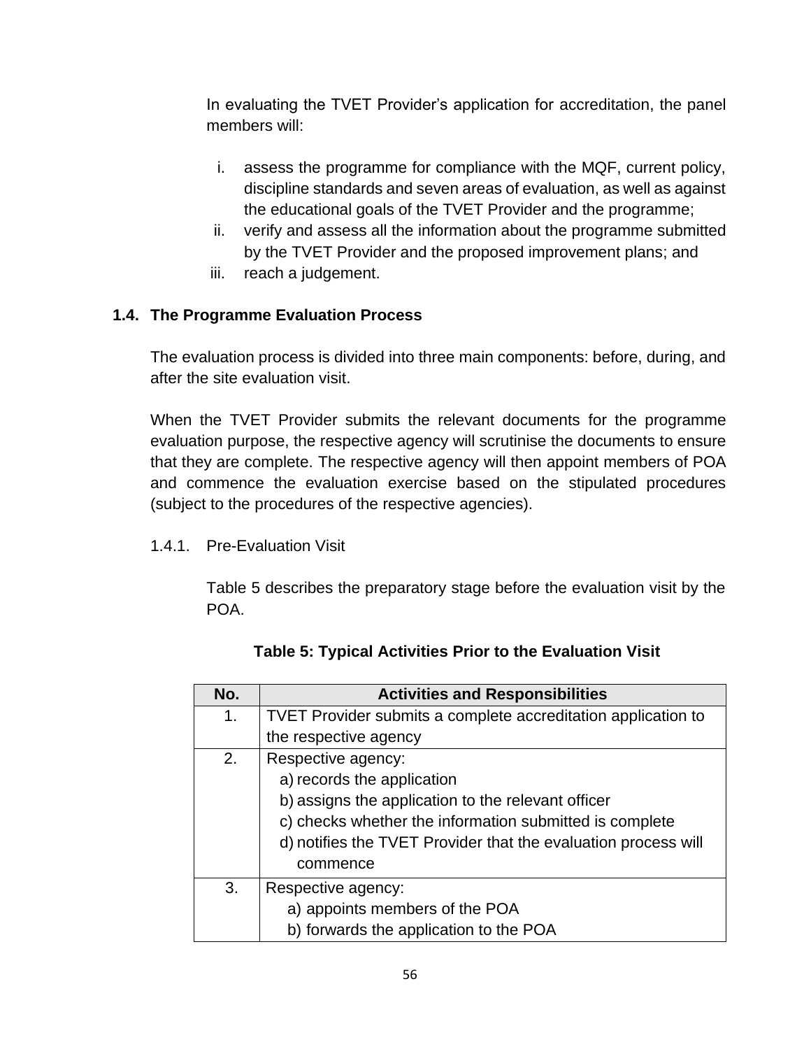In evaluating the TVET Provider's application for accreditation, the panel members will:

i. assess the programme for compliance with the MQF, current policy, discipline standards and seven areas of evaluation, as well as against the educational goals of the TVET Provider and the programme;
ii. verify and assess all the information about the programme submitted by the TVET Provider and the proposed improvement plans; and
iii. reach a judgement.

### 1.4. The Programme Evaluation Process

The evaluation process is divided into three main components: before, during, and after the site evaluation visit.

When the TVET Provider submits the relevant documents for the programme evaluation purpose, the respective agency will scrutinise the documents to ensure that they are complete. The respective agency will then appoint members of POA and commence the evaluation exercise based on the stipulated procedures (subject to the procedures of the respective agencies).

#### 1.4.1. Pre-Evaluation Visit

Table 5 describes the preparatory stage before the evaluation visit by the POA.

**Table 5: Typical Activities Prior to the Evaluation Visit**

| No. | Activities and Responsibilities |
|---|---|
| 1. | TVET Provider submits a complete accreditation application to the respective agency |
| 2. | Respective agency:<br>a) records the application<br>b) assigns the application to the relevant officer<br>c) checks whether the information submitted is complete<br>d) notifies the TVET Provider that the evaluation process will commence |
| 3. | Respective agency:<br>a) appoints members of the POA<br>b) forwards the application to the POA |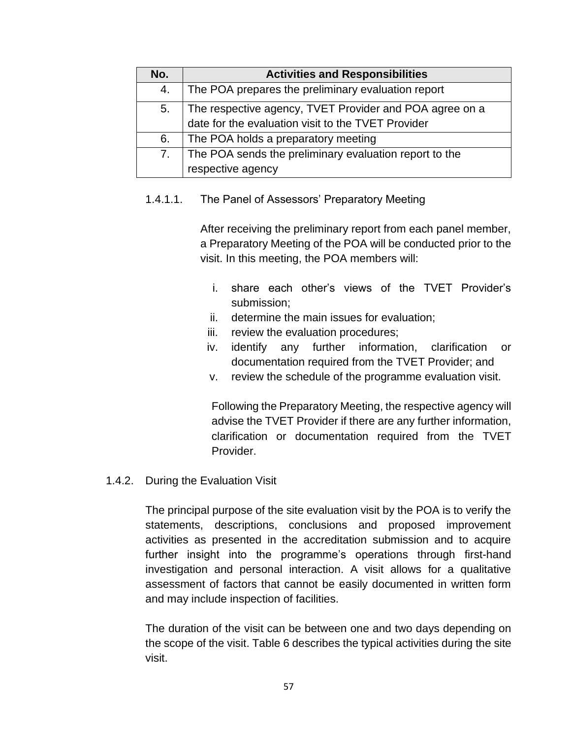| No. | Activities and Responsibilities |
|---|---|
| 4. | The POA prepares the preliminary evaluation report |
| 5. | The respective agency, TVET Provider and POA agree on a date for the evaluation visit to the TVET Provider |
| 6. | The POA holds a preparatory meeting |
| 7. | The POA sends the preliminary evaluation report to the respective agency |

##### 1.4.1.1. The Panel of Assessors' Preparatory Meeting

After receiving the preliminary report from each panel member, a Preparatory Meeting of the POA will be conducted prior to the visit. In this meeting, the POA members will:

i. share each other's views of the TVET Provider's submission;
ii. determine the main issues for evaluation;
iii. review the evaluation procedures;
iv. identify any further information, clarification or documentation required from the TVET Provider; and
v. review the schedule of the programme evaluation visit.

Following the Preparatory Meeting, the respective agency will advise the TVET Provider if there are any further information, clarification or documentation required from the TVET Provider.

#### 1.4.2. During the Evaluation Visit

The principal purpose of the site evaluation visit by the POA is to verify the statements, descriptions, conclusions and proposed improvement activities as presented in the accreditation submission and to acquire further insight into the programme's operations through first-hand investigation and personal interaction. A visit allows for a qualitative assessment of factors that cannot be easily documented in written form and may include inspection of facilities.

The duration of the visit can be between one and two days depending on the scope of the visit. Table 6 describes the typical activities during the site visit.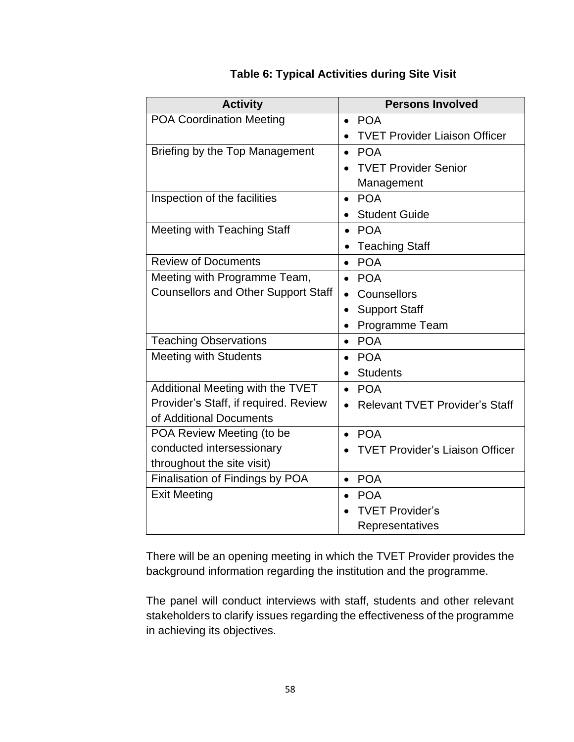**Table 6: Typical Activities during Site Visit**

| Activity | Persons Involved |
| --- | --- |
| POA Coordination Meeting | • POA<br>• TVET Provider Liaison Officer |
| Briefing by the Top Management | • POA<br>• TVET Provider Senior Management |
| Inspection of the facilities | • POA<br>• Student Guide |
| Meeting with Teaching Staff | • POA<br>• Teaching Staff |
| Review of Documents | • POA |
| Meeting with Programme Team, Counsellors and Other Support Staff | • POA<br>• Counsellors<br>• Support Staff<br>• Programme Team |
| Teaching Observations | • POA |
| Meeting with Students | • POA<br>• Students |
| Additional Meeting with the TVET Provider's Staff, if required. Review of Additional Documents | • POA<br>• Relevant TVET Provider's Staff |
| POA Review Meeting (to be conducted intersessionary throughout the site visit) | • POA<br>• TVET Provider's Liaison Officer |
| Finalisation of Findings by POA | • POA |
| Exit Meeting | • POA<br>• TVET Provider's Representatives |

There will be an opening meeting in which the TVET Provider provides the background information regarding the institution and the programme.

The panel will conduct interviews with staff, students and other relevant stakeholders to clarify issues regarding the effectiveness of the programme in achieving its objectives.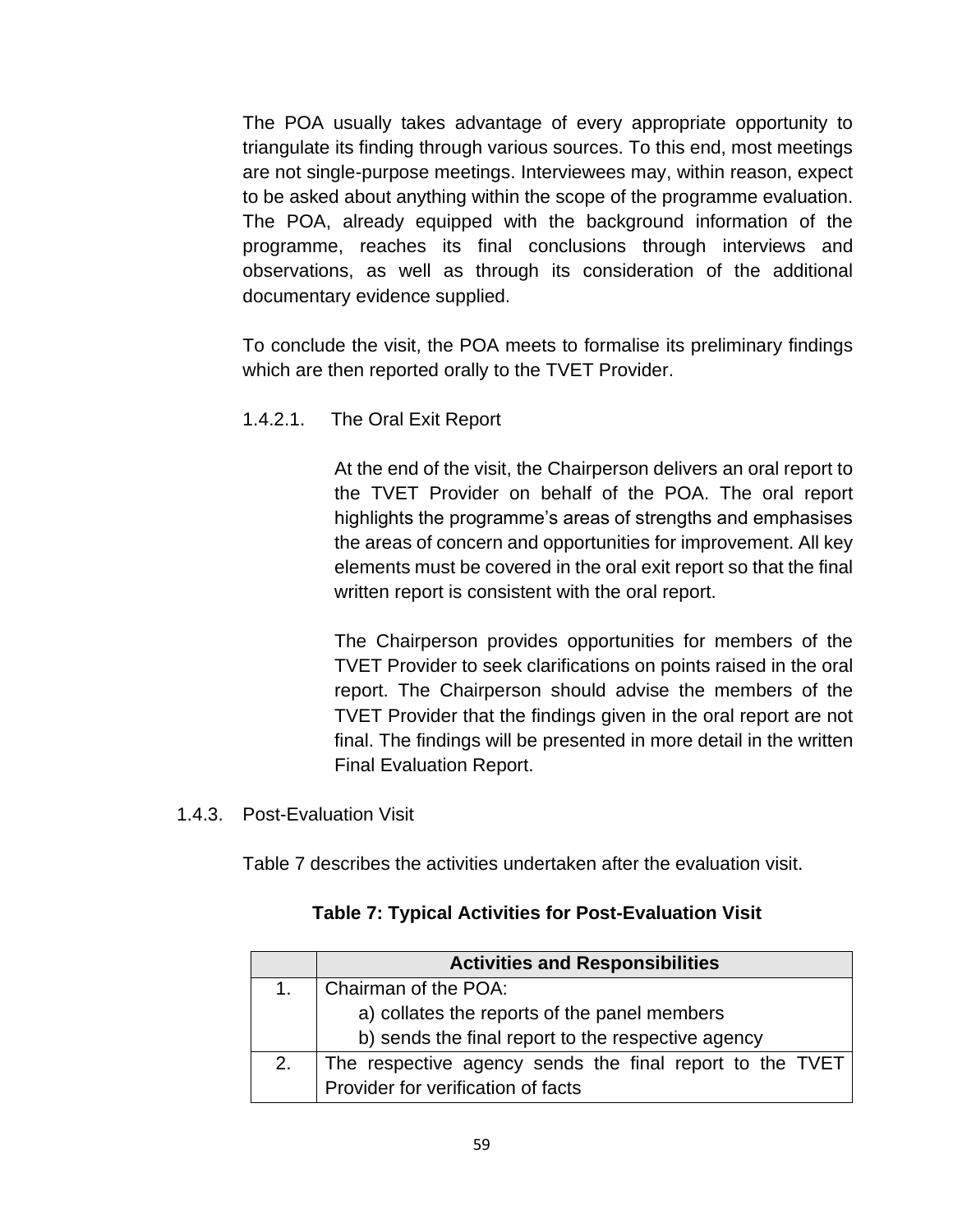The POA usually takes advantage of every appropriate opportunity to triangulate its finding through various sources. To this end, most meetings are not single-purpose meetings. Interviewees may, within reason, expect to be asked about anything within the scope of the programme evaluation. The POA, already equipped with the background information of the programme, reaches its final conclusions through interviews and observations, as well as through its consideration of the additional documentary evidence supplied.

To conclude the visit, the POA meets to formalise its preliminary findings which are then reported orally to the TVET Provider.

#### 1.4.2.1. The Oral Exit Report

At the end of the visit, the Chairperson delivers an oral report to the TVET Provider on behalf of the POA. The oral report highlights the programme's areas of strengths and emphasises the areas of concern and opportunities for improvement. All key elements must be covered in the oral exit report so that the final written report is consistent with the oral report.

The Chairperson provides opportunities for members of the TVET Provider to seek clarifications on points raised in the oral report. The Chairperson should advise the members of the TVET Provider that the findings given in the oral report are not final. The findings will be presented in more detail in the written Final Evaluation Report.

### 1.4.3. Post-Evaluation Visit

Table 7 describes the activities undertaken after the evaluation visit.

**Table 7: Typical Activities for Post-Evaluation Visit**

| | Activities and Responsibilities |
|---|---|
| 1. | Chairman of the POA:<br>a) collates the reports of the panel members<br>b) sends the final report to the respective agency |
| 2. | The respective agency sends the final report to the TVET Provider for verification of facts |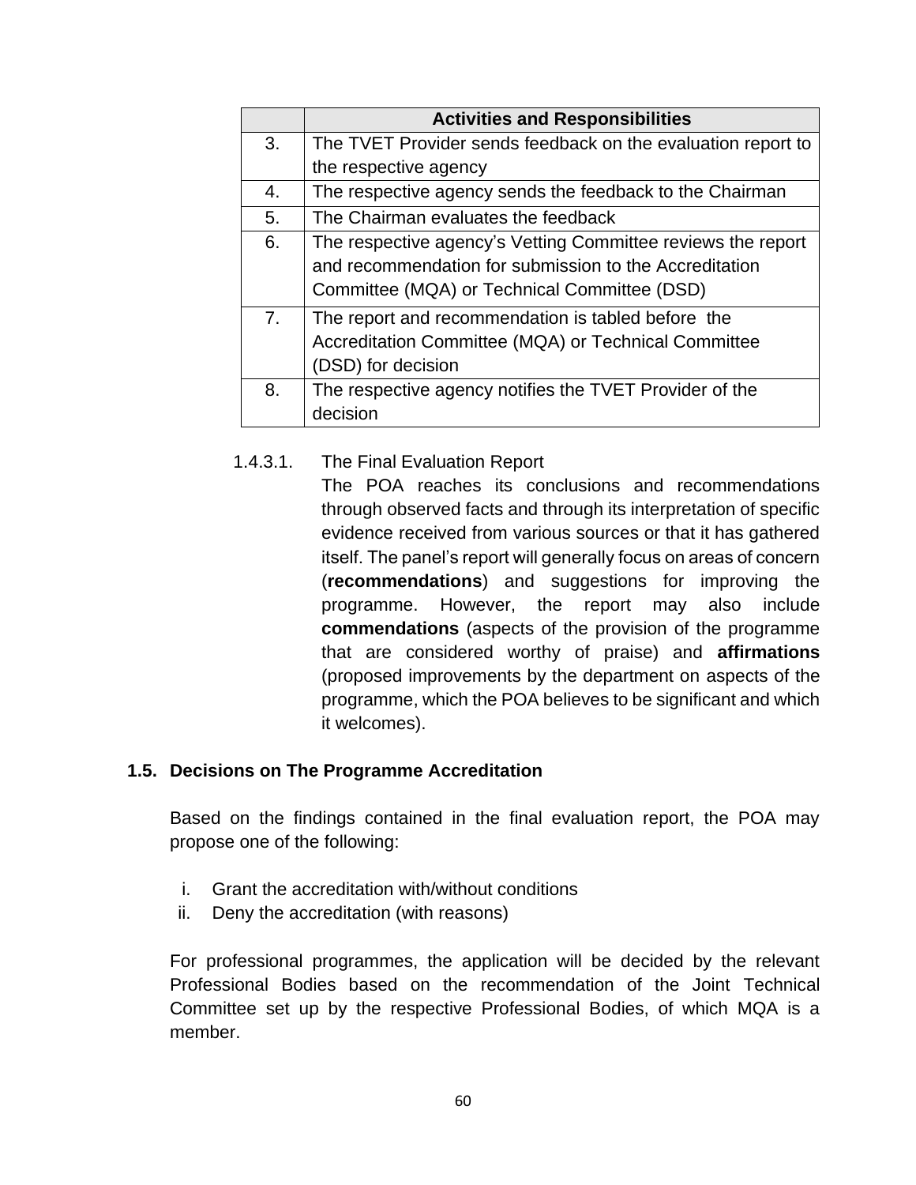| | Activities and Responsibilities |
|---|---|
| 3. | The TVET Provider sends feedback on the evaluation report to the respective agency |
| 4. | The respective agency sends the feedback to the Chairman |
| 5. | The Chairman evaluates the feedback |
| 6. | The respective agency's Vetting Committee reviews the report and recommendation for submission to the Accreditation Committee (MQA) or Technical Committee (DSD) |
| 7. | The report and recommendation is tabled before the Accreditation Committee (MQA) or Technical Committee (DSD) for decision |
| 8. | The respective agency notifies the TVET Provider of the decision |

1.4.3.1. The Final Evaluation Report

The POA reaches its conclusions and recommendations through observed facts and through its interpretation of specific evidence received from various sources or that it has gathered itself. The panel's report will generally focus on areas of concern (**recommendations**) and suggestions for improving the programme. However, the report may also include **commendations** (aspects of the provision of the programme that are considered worthy of praise) and **affirmations** (proposed improvements by the department on aspects of the programme, which the POA believes to be significant and which it welcomes).

## 1.5. Decisions on The Programme Accreditation

Based on the findings contained in the final evaluation report, the POA may propose one of the following:

i. Grant the accreditation with/without conditions
ii. Deny the accreditation (with reasons)

For professional programmes, the application will be decided by the relevant Professional Bodies based on the recommendation of the Joint Technical Committee set up by the respective Professional Bodies, of which MQA is a member.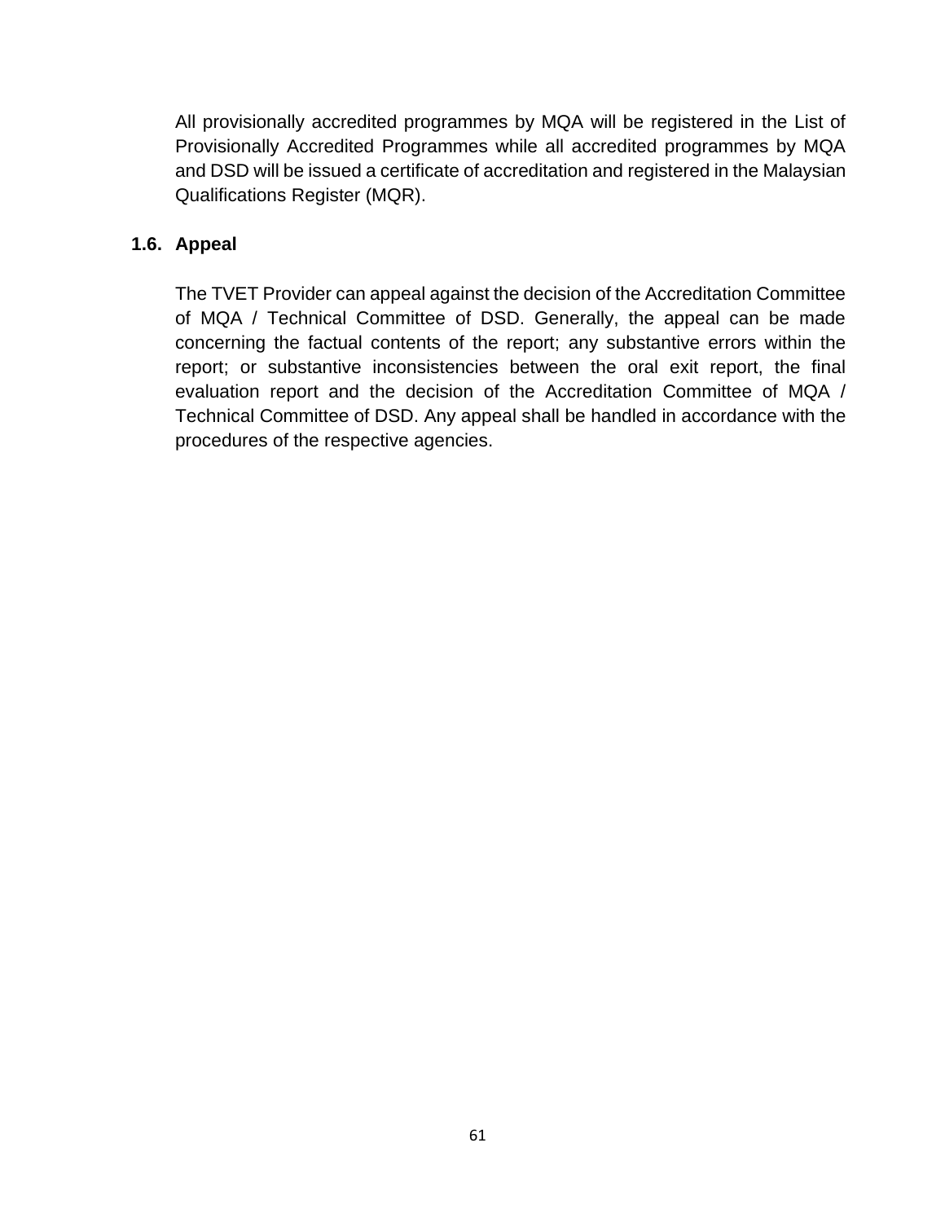All provisionally accredited programmes by MQA will be registered in the List of Provisionally Accredited Programmes while all accredited programmes by MQA and DSD will be issued a certificate of accreditation and registered in the Malaysian Qualifications Register (MQR).

### 1.6. Appeal

The TVET Provider can appeal against the decision of the Accreditation Committee of MQA / Technical Committee of DSD. Generally, the appeal can be made concerning the factual contents of the report; any substantive errors within the report; or substantive inconsistencies between the oral exit report, the final evaluation report and the decision of the Accreditation Committee of MQA / Technical Committee of DSD. Any appeal shall be handled in accordance with the procedures of the respective agencies.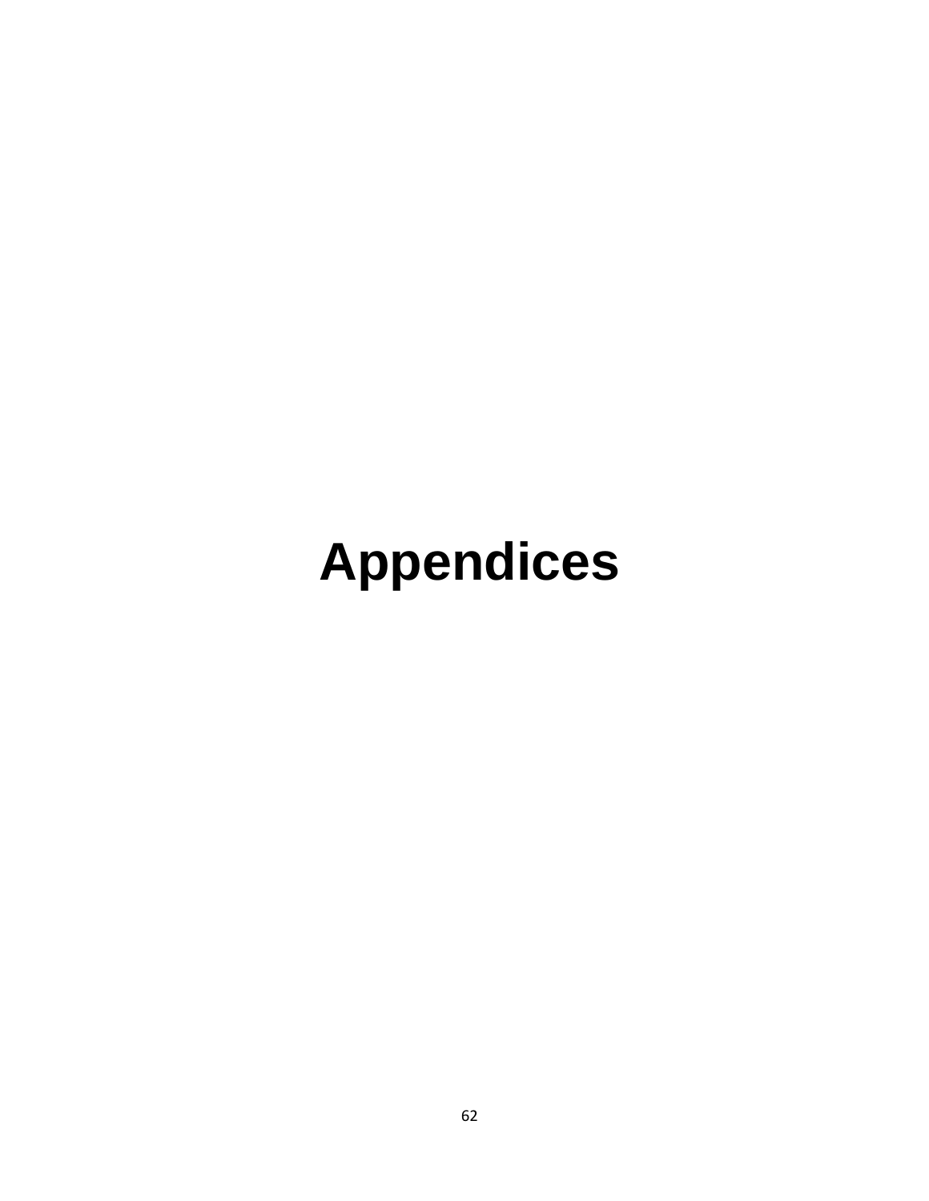# Appendices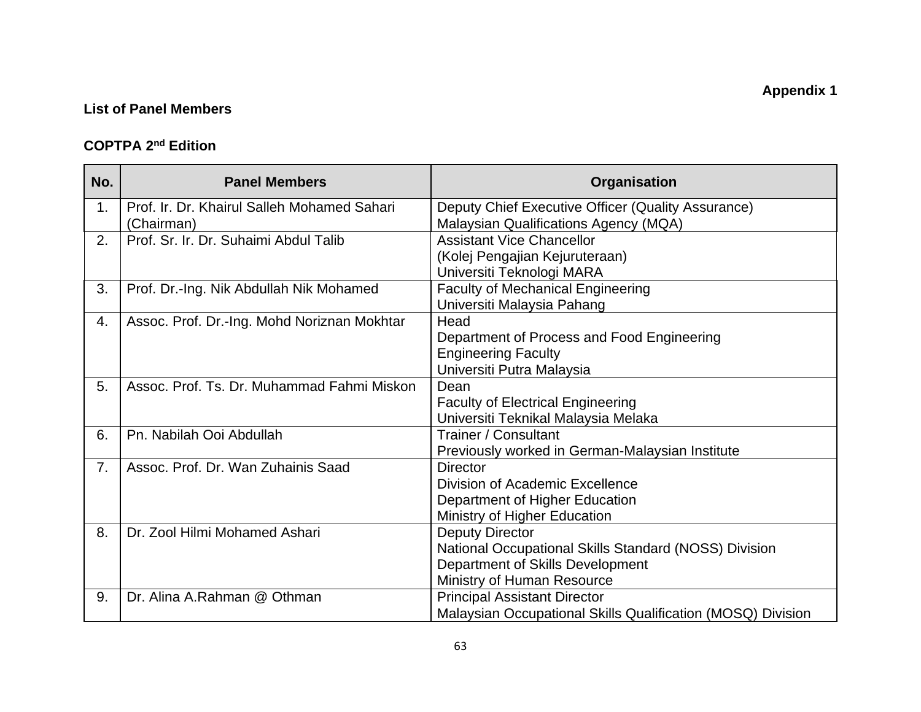**Appendix 1**

**List of Panel Members**

**COPTPA 2nd Edition**

| No. | Panel Members | Organisation |
|---|---|---|
| 1. | Prof. Ir. Dr. Khairul Salleh Mohamed Sahari (Chairman) | Deputy Chief Executive Officer (Quality Assurance)<br>Malaysian Qualifications Agency (MQA) |
| 2. | Prof. Sr. Ir. Dr. Suhaimi Abdul Talib | Assistant Vice Chancellor<br>(Kolej Pengajian Kejuruteraan)<br>Universiti Teknologi MARA |
| 3. | Prof. Dr.-Ing. Nik Abdullah Nik Mohamed | Faculty of Mechanical Engineering<br>Universiti Malaysia Pahang |
| 4. | Assoc. Prof. Dr.-Ing. Mohd Noriznan Mokhtar | Head<br>Department of Process and Food Engineering<br>Engineering Faculty<br>Universiti Putra Malaysia |
| 5. | Assoc. Prof. Ts. Dr. Muhammad Fahmi Miskon | Dean<br>Faculty of Electrical Engineering<br>Universiti Teknikal Malaysia Melaka |
| 6. | Pn. Nabilah Ooi Abdullah | Trainer / Consultant<br>Previously worked in German-Malaysian Institute |
| 7. | Assoc. Prof. Dr. Wan Zuhainis Saad | Director<br>Division of Academic Excellence<br>Department of Higher Education<br>Ministry of Higher Education |
| 8. | Dr. Zool Hilmi Mohamed Ashari | Deputy Director<br>National Occupational Skills Standard (NOSS) Division<br>Department of Skills Development<br>Ministry of Human Resource |
| 9. | Dr. Alina A.Rahman @ Othman | Principal Assistant Director<br>Malaysian Occupational Skills Qualification (MOSQ) Division |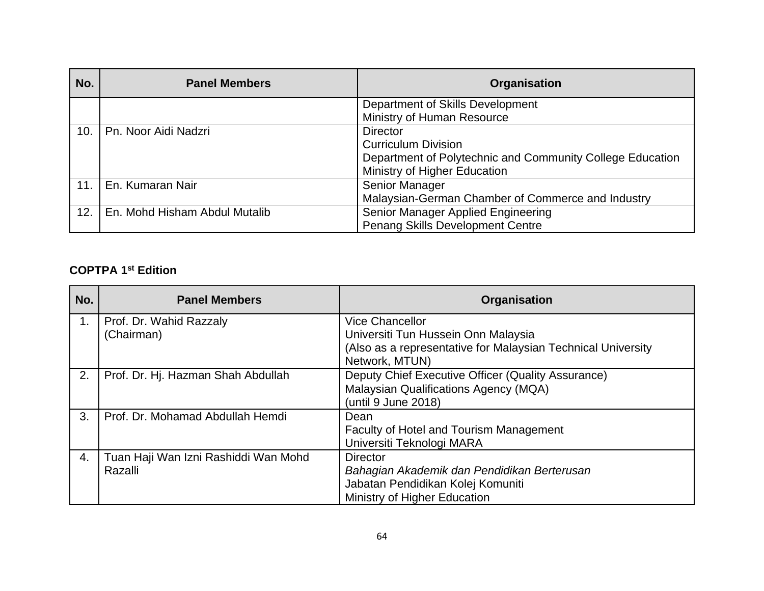| No. | Panel Members | Organisation |
| --- | --- | --- |
| | | Department of Skills Development<br>Ministry of Human Resource |
| 10. | Pn. Noor Aidi Nadzri | Director<br>Curriculum Division<br>Department of Polytechnic and Community College Education<br>Ministry of Higher Education |
| 11. | En. Kumaran Nair | Senior Manager<br>Malaysian-German Chamber of Commerce and Industry |
| 12. | En. Mohd Hisham Abdul Mutalib | Senior Manager Applied Engineering<br>Penang Skills Development Centre |

**COPTPA 1st Edition**

| No. | Panel Members | Organisation |
| --- | --- | --- |
| 1. | Prof. Dr. Wahid Razzaly<br>(Chairman) | Vice Chancellor<br>Universiti Tun Hussein Onn Malaysia<br>(Also as a representative for Malaysian Technical University Network, MTUN) |
| 2. | Prof. Dr. Hj. Hazman Shah Abdullah | Deputy Chief Executive Officer (Quality Assurance)<br>Malaysian Qualifications Agency (MQA)<br>(until 9 June 2018) |
| 3. | Prof. Dr. Mohamad Abdullah Hemdi | Dean<br>Faculty of Hotel and Tourism Management<br>Universiti Teknologi MARA |
| 4. | Tuan Haji Wan Izni Rashiddi Wan Mohd Razalli | Director<br>*Bahagian Akademik dan Pendidikan Berterusan*<br>Jabatan Pendidikan Kolej Komuniti<br>Ministry of Higher Education |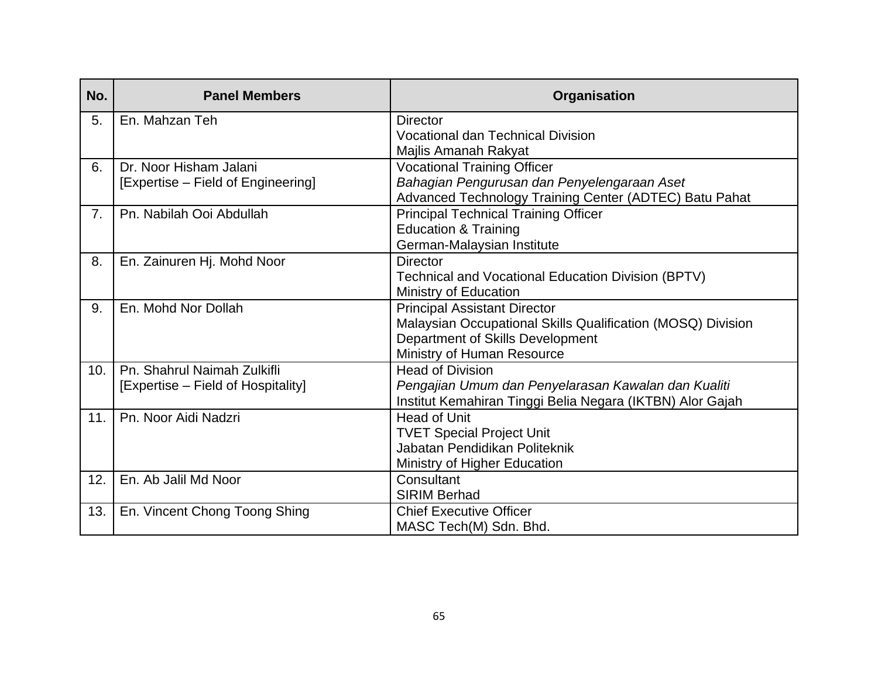| No. | Panel Members | Organisation |
|---|---|---|
| 5. | En. Mahzan Teh | Director<br>Vocational dan Technical Division<br>Majlis Amanah Rakyat |
| 6. | Dr. Noor Hisham Jalani<br>[Expertise – Field of Engineering] | Vocational Training Officer<br>*Bahagian Pengurusan dan Penyelengaraan Aset*<br>Advanced Technology Training Center (ADTEC) Batu Pahat |
| 7. | Pn. Nabilah Ooi Abdullah | Principal Technical Training Officer<br>Education & Training<br>German-Malaysian Institute |
| 8. | En. Zainuren Hj. Mohd Noor | Director<br>Technical and Vocational Education Division (BPTV)<br>Ministry of Education |
| 9. | En. Mohd Nor Dollah | Principal Assistant Director<br>Malaysian Occupational Skills Qualification (MOSQ) Division<br>Department of Skills Development<br>Ministry of Human Resource |
| 10. | Pn. Shahrul Naimah Zulkifli<br>[Expertise – Field of Hospitality] | Head of Division<br>*Pengajian Umum dan Penyelarasan Kawalan dan Kualiti*<br>Institut Kemahiran Tinggi Belia Negara (IKTBN) Alor Gajah |
| 11. | Pn. Noor Aidi Nadzri | Head of Unit<br>TVET Special Project Unit<br>Jabatan Pendidikan Politeknik<br>Ministry of Higher Education |
| 12. | En. Ab Jalil Md Noor | Consultant<br>SIRIM Berhad |
| 13. | En. Vincent Chong Toong Shing | Chief Executive Officer<br>MASC Tech(M) Sdn. Bhd. |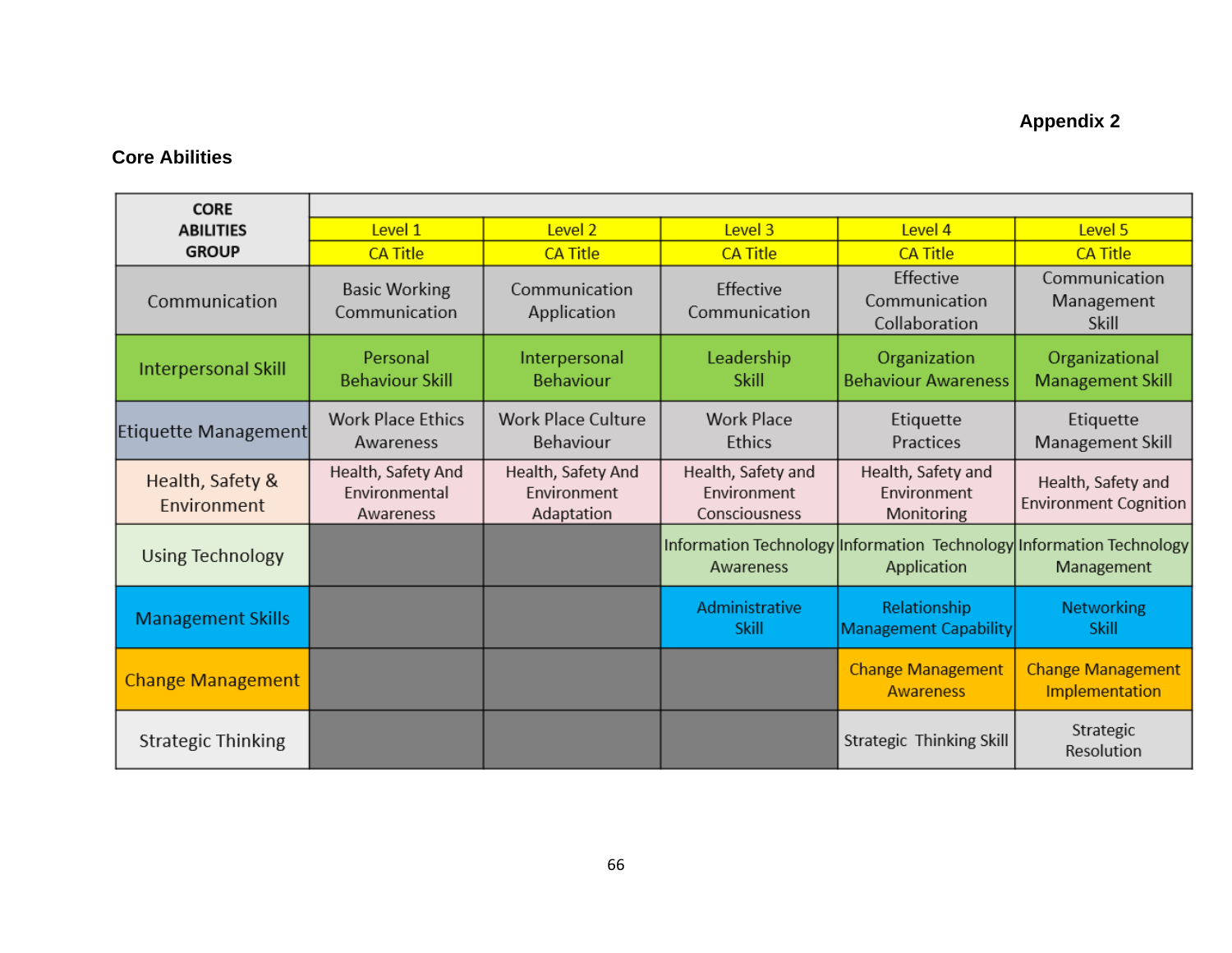**Appendix 2**

**Core Abilities**

| CORE ABILITIES GROUP | Level 1 | Level 2 | Level 3 | Level 4 | Level 5 |
|---|---|---|---|---|---|
| | CA Title | CA Title | CA Title | CA Title | CA Title |
| Communication | Basic Working Communication | Communication Application | Effective Communication | Effective Communication Collaboration | Communication Management Skill |
| Interpersonal Skill | Personal Behaviour Skill | Interpersonal Behaviour | Leadership Skill | Organization Behaviour Awareness | Organizational Management Skill |
| Etiquette Management | Work Place Ethics Awareness | Work Place Culture Behaviour | Work Place Ethics | Etiquette Practices | Etiquette Management Skill |
| Health, Safety & Environment | Health, Safety And Environmental Awareness | Health, Safety And Environment Adaptation | Health, Safety and Environment Consciousness | Health, Safety and Environment Monitoring | Health, Safety and Environment Cognition |
| Using Technology | | | Information Technology Awareness | Information Technology Application | Information Technology Management |
| Management Skills | | | Administrative Skill | Relationship Management Capability | Networking Skill |
| Change Management | | | | Change Management Awareness | Change Management Implementation |
| Strategic Thinking | | | | Strategic Thinking Skill | Strategic Resolution |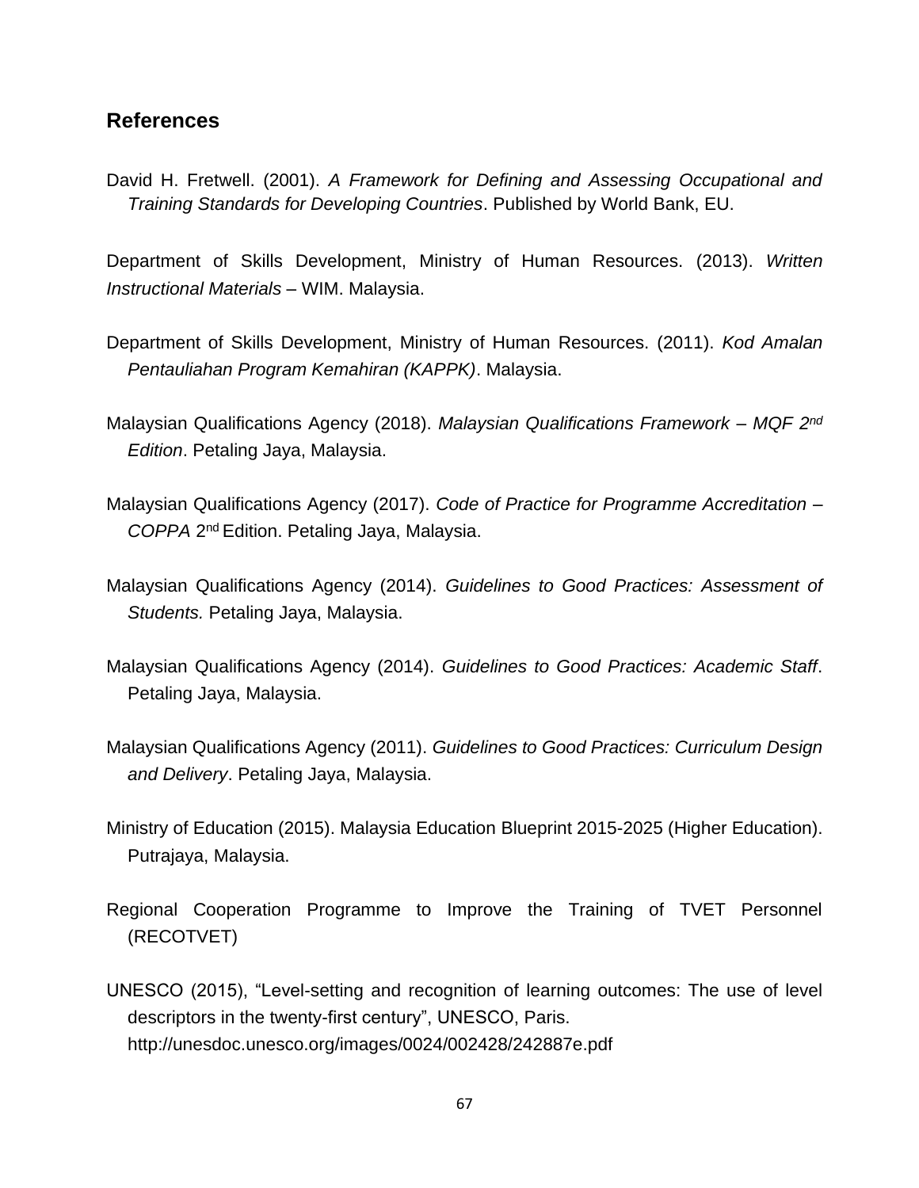## References

David H. Fretwell. (2001). *A Framework for Defining and Assessing Occupational and Training Standards for Developing Countries*. Published by World Bank, EU.

Department of Skills Development, Ministry of Human Resources. (2013). *Written Instructional Materials* – WIM. Malaysia.

Department of Skills Development, Ministry of Human Resources. (2011). *Kod Amalan Pentauliahan Program Kemahiran (KAPPK)*. Malaysia.

Malaysian Qualifications Agency (2018). *Malaysian Qualifications Framework – MQF 2nd Edition*. Petaling Jaya, Malaysia.

Malaysian Qualifications Agency (2017). *Code of Practice for Programme Accreditation – COPPA* 2nd Edition. Petaling Jaya, Malaysia.

Malaysian Qualifications Agency (2014). *Guidelines to Good Practices: Assessment of Students.* Petaling Jaya, Malaysia.

Malaysian Qualifications Agency (2014). *Guidelines to Good Practices: Academic Staff*. Petaling Jaya, Malaysia.

Malaysian Qualifications Agency (2011). *Guidelines to Good Practices: Curriculum Design and Delivery*. Petaling Jaya, Malaysia.

Ministry of Education (2015). Malaysia Education Blueprint 2015-2025 (Higher Education). Putrajaya, Malaysia.

Regional Cooperation Programme to Improve the Training of TVET Personnel (RECOTVET)

UNESCO (2015), "Level-setting and recognition of learning outcomes: The use of level descriptors in the twenty-first century", UNESCO, Paris. http://unesdoc.unesco.org/images/0024/002428/242887e.pdf